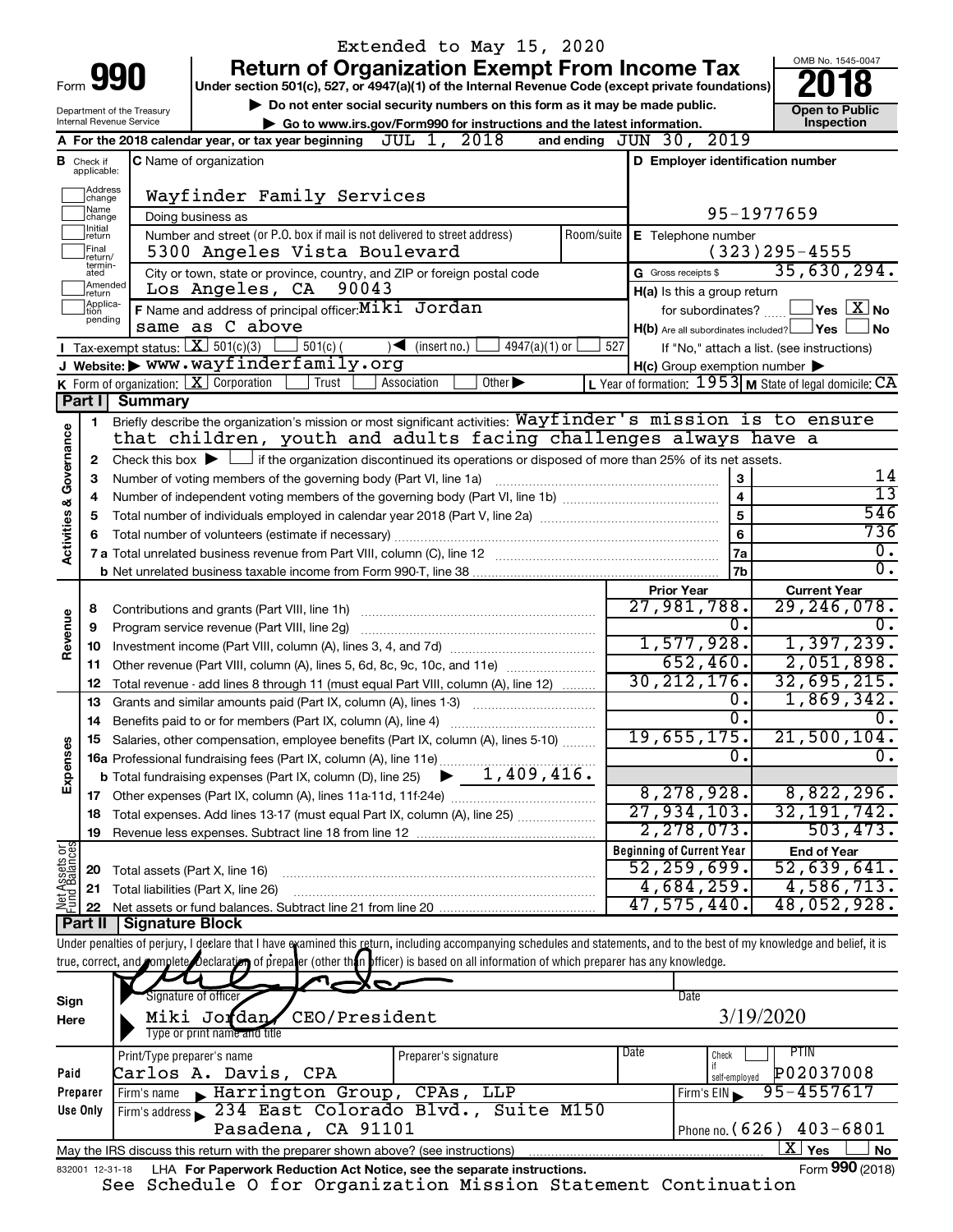Extended to May 15, 2020

# Form 990 — Return of Organization Exempt From Income Tax (2018)

Under section 501(c), 527, or 4947(a)(1) of the Internal Revenue Code (except private foundations)

▶ Do not enter social security numbers on this form as it may be made public.

▶ Go to www.irs.gov/Form990 for instructions and the latest information.

Department of the Treasury, Internal Revenue Service

OMB No. 1545-0047 — Open to Public Inspection

**A** For the 2018 calendar year, or tax year beginning JUL 1, 2018 and ending JUN 30, 2019

**B** Check if applicable: Address change, Name change, Initial return, Final return/terminated, Amended return, Application pending

**C** Name of organization: Wayfinder Family Services

Doing business as

Number and street (or P.O. box if mail is not delivered to street address): 5300 Angeles Vista Boulevard — Room/suite

City or town, state or province, country, and ZIP or foreign postal code: Los Angeles, CA 90043

**D** Employer identification number: 95-1977659

**E** Telephone number: (323)295-4555

**G** Gross receipts $ 35,630,294.

**F** Name and address of principal officer: Miki Jordan, same as C above

**H(a)** Is this a group return for subordinates? ☐ Yes ☒ No

**H(b)** Are all subordinates included? ☐ Yes ☐ No — If "No," attach a list. (see instructions)

**H(c)** Group exemption number ▶

**I** Tax-exempt status: ☒ 501(c)(3) ☐ 501(c) ( ) ◀ (insert no.) ☐ 4947(a)(1) or ☐ 527

**J** Website: ▶ www.wayfinderfamily.org

**K** Form of organization: ☒ Corporation ☐ Trust ☐ Association ☐ Other ▶

**L** Year of formation: 1953 **M** State of legal domicile: CA

## Part I Summary

**Activities & Governance**

1. Briefly describe the organization's mission or most significant activities: Wayfinder's mission is to ensure that children, youth and adults facing challenges always have a
2. Check this box ▶ ☐ if the organization discontinued its operations or disposed of more than 25% of its net assets.

| Line | Description | | Value |
|---|---|---|---|
| 3 | Number of voting members of the governing body (Part VI, line 1a) | 3 | 14 |
| 4 | Number of independent voting members of the governing body (Part VI, line 1b) | 4 | 13 |
| 5 | Total number of individuals employed in calendar year 2018 (Part V, line 2a) | 5 | 546 |
| 6 | Total number of volunteers (estimate if necessary) | 6 | 736 |
| 7a | Total unrelated business revenue from Part VIII, column (C), line 12 | 7a | 0. |
| 7b | Net unrelated business taxable income from Form 990-T, line 38 | 7b | 0. |

| Line | Description | Prior Year | Current Year |
|---|---|---|---|
| **Revenue** | | | |
| 8 | Contributions and grants (Part VIII, line 1h) | 27,981,788. | 29,246,078. |
| 9 | Program service revenue (Part VIII, line 2g) | 0. | 0. |
| 10 | Investment income (Part VIII, column (A), lines 3, 4, and 7d) | 1,577,928. | 1,397,239. |
| 11 | Other revenue (Part VIII, column (A), lines 5, 6d, 8c, 9c, 10c, and 11e) | 652,460. | 2,051,898. |
| 12 | Total revenue - add lines 8 through 11 (must equal Part VIII, column (A), line 12) | 30,212,176. | 32,695,215. |
| **Expenses** | | | |
| 13 | Grants and similar amounts paid (Part IX, column (A), lines 1-3) | 0. | 1,869,342. |
| 14 | Benefits paid to or for members (Part IX, column (A), line 4) | 0. | 0. |
| 15 | Salaries, other compensation, employee benefits (Part IX, column (A), lines 5-10) | 19,655,175. | 21,500,104. |
| 16a | Professional fundraising fees (Part IX, column (A), line 11e) | 0. | 0. |
| b | Total fundraising expenses (Part IX, column (D), line 25) ▶ 1,409,416. | | |
| 17 | Other expenses (Part IX, column (A), lines 11a-11d, 11f-24e) | 8,278,928. | 8,822,296. |
| 18 | Total expenses. Add lines 13-17 (must equal Part IX, column (A), line 25) | 27,934,103. | 32,191,742. |
| 19 | Revenue less expenses. Subtract line 18 from line 12 | 2,278,073. | 503,473. |
| **Net Assets or Fund Balances** | | **Beginning of Current Year** | **End of Year** |
| 20 | Total assets (Part X, line 16) | 52,259,699. | 52,639,641. |
| 21 | Total liabilities (Part X, line 26) | 4,684,259. | 4,586,713. |
| 22 | Net assets or fund balances. Subtract line 21 from line 20 | 47,575,440. | 48,052,928. |

## Part II Signature Block

Under penalties of perjury, I declare that I have examined this return, including accompanying schedules and statements, and to the best of my knowledge and belief, it is true, correct, and complete. Declaration of preparer (other than officer) is based on all information of which preparer has any knowledge.

**Sign Here**

Signature of officer — Date: 3/19/2020

Miki Jordan, CEO/President — Type or print name and title

**Paid Preparer Use Only**

| Print/Type preparer's name | Preparer's signature | Date | Check if self-employed | PTIN |
|---|---|---|---|---|
| Carlos A. Davis, CPA | | | ☐ | P02037008 |

Firm's name ▶ Harrington Group, CPAs, LLP — Firm's EIN ▶ 95-4557617

Firm's address ▶ 234 East Colorado Blvd., Suite M150, Pasadena, CA 91101 — Phone no. (626) 403-6801

May the IRS discuss this return with the preparer shown above? (see instructions) ☒ Yes ☐ No

832001 12-31-18 LHA For Paperwork Reduction Act Notice, see the separate instructions. Form 990 (2018)

See Schedule O for Organization Mission Statement Continuation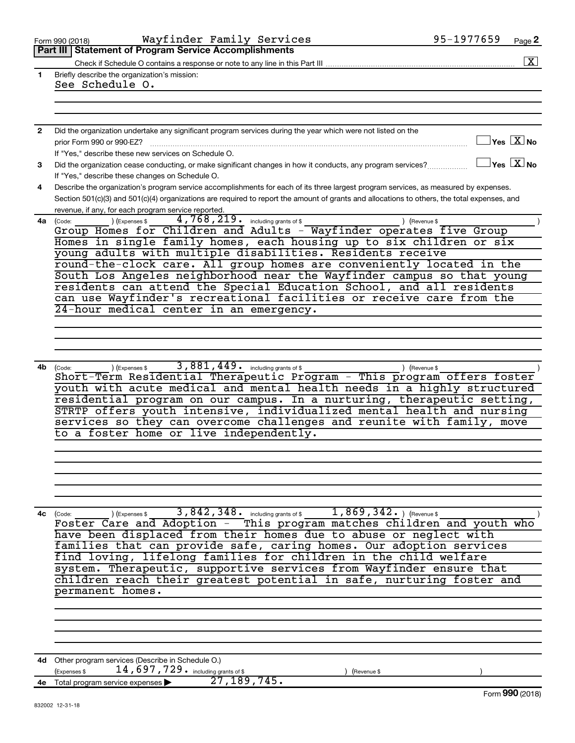Form 990 (2018) Wayfinder Family Services 95-1977659 Page 2

## Part III Statement of Program Service Accomplishments

Check if Schedule O contains a response or note to any line in this Part III .......... [X]

**1** Briefly describe the organization's mission:

See Schedule O.

**2** Did the organization undertake any significant program services during the year which were not listed on the prior Form 990 or 990-EZ? .......... [ ] Yes [X] No

If "Yes," describe these new services on Schedule O.

**3** Did the organization cease conducting, or make significant changes in how it conducts, any program services? .......... [ ] Yes [X] No

If "Yes," describe these changes on Schedule O.

**4** Describe the organization's program service accomplishments for each of its three largest program services, as measured by expenses. Section 501(c)(3) and 501(c)(4) organizations are required to report the amount of grants and allocations to others, the total expenses, and revenue, if any, for each program service reported.

**4a** (Code: ) (Expenses $ 4,768,219. including grants of $ ) (Revenue $ )

Group Homes for Children and Adults - Wayfinder operates five Group Homes in single family homes, each housing up to six children or six young adults with multiple disabilities. Residents receive round-the-clock care. All group homes are conveniently located in the South Los Angeles neighborhood near the Wayfinder campus so that young residents can attend the Special Education School, and all residents can use Wayfinder's recreational facilities or receive care from the 24-hour medical center in an emergency.

**4b** (Code: ) (Expenses $ 3,881,449. including grants of $ ) (Revenue $ )

Short-Term Residential Therapeutic Program - This program offers foster youth with acute medical and mental health needs in a highly structured residential program on our campus. In a nurturing, therapeutic setting, STRTP offers youth intensive, individualized mental health and nursing services so they can overcome challenges and reunite with family, move to a foster home or live independently.

**4c** (Code: ) (Expenses $ 3,842,348. including grants of $ 1,869,342.) (Revenue $ )

Foster Care and Adoption - This program matches children and youth who have been displaced from their homes due to abuse or neglect with families that can provide safe, caring homes. Our adoption services find loving, lifelong families for children in the child welfare system. Therapeutic, supportive services from Wayfinder ensure that children reach their greatest potential in safe, nurturing foster and permanent homes.

**4d** Other program services (Describe in Schedule O.)

(Expenses $ 14,697,729. including grants of $ ) (Revenue $ )

**4e** Total program service expenses ▶ 27,189,745.

Form 990 (2018)

832002 12-31-18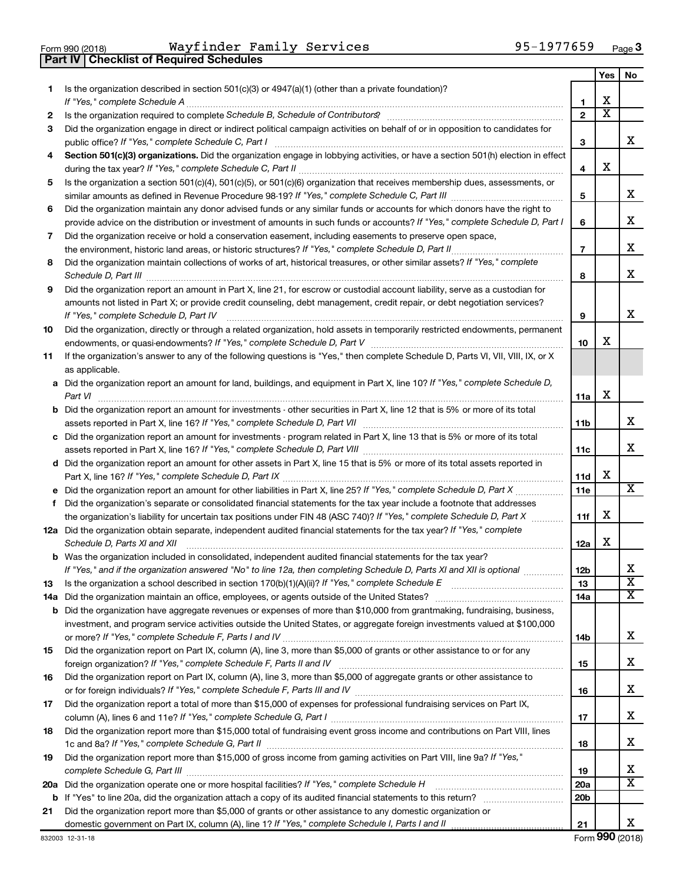Form 990 (2018) Wayfinder Family Services 95-1977659 Page 3

## Part IV Checklist of Required Schedules

| | | | Yes | No |
|---|---|---|---|---|
| 1 | Is the organization described in section 501(c)(3) or 4947(a)(1) (other than a private foundation)? *If "Yes," complete Schedule A* | 1 | X | |
| 2 | Is the organization required to complete *Schedule B, Schedule of Contributors*? | 2 | X | |
| 3 | Did the organization engage in direct or indirect political campaign activities on behalf of or in opposition to candidates for public office? *If "Yes," complete Schedule C, Part I* | 3 | | X |
| 4 | **Section 501(c)(3) organizations.** Did the organization engage in lobbying activities, or have a section 501(h) election in effect during the tax year? *If "Yes," complete Schedule C, Part II* | 4 | X | |
| 5 | Is the organization a section 501(c)(4), 501(c)(5), or 501(c)(6) organization that receives membership dues, assessments, or similar amounts as defined in Revenue Procedure 98-19? *If "Yes," complete Schedule C, Part III* | 5 | | X |
| 6 | Did the organization maintain any donor advised funds or any similar funds or accounts for which donors have the right to provide advice on the distribution or investment of amounts in such funds or accounts? *If "Yes," complete Schedule D, Part I* | 6 | | X |
| 7 | Did the organization receive or hold a conservation easement, including easements to preserve open space, the environment, historic land areas, or historic structures? *If "Yes," complete Schedule D, Part II* | 7 | | X |
| 8 | Did the organization maintain collections of works of art, historical treasures, or other similar assets? *If "Yes," complete Schedule D, Part III* | 8 | | X |
| 9 | Did the organization report an amount in Part X, line 21, for escrow or custodial account liability, serve as a custodian for amounts not listed in Part X; or provide credit counseling, debt management, credit repair, or debt negotiation services? *If "Yes," complete Schedule D, Part IV* | 9 | | X |
| 10 | Did the organization, directly or through a related organization, hold assets in temporarily restricted endowments, permanent endowments, or quasi-endowments? *If "Yes," complete Schedule D, Part V* | 10 | X | |
| 11 | If the organization's answer to any of the following questions is "Yes," then complete Schedule D, Parts VI, VII, VIII, IX, or X as applicable. | | | |
| a | Did the organization report an amount for land, buildings, and equipment in Part X, line 10? *If "Yes," complete Schedule D, Part VI* | 11a | X | |
| b | Did the organization report an amount for investments - other securities in Part X, line 12 that is 5% or more of its total assets reported in Part X, line 16? *If "Yes," complete Schedule D, Part VII* | 11b | | X |
| c | Did the organization report an amount for investments - program related in Part X, line 13 that is 5% or more of its total assets reported in Part X, line 16? *If "Yes," complete Schedule D, Part VIII* | 11c | | X |
| d | Did the organization report an amount for other assets in Part X, line 15 that is 5% or more of its total assets reported in Part X, line 16? *If "Yes," complete Schedule D, Part IX* | 11d | X | |
| e | Did the organization report an amount for other liabilities in Part X, line 25? *If "Yes," complete Schedule D, Part X* | 11e | | X |
| f | Did the organization's separate or consolidated financial statements for the tax year include a footnote that addresses the organization's liability for uncertain tax positions under FIN 48 (ASC 740)? *If "Yes," complete Schedule D, Part X* | 11f | X | |
| 12a | Did the organization obtain separate, independent audited financial statements for the tax year? *If "Yes," complete Schedule D, Parts XI and XII* | 12a | X | |
| b | Was the organization included in consolidated, independent audited financial statements for the tax year? *If "Yes," and if the organization answered "No" to line 12a, then completing Schedule D, Parts XI and XII is optional* | 12b | | X |
| 13 | Is the organization a school described in section 170(b)(1)(A)(ii)? *If "Yes," complete Schedule E* | 13 | | X |
| 14a | Did the organization maintain an office, employees, or agents outside of the United States? | 14a | | X |
| b | Did the organization have aggregate revenues or expenses of more than $10,000 from grantmaking, fundraising, business, investment, and program service activities outside the United States, or aggregate foreign investments valued at $100,000 or more? *If "Yes," complete Schedule F, Parts I and IV* | 14b | | X |
| 15 | Did the organization report on Part IX, column (A), line 3, more than $5,000 of grants or other assistance to or for any foreign organization? *If "Yes," complete Schedule F, Parts II and IV* | 15 | | X |
| 16 | Did the organization report on Part IX, column (A), line 3, more than $5,000 of aggregate grants or other assistance to or for foreign individuals? *If "Yes," complete Schedule F, Parts III and IV* | 16 | | X |
| 17 | Did the organization report a total of more than $15,000 of expenses for professional fundraising services on Part IX, column (A), lines 6 and 11e? *If "Yes," complete Schedule G, Part I* | 17 | | X |
| 18 | Did the organization report more than $15,000 total of fundraising event gross income and contributions on Part VIII, lines 1c and 8a? *If "Yes," complete Schedule G, Part II* | 18 | | X |
| 19 | Did the organization report more than $15,000 of gross income from gaming activities on Part VIII, line 9a? *If "Yes," complete Schedule G, Part III* | 19 | | X |
| 20a | Did the organization operate one or more hospital facilities? *If "Yes," complete Schedule H* | 20a | | X |
| b | If "Yes" to line 20a, did the organization attach a copy of its audited financial statements to this return? | 20b | | |
| 21 | Did the organization report more than $5,000 of grants or other assistance to any domestic organization or domestic government on Part IX, column (A), line 1? *If "Yes," complete Schedule I, Parts I and II* | 21 | | X |

832003 12-31-18 Form 990 (2018)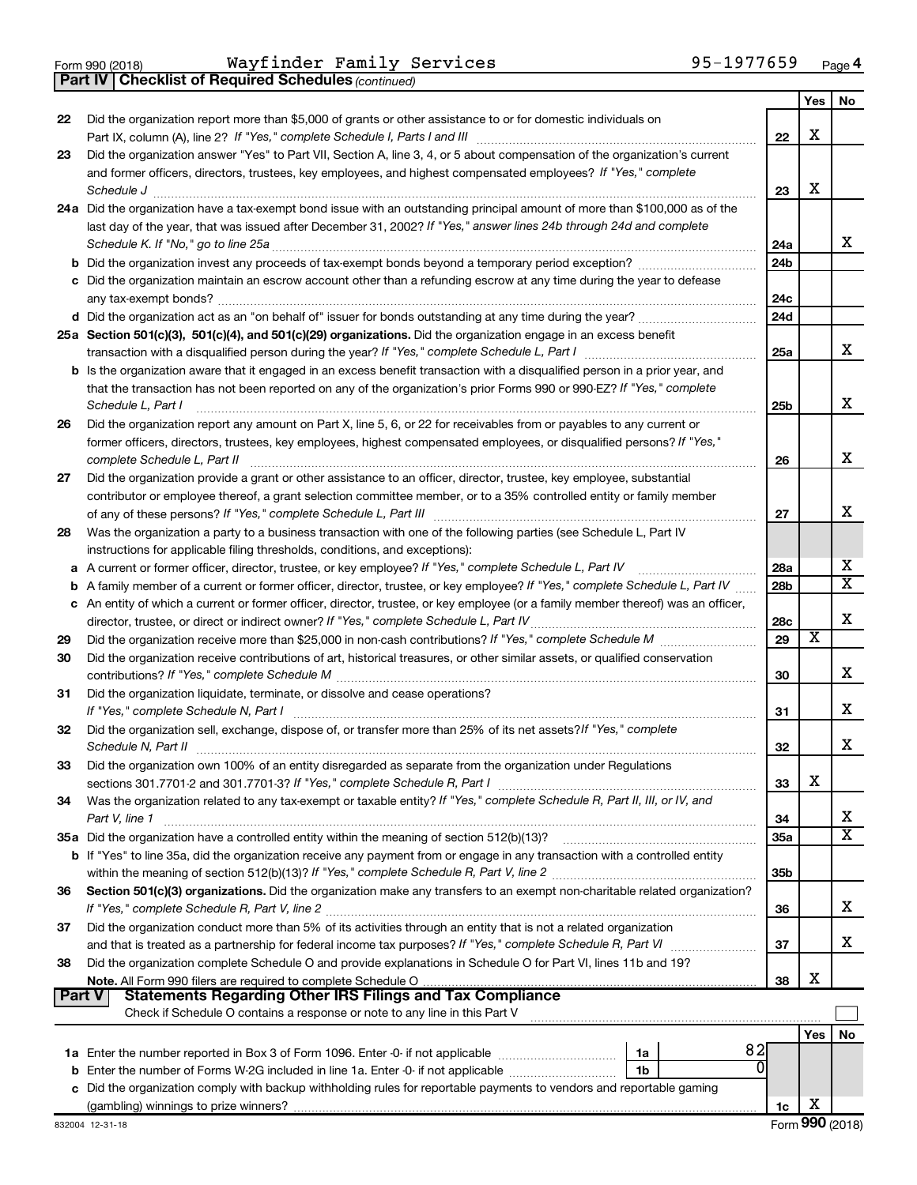Form 990 (2018) Wayfinder Family Services 95-1977659 Page 4

**Part IV | Checklist of Required Schedules** *(continued)*

| | | | Yes | No |
|---|---|---|---|---|
| 22 | Did the organization report more than $5,000 of grants or other assistance to or for domestic individuals on Part IX, column (A), line 2? *If "Yes," complete Schedule I, Parts I and III* | 22 | X | |
| 23 | Did the organization answer "Yes" to Part VII, Section A, line 3, 4, or 5 about compensation of the organization's current and former officers, directors, trustees, key employees, and highest compensated employees? *If "Yes," complete Schedule J* | 23 | X | |
| 24a | Did the organization have a tax-exempt bond issue with an outstanding principal amount of more than $100,000 as of the last day of the year, that was issued after December 31, 2002? *If "Yes," answer lines 24b through 24d and complete Schedule K. If "No," go to line 25a* | 24a | | X |
| b | Did the organization invest any proceeds of tax-exempt bonds beyond a temporary period exception? | 24b | | |
| c | Did the organization maintain an escrow account other than a refunding escrow at any time during the year to defease any tax-exempt bonds? | 24c | | |
| d | Did the organization act as an "on behalf of" issuer for bonds outstanding at any time during the year? | 24d | | |
| 25a | **Section 501(c)(3), 501(c)(4), and 501(c)(29) organizations.** Did the organization engage in an excess benefit transaction with a disqualified person during the year? *If "Yes," complete Schedule L, Part I* | 25a | | X |
| b | Is the organization aware that it engaged in an excess benefit transaction with a disqualified person in a prior year, and that the transaction has not been reported on any of the organization's prior Forms 990 or 990-EZ? *If "Yes," complete Schedule L, Part I* | 25b | | X |
| 26 | Did the organization report any amount on Part X, line 5, 6, or 22 for receivables from or payables to any current or former officers, directors, trustees, key employees, highest compensated employees, or disqualified persons? *If "Yes," complete Schedule L, Part II* | 26 | | X |
| 27 | Did the organization provide a grant or other assistance to an officer, director, trustee, key employee, substantial contributor or employee thereof, a grant selection committee member, or to a 35% controlled entity or family member of any of these persons? *If "Yes," complete Schedule L, Part III* | 27 | | X |
| 28 | Was the organization a party to a business transaction with one of the following parties (see Schedule L, Part IV instructions for applicable filing thresholds, conditions, and exceptions): | | | |
| a | A current or former officer, director, trustee, or key employee? *If "Yes," complete Schedule L, Part IV* | 28a | | X |
| b | A family member of a current or former officer, director, trustee, or key employee? *If "Yes," complete Schedule L, Part IV* | 28b | | X |
| c | An entity of which a current or former officer, director, trustee, or key employee (or a family member thereof) was an officer, director, trustee, or direct or indirect owner? *If "Yes," complete Schedule L, Part IV* | 28c | | X |
| 29 | Did the organization receive more than $25,000 in non-cash contributions? *If "Yes," complete Schedule M* | 29 | X | |
| 30 | Did the organization receive contributions of art, historical treasures, or other similar assets, or qualified conservation contributions? *If "Yes," complete Schedule M* | 30 | | X |
| 31 | Did the organization liquidate, terminate, or dissolve and cease operations? *If "Yes," complete Schedule N, Part I* | 31 | | X |
| 32 | Did the organization sell, exchange, dispose of, or transfer more than 25% of its net assets? *If "Yes," complete Schedule N, Part II* | 32 | | X |
| 33 | Did the organization own 100% of an entity disregarded as separate from the organization under Regulations sections 301.7701-2 and 301.7701-3? *If "Yes," complete Schedule R, Part I* | 33 | X | |
| 34 | Was the organization related to any tax-exempt or taxable entity? *If "Yes," complete Schedule R, Part II, III, or IV, and Part V, line 1* | 34 | | X |
| 35a | Did the organization have a controlled entity within the meaning of section 512(b)(13)? | 35a | | X |
| b | If "Yes" to line 35a, did the organization receive any payment from or engage in any transaction with a controlled entity within the meaning of section 512(b)(13)? *If "Yes," complete Schedule R, Part V, line 2* | 35b | | |
| 36 | **Section 501(c)(3) organizations.** Did the organization make any transfers to an exempt non-charitable related organization? *If "Yes," complete Schedule R, Part V, line 2* | 36 | | X |
| 37 | Did the organization conduct more than 5% of its activities through an entity that is not a related organization and that is treated as a partnership for federal income tax purposes? *If "Yes," complete Schedule R, Part VI* | 37 | | X |
| 38 | Did the organization complete Schedule O and provide explanations in Schedule O for Part VI, lines 11b and 19? **Note.** All Form 990 filers are required to complete Schedule O | 38 | X | |

**Part V | Statements Regarding Other IRS Filings and Tax Compliance**

Check if Schedule O contains a response or note to any line in this Part V ☐

| | | | | | Yes | No |
|---|---|---|---|---|---|---|
| 1a | Enter the number reported in Box 3 of Form 1096. Enter -0- if not applicable | 1a | 82 | | | |
| b | Enter the number of Forms W-2G included in line 1a. Enter -0- if not applicable | 1b | 0 | | | |
| c | Did the organization comply with backup withholding rules for reportable payments to vendors and reportable gaming (gambling) winnings to prize winners? | | | 1c | X | |

832004 12-31-18 Form **990** (2018)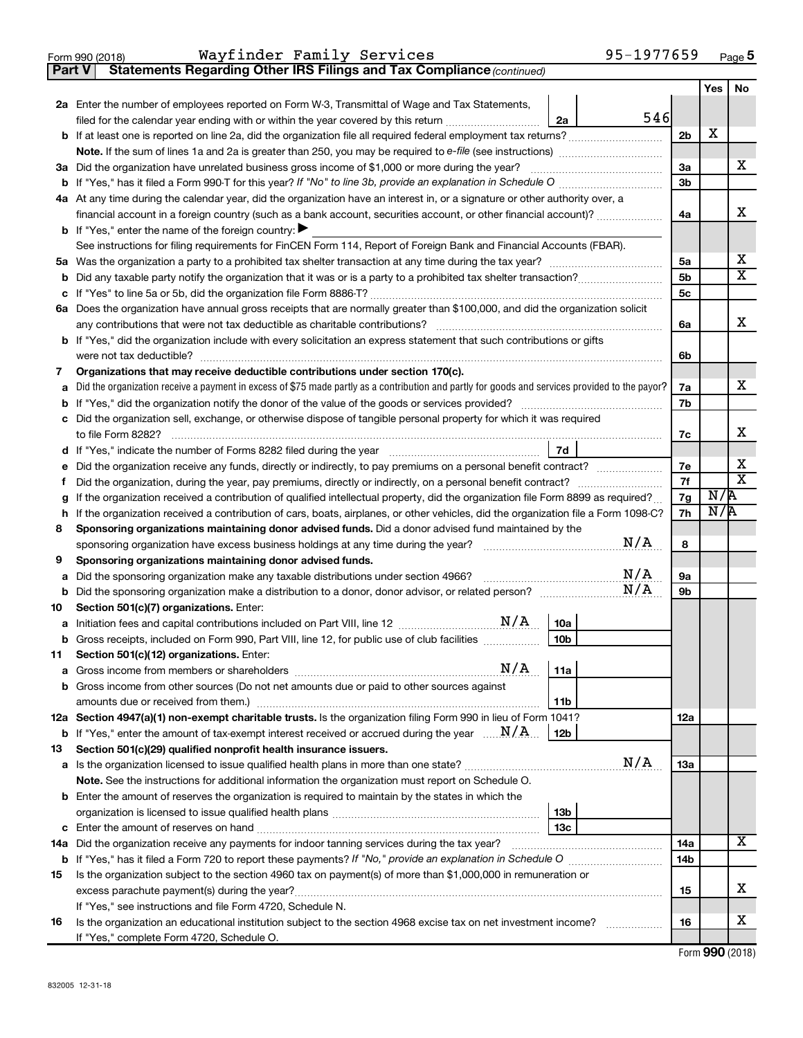Form 990 (2018) Wayfinder Family Services 95-1977659 Page 5

**Part V Statements Regarding Other IRS Filings and Tax Compliance** *(continued)*

| | | | | Yes | No |
|---|---|---|---|---|---|
| **2a** | Enter the number of employees reported on Form W-3, Transmittal of Wage and Tax Statements, filed for the calendar year ending with or within the year covered by this return | 2a | 546 | | |
| **b** | If at least one is reported on line 2a, did the organization file all required federal employment tax returns? | | 2b | X | |
| | **Note.** If the sum of lines 1a and 2a is greater than 250, you may be required to *e-file* (see instructions) | | | | |
| **3a** | Did the organization have unrelated business gross income of $1,000 or more during the year? | | 3a | | X |
| **b** | If "Yes," has it filed a Form 990-T for this year? *If "No" to line 3b, provide an explanation in Schedule O* | | 3b | | |
| **4a** | At any time during the calendar year, did the organization have an interest in, or a signature or other authority over, a financial account in a foreign country (such as a bank account, securities account, or other financial account)? | | 4a | | X |
| **b** | If "Yes," enter the name of the foreign country: ▶ | | | | |
| | See instructions for filing requirements for FinCEN Form 114, Report of Foreign Bank and Financial Accounts (FBAR). | | | | |
| **5a** | Was the organization a party to a prohibited tax shelter transaction at any time during the tax year? | | 5a | | X |
| **b** | Did any taxable party notify the organization that it was or is a party to a prohibited tax shelter transaction? | | 5b | | X |
| **c** | If "Yes" to line 5a or 5b, did the organization file Form 8886-T? | | 5c | | |
| **6a** | Does the organization have annual gross receipts that are normally greater than $100,000, and did the organization solicit any contributions that were not tax deductible as charitable contributions? | | 6a | | X |
| **b** | If "Yes," did the organization include with every solicitation an express statement that such contributions or gifts were not tax deductible? | | 6b | | |
| **7** | **Organizations that may receive deductible contributions under section 170(c).** | | | | |
| **a** | Did the organization receive a payment in excess of $75 made partly as a contribution and partly for goods and services provided to the payor? | | 7a | | X |
| **b** | If "Yes," did the organization notify the donor of the value of the goods or services provided? | | 7b | | |
| **c** | Did the organization sell, exchange, or otherwise dispose of tangible personal property for which it was required to file Form 8282? | | 7c | | X |
| **d** | If "Yes," indicate the number of Forms 8282 filed during the year | 7d | | | |
| **e** | Did the organization receive any funds, directly or indirectly, to pay premiums on a personal benefit contract? | | 7e | | X |
| **f** | Did the organization, during the year, pay premiums, directly or indirectly, on a personal benefit contract? | | 7f | | X |
| **g** | If the organization received a contribution of qualified intellectual property, did the organization file Form 8899 as required? | | 7g | N/A | |
| **h** | If the organization received a contribution of cars, boats, airplanes, or other vehicles, did the organization file a Form 1098-C? | | 7h | N/A | |
| **8** | **Sponsoring organizations maintaining donor advised funds.** Did a donor advised fund maintained by the sponsoring organization have excess business holdings at any time during the year? N/A | | 8 | | |
| **9** | **Sponsoring organizations maintaining donor advised funds.** | | | | |
| **a** | Did the sponsoring organization make any taxable distributions under section 4966? N/A | | 9a | | |
| **b** | Did the sponsoring organization make a distribution to a donor, donor advisor, or related person? N/A | | 9b | | |
| **10** | **Section 501(c)(7) organizations.** Enter: | | | | |
| **a** | Initiation fees and capital contributions included on Part VIII, line 12 N/A | 10a | | | |
| **b** | Gross receipts, included on Form 990, Part VIII, line 12, for public use of club facilities | 10b | | | |
| **11** | **Section 501(c)(12) organizations.** Enter: | | | | |
| **a** | Gross income from members or shareholders N/A | 11a | | | |
| **b** | Gross income from other sources (Do not net amounts due or paid to other sources against amounts due or received from them.) | 11b | | | |
| **12a** | **Section 4947(a)(1) non-exempt charitable trusts.** Is the organization filing Form 990 in lieu of Form 1041? | | 12a | | |
| **b** | If "Yes," enter the amount of tax-exempt interest received or accrued during the year N/A | 12b | | | |
| **13** | **Section 501(c)(29) qualified nonprofit health insurance issuers.** | | | | |
| **a** | Is the organization licensed to issue qualified health plans in more than one state? N/A | | 13a | | |
| | **Note.** See the instructions for additional information the organization must report on Schedule O. | | | | |
| **b** | Enter the amount of reserves the organization is required to maintain by the states in which the organization is licensed to issue qualified health plans | 13b | | | |
| **c** | Enter the amount of reserves on hand | 13c | | | |
| **14a** | Did the organization receive any payments for indoor tanning services during the tax year? | | 14a | | X |
| **b** | If "Yes," has it filed a Form 720 to report these payments? *If "No," provide an explanation in Schedule O* | | 14b | | |
| **15** | Is the organization subject to the section 4960 tax on payment(s) of more than $1,000,000 in remuneration or excess parachute payment(s) during the year? | | 15 | | X |
| | If "Yes," see instructions and file Form 4720, Schedule N. | | | | |
| **16** | Is the organization an educational institution subject to the section 4968 excise tax on net investment income? | | 16 | | X |
| | If "Yes," complete Form 4720, Schedule O. | | | | |

Form **990** (2018)

832005 12-31-18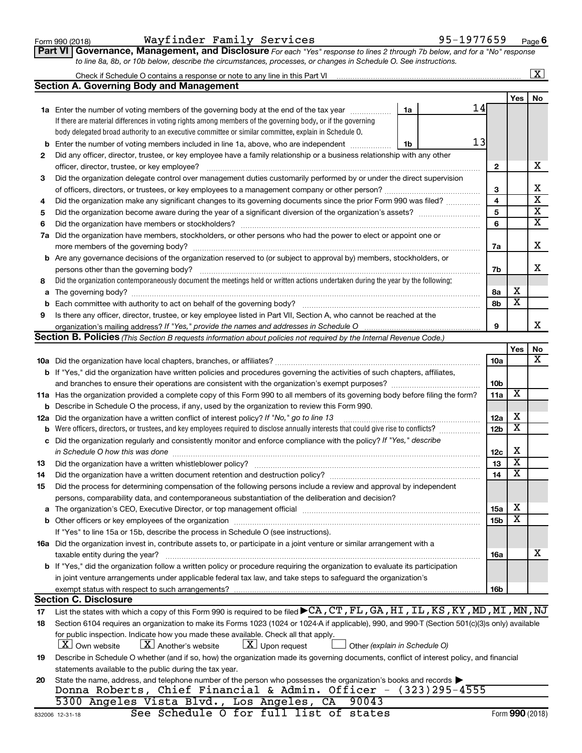Form 990 (2018) Wayfinder Family Services 95-1977659 Page 6

**Part VI Governance, Management, and Disclosure** *For each "Yes" response to lines 2 through 7b below, and for a "No" response to line 8a, 8b, or 10b below, describe the circumstances, processes, or changes in Schedule O. See instructions.*

Check if Schedule O contains a response or note to any line in this Part VI .......... [X]

## Section A. Governing Body and Management

| | | | | Yes | No |
|---|---|---|---|---|---|
| **1a** | Enter the number of voting members of the governing body at the end of the tax year. If there are material differences in voting rights among members of the governing body, or if the governing body delegated broad authority to an executive committee or similar committee, explain in Schedule O. | 1a: 14 | | | |
| **b** | Enter the number of voting members included in line 1a, above, who are independent | 1b: 13 | | | |
| **2** | Did any officer, director, trustee, or key employee have a family relationship or a business relationship with any other officer, director, trustee, or key employee? | | 2 | | X |
| **3** | Did the organization delegate control over management duties customarily performed by or under the direct supervision of officers, directors, or trustees, or key employees to a management company or other person? | | 3 | | X |
| **4** | Did the organization make any significant changes to its governing documents since the prior Form 990 was filed? | | 4 | | X |
| **5** | Did the organization become aware during the year of a significant diversion of the organization's assets? | | 5 | | X |
| **6** | Did the organization have members or stockholders? | | 6 | | X |
| **7a** | Did the organization have members, stockholders, or other persons who had the power to elect or appoint one or more members of the governing body? | | 7a | | X |
| **b** | Are any governance decisions of the organization reserved to (or subject to approval by) members, stockholders, or persons other than the governing body? | | 7b | | X |
| **8** | Did the organization contemporaneously document the meetings held or written actions undertaken during the year by the following: | | | | |
| **a** | The governing body? | | 8a | X | |
| **b** | Each committee with authority to act on behalf of the governing body? | | 8b | X | |
| **9** | Is there any officer, director, trustee, or key employee listed in Part VII, Section A, who cannot be reached at the organization's mailing address? *If "Yes," provide the names and addresses in Schedule O* | | 9 | | X |

## Section B. Policies *(This Section B requests information about policies not required by the Internal Revenue Code.)*

| | | | Yes | No |
|---|---|---|---|---|
| **10a** | Did the organization have local chapters, branches, or affiliates? | 10a | | X |
| **b** | If "Yes," did the organization have written policies and procedures governing the activities of such chapters, affiliates, and branches to ensure their operations are consistent with the organization's exempt purposes? | 10b | | |
| **11a** | Has the organization provided a complete copy of this Form 990 to all members of its governing body before filing the form? | 11a | X | |
| **b** | Describe in Schedule O the process, if any, used by the organization to review this Form 990. | | | |
| **12a** | Did the organization have a written conflict of interest policy? *If "No," go to line 13* | 12a | X | |
| **b** | Were officers, directors, or trustees, and key employees required to disclose annually interests that could give rise to conflicts? | 12b | X | |
| **c** | Did the organization regularly and consistently monitor and enforce compliance with the policy? *If "Yes," describe in Schedule O how this was done* | 12c | X | |
| **13** | Did the organization have a written whistleblower policy? | 13 | X | |
| **14** | Did the organization have a written document retention and destruction policy? | 14 | X | |
| **15** | Did the process for determining compensation of the following persons include a review and approval by independent persons, comparability data, and contemporaneous substantiation of the deliberation and decision? | | | |
| **a** | The organization's CEO, Executive Director, or top management official | 15a | X | |
| **b** | Other officers or key employees of the organization | 15b | X | |
| | If "Yes" to line 15a or 15b, describe the process in Schedule O (see instructions). | | | |
| **16a** | Did the organization invest in, contribute assets to, or participate in a joint venture or similar arrangement with a taxable entity during the year? | 16a | | X |
| **b** | If "Yes," did the organization follow a written policy or procedure requiring the organization to evaluate its participation in joint venture arrangements under applicable federal tax law, and take steps to safeguard the organization's exempt status with respect to such arrangements? | 16b | | |

## Section C. Disclosure

**17** List the states with which a copy of this Form 990 is required to be filed ▶ CA, CT, FL, GA, HI, IL, KS, KY, MD, MI, MN, NJ

**18** Section 6104 requires an organization to make its Forms 1023 (1024 or 1024-A if applicable), 990, and 990-T (Section 501(c)(3)s only) available for public inspection. Indicate how you made these available. Check all that apply.

[X] Own website [X] Another's website [X] Upon request [ ] Other *(explain in Schedule O)*

**19** Describe in Schedule O whether (and if so, how) the organization made its governing documents, conflict of interest policy, and financial statements available to the public during the tax year.

**20** State the name, address, and telephone number of the person who possesses the organization's books and records ▶

Donna Roberts, Chief Financial & Admin. Officer - (323)295-4555
5300 Angeles Vista Blvd., Los Angeles, CA 90043

See Schedule O for full list of states

832006 12-31-18 Form **990** (2018)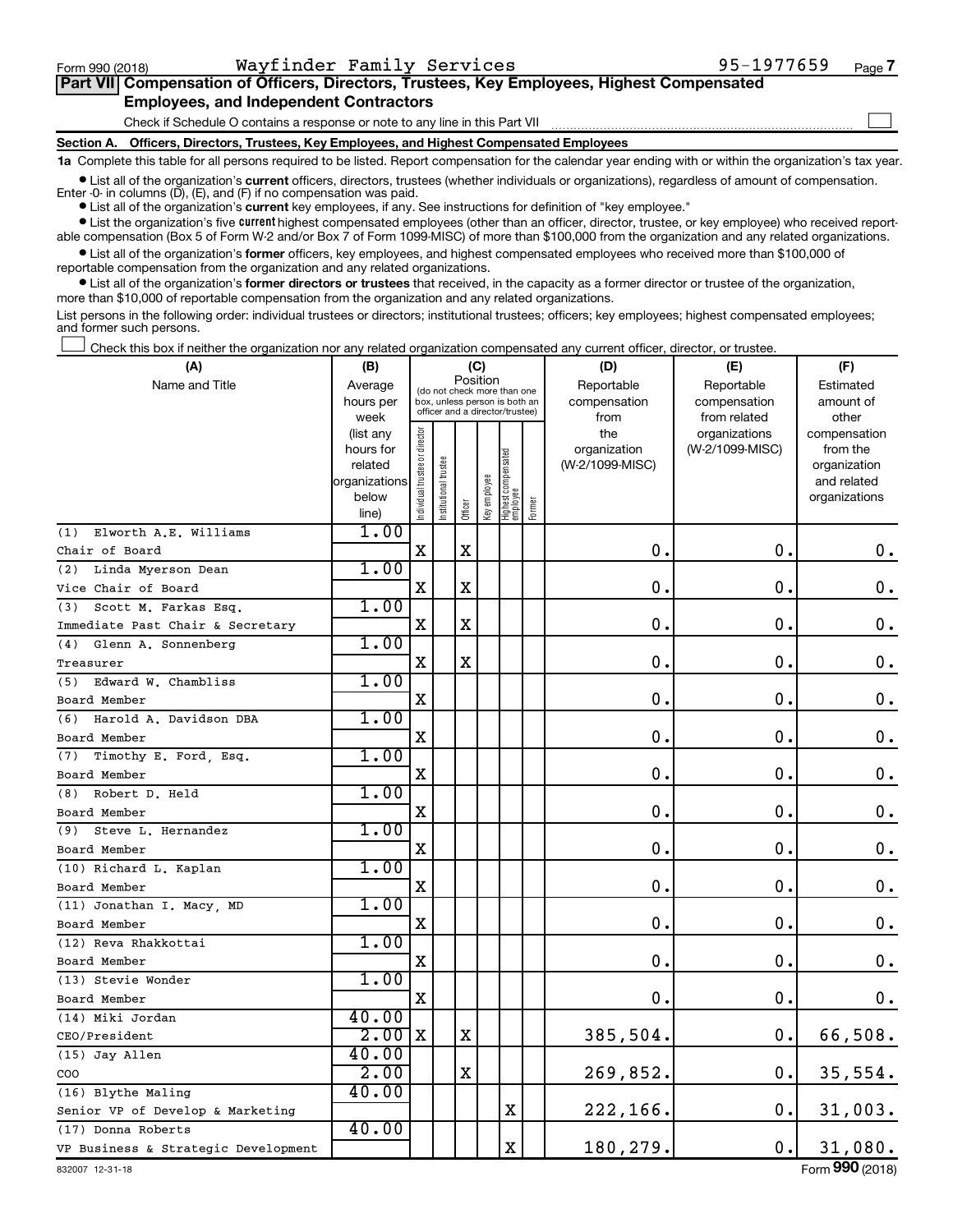Form 990 (2018) Wayfinder Family Services 95-1977659 Page 7

## Part VII Compensation of Officers, Directors, Trustees, Key Employees, Highest Compensated Employees, and Independent Contractors

Check if Schedule O contains a response or note to any line in this Part VII ☐

### Section A. Officers, Directors, Trustees, Key Employees, and Highest Compensated Employees

**1a** Complete this table for all persons required to be listed. Report compensation for the calendar year ending with or within the organization's tax year.

- List all of the organization's **current** officers, directors, trustees (whether individuals or organizations), regardless of amount of compensation. Enter -0- in columns (D), (E), and (F) if no compensation was paid.
- List all of the organization's **current** key employees, if any. See instructions for definition of "key employee."
- List the organization's five **current** highest compensated employees (other than an officer, director, trustee, or key employee) who received reportable compensation (Box 5 of Form W-2 and/or Box 7 of Form 1099-MISC) of more than $100,000 from the organization and any related organizations.
- List all of the organization's **former** officers, key employees, and highest compensated employees who received more than $100,000 of reportable compensation from the organization and any related organizations.
- List all of the organization's **former directors or trustees** that received, in the capacity as a former director or trustee of the organization, more than $10,000 of reportable compensation from the organization and any related organizations.

List persons in the following order: individual trustees or directors; institutional trustees; officers; key employees; highest compensated employees; and former such persons.

☐ Check this box if neither the organization nor any related organization compensated any current officer, director, or trustee.

| (A) Name and Title | (B) Average hours per week (list any hours for related organizations below line) | (C) Position: Individual trustee or director | Institutional trustee | Officer | Key employee | Highest compensated employee | Former | (D) Reportable compensation from the organization (W-2/1099-MISC) | (E) Reportable compensation from related organizations (W-2/1099-MISC) | (F) Estimated amount of other compensation from the organization and related organizations |
|---|---|---|---|---|---|---|---|---|---|---|
| (1) Elworth A.E. Williams<br>Chair of Board | 1.00 | X | | X | | | | 0. | 0. | 0. |
| (2) Linda Myerson Dean<br>Vice Chair of Board | 1.00 | X | | X | | | | 0. | 0. | 0. |
| (3) Scott M. Farkas Esq.<br>Immediate Past Chair & Secretary | 1.00 | X | | X | | | | 0. | 0. | 0. |
| (4) Glenn A. Sonnenberg<br>Treasurer | 1.00 | X | | X | | | | 0. | 0. | 0. |
| (5) Edward W. Chambliss<br>Board Member | 1.00 | X | | | | | | 0. | 0. | 0. |
| (6) Harold A. Davidson DBA<br>Board Member | 1.00 | X | | | | | | 0. | 0. | 0. |
| (7) Timothy E. Ford, Esq.<br>Board Member | 1.00 | X | | | | | | 0. | 0. | 0. |
| (8) Robert D. Held<br>Board Member | 1.00 | X | | | | | | 0. | 0. | 0. |
| (9) Steve L. Hernandez<br>Board Member | 1.00 | X | | | | | | 0. | 0. | 0. |
| (10) Richard L. Kaplan<br>Board Member | 1.00 | X | | | | | | 0. | 0. | 0. |
| (11) Jonathan I. Macy, MD<br>Board Member | 1.00 | X | | | | | | 0. | 0. | 0. |
| (12) Reva Rhakkottai<br>Board Member | 1.00 | X | | | | | | 0. | 0. | 0. |
| (13) Stevie Wonder<br>Board Member | 1.00 | X | | | | | | 0. | 0. | 0. |
| (14) Miki Jordan<br>CEO/President | 40.00<br>2.00 | X | | X | | | | 385,504. | 0. | 66,508. |
| (15) Jay Allen<br>COO | 40.00<br>2.00 | | | X | | | | 269,852. | 0. | 35,554. |
| (16) Blythe Maling<br>Senior VP of Develop & Marketing | 40.00 | | | | | X | | 222,166. | 0. | 31,003. |
| (17) Donna Roberts<br>VP Business & Strategic Development | 40.00 | | | | | X | | 180,279. | 0. | 31,080. |

832007 12-31-18 Form **990** (2018)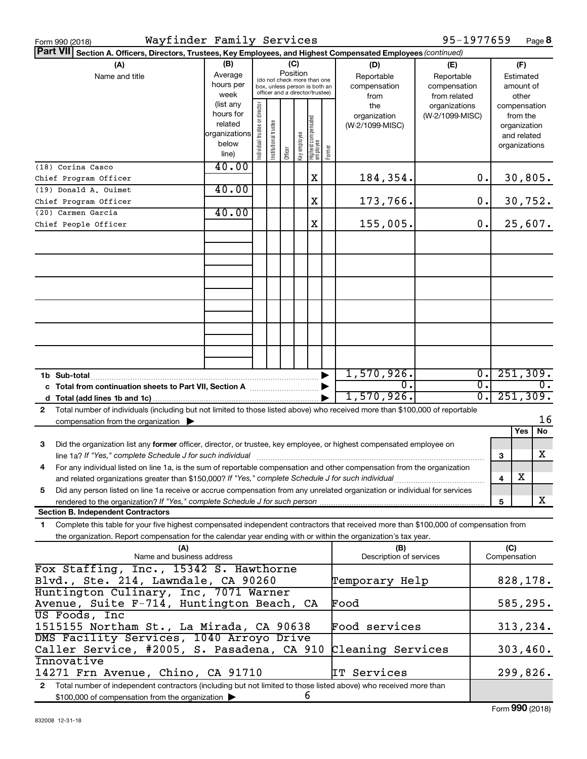Form 990 (2018) Wayfinder Family Services 95-1977659 Page 8

**Part VII Section A. Officers, Directors, Trustees, Key Employees, and Highest Compensated Employees** *(continued)*

| (A) Name and title | (B) Average hours per week (list any hours for related organizations below line) | (C) Position: Individual trustee or director | Institutional trustee | Officer | Key employee | Highest compensated employee | Former | (D) Reportable compensation from the organization (W-2/1099-MISC) | (E) Reportable compensation from related organizations (W-2/1099-MISC) | (F) Estimated amount of other compensation from the organization and related organizations |
|---|---|---|---|---|---|---|---|---|---|---|
| (18) Corina Casco<br>Chief Program Officer | 40.00 | | | | | X | | 184,354. | 0. | 30,805. |
| (19) Donald A. Ouimet<br>Chief Program Officer | 40.00 | | | | | X | | 173,766. | 0. | 30,752. |
| (20) Carmen Garcia<br>Chief People Officer | 40.00 | | | | | X | | 155,005. | 0. | 25,607. |
| **1b Sub-total** | | | | | | | | 1,570,926. | 0. | 251,309. |
| **c Total from continuation sheets to Part VII, Section A** | | | | | | | | 0. | 0. | 0. |
| **d Total (add lines 1b and 1c)** | | | | | | | | 1,570,926. | 0. | 251,309. |

2 Total number of individuals (including but not limited to those listed above) who received more than $100,000 of reportable compensation from the organization ▶ 16

| | | Yes | No |
|---|---|---|---|
| 3 Did the organization list any **former** officer, director, or trustee, key employee, or highest compensated employee on line 1a? *If "Yes," complete Schedule J for such individual* | 3 | | X |
| 4 For any individual listed on line 1a, is the sum of reportable compensation and other compensation from the organization and related organizations greater than $150,000? *If "Yes," complete Schedule J for such individual* | 4 | X | |
| 5 Did any person listed on line 1a receive or accrue compensation from any unrelated organization or individual for services rendered to the organization? *If "Yes," complete Schedule J for such person* | 5 | | X |

**Section B. Independent Contractors**

1 Complete this table for your five highest compensated independent contractors that received more than $100,000 of compensation from the organization. Report compensation for the calendar year ending with or within the organization's tax year.

| (A) Name and business address | (B) Description of services | (C) Compensation |
|---|---|---|
| Fox Staffing, Inc., 15342 S. Hawthorne Blvd., Ste. 214, Lawndale, CA 90260 | Temporary Help | 828,178. |
| Huntington Culinary, Inc, 7071 Warner Avenue, Suite F-714, Huntington Beach, CA | Food | 585,295. |
| US Foods, Inc 1515155 Northam St., La Mirada, CA 90638 | Food services | 313,234. |
| DMS Facility Services, 1040 Arroyo Drive Caller Service, #2005, S. Pasadena, CA 910 | Cleaning Services | 303,460. |
| Innovative 14271 Frn Avenue, Chino, CA 91710 | IT Services | 299,826. |

2 Total number of independent contractors (including but not limited to those listed above) who received more than $100,000 of compensation from the organization ▶ 6

832008 12-31-18 Form **990** (2018)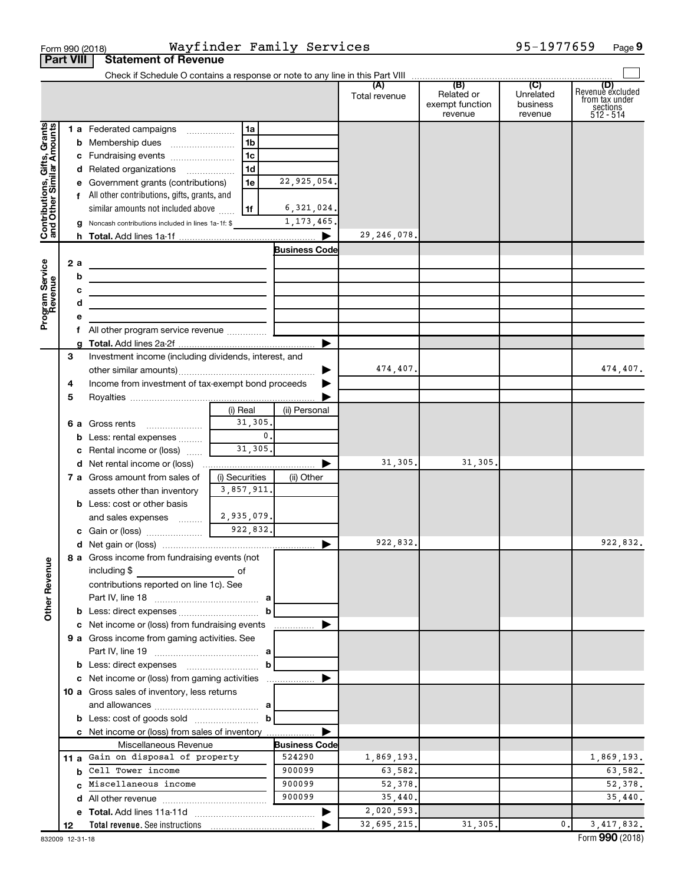Form 990 (2018) Wayfinder Family Services 95-1977659 Page 9

**Part VIII Statement of Revenue**

Check if Schedule O contains a response or note to any line in this Part VIII

| | | | (A) Total revenue | (B) Related or exempt function revenue | (C) Unrelated business revenue | (D) Revenue excluded from tax under sections 512 - 514 |
|---|---|---|---|---|---|---|
| **Contributions, Gifts, Grants and Other Similar Amounts** | | | | | | |
| 1 a Federated campaigns | 1a | | | | | |
| b Membership dues | 1b | | | | | |
| c Fundraising events | 1c | | | | | |
| d Related organizations | 1d | | | | | |
| e Government grants (contributions) | 1e | 22,925,054. | | | | |
| f All other contributions, gifts, grants, and similar amounts not included above | 1f | 6,321,024. | | | | |
| g Noncash contributions included in lines 1a-1f: $ | | 1,173,465. | | | | |
| h **Total.** Add lines 1a-1f | | ▶ | 29,246,078. | | | |
| **Program Service Revenue** | | **Business Code** | | | | |
| 2 a | | | | | | |
| b | | | | | | |
| c | | | | | | |
| d | | | | | | |
| e | | | | | | |
| f All other program service revenue | | | | | | |
| g **Total.** Add lines 2a-2f | | ▶ | | | | |
| **Other Revenue** | | | | | | |
| 3 Investment income (including dividends, interest, and other similar amounts) | | ▶ | 474,407. | | | 474,407. |
| 4 Income from investment of tax-exempt bond proceeds | | ▶ | | | | |
| 5 Royalties | | ▶ | | | | |
| | (i) Real | (ii) Personal | | | | |
| 6 a Gross rents | 31,305. | | | | | |
| b Less: rental expenses | 0. | | | | | |
| c Rental income or (loss) | 31,305. | | | | | |
| d Net rental income or (loss) | | ▶ | 31,305. | 31,305. | | |
| 7 a Gross amount from sales of assets other than inventory | (i) Securities 3,857,911. | (ii) Other | | | | |
| b Less: cost or other basis and sales expenses | 2,935,079. | | | | | |
| c Gain or (loss) | 922,832. | | | | | |
| d Net gain or (loss) | | ▶ | 922,832. | | | 922,832. |
| 8 a Gross income from fundraising events (not including $ of contributions reported on line 1c). See Part IV, line 18 | a | | | | | |
| b Less: direct expenses | b | | | | | |
| c Net income or (loss) from fundraising events | | ▶ | | | | |
| 9 a Gross income from gaming activities. See Part IV, line 19 | a | | | | | |
| b Less: direct expenses | b | | | | | |
| c Net income or (loss) from gaming activities | | ▶ | | | | |
| 10 a Gross sales of inventory, less returns and allowances | a | | | | | |
| b Less: cost of goods sold | b | | | | | |
| c Net income or (loss) from sales of inventory | | ▶ | | | | |
| Miscellaneous Revenue | | **Business Code** | | | | |
| 11 a Gain on disposal of property | | 524290 | 1,869,193. | | | 1,869,193. |
| b Cell Tower income | | 900099 | 63,582. | | | 63,582. |
| c Miscellaneous income | | 900099 | 52,378. | | | 52,378. |
| d All other revenue | | 900099 | 35,440. | | | 35,440. |
| e **Total.** Add lines 11a-11d | | ▶ | 2,020,593. | | | |
| 12 **Total revenue.** See instructions | | ▶ | 32,695,215. | 31,305. | 0. | 3,417,832. |

832009 12-31-18 Form **990** (2018)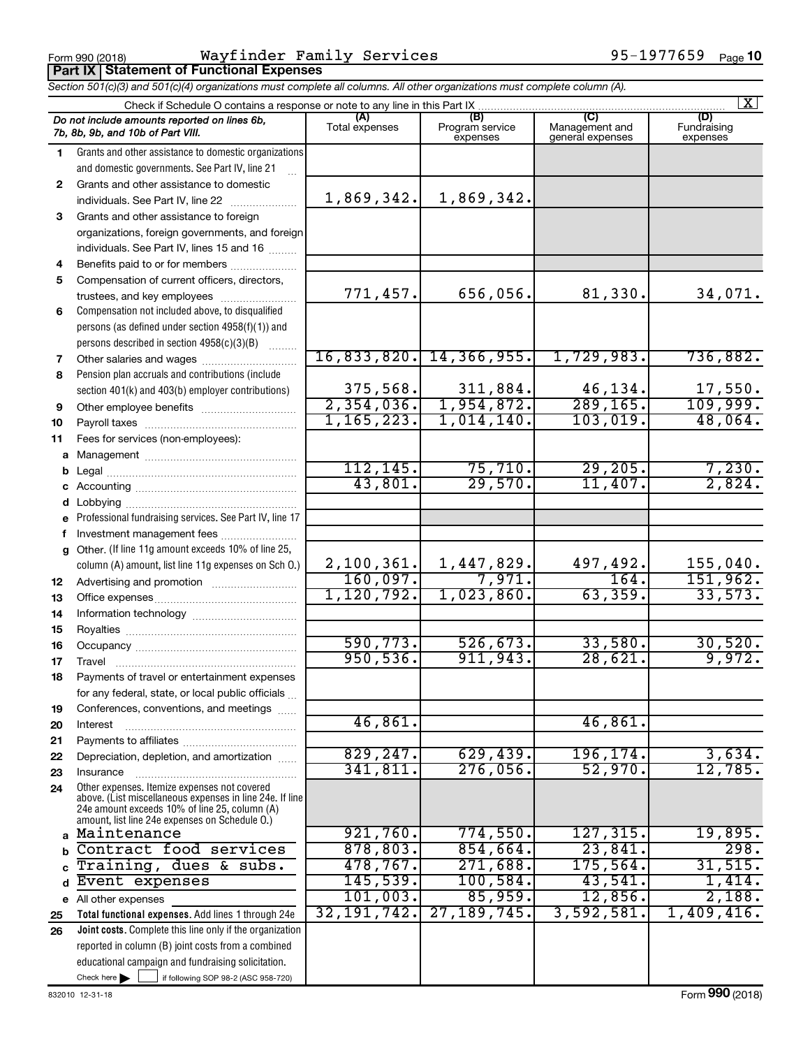Form 990 (2018) Wayfinder Family Services 95-1977659

**Part IX Statement of Functional Expenses**

*Section 501(c)(3) and 501(c)(4) organizations must complete all columns. All other organizations must complete column (A).*

Check if Schedule O contains a response or note to any line in this Part IX [X]

| | *Do not include amounts reported on lines 6b, 7b, 8b, 9b, and 10b of Part VIII.* | (A) Total expenses | (B) Program service expenses | (C) Management and general expenses | (D) Fundraising expenses |
|---|---|---|---|---|---|
| 1 | Grants and other assistance to domestic organizations and domestic governments. See Part IV, line 21 | | | | |
| 2 | Grants and other assistance to domestic individuals. See Part IV, line 22 | 1,869,342. | 1,869,342. | | |
| 3 | Grants and other assistance to foreign organizations, foreign governments, and foreign individuals. See Part IV, lines 15 and 16 | | | | |
| 4 | Benefits paid to or for members | | | | |
| 5 | Compensation of current officers, directors, trustees, and key employees | 771,457. | 656,056. | 81,330. | 34,071. |
| 6 | Compensation not included above, to disqualified persons (as defined under section 4958(f)(1)) and persons described in section 4958(c)(3)(B) | | | | |
| 7 | Other salaries and wages | 16,833,820. | 14,366,955. | 1,729,983. | 736,882. |
| 8 | Pension plan accruals and contributions (include section 401(k) and 403(b) employer contributions) | 375,568. | 311,884. | 46,134. | 17,550. |
| 9 | Other employee benefits | 2,354,036. | 1,954,872. | 289,165. | 109,999. |
| 10 | Payroll taxes | 1,165,223. | 1,014,140. | 103,019. | 48,064. |
| 11 | Fees for services (non-employees): | | | | |
| a | Management | | | | |
| b | Legal | 112,145. | 75,710. | 29,205. | 7,230. |
| c | Accounting | 43,801. | 29,570. | 11,407. | 2,824. |
| d | Lobbying | | | | |
| e | Professional fundraising services. See Part IV, line 17 | | | | |
| f | Investment management fees | | | | |
| g | Other. (If line 11g amount exceeds 10% of line 25, column (A) amount, list line 11g expenses on Sch O.) | 2,100,361. | 1,447,829. | 497,492. | 155,040. |
| 12 | Advertising and promotion | 160,097. | 7,971. | 164. | 151,962. |
| 13 | Office expenses | 1,120,792. | 1,023,860. | 63,359. | 33,573. |
| 14 | Information technology | | | | |
| 15 | Royalties | | | | |
| 16 | Occupancy | 590,773. | 526,673. | 33,580. | 30,520. |
| 17 | Travel | 950,536. | 911,943. | 28,621. | 9,972. |
| 18 | Payments of travel or entertainment expenses for any federal, state, or local public officials | | | | |
| 19 | Conferences, conventions, and meetings | | | | |
| 20 | Interest | 46,861. | | 46,861. | |
| 21 | Payments to affiliates | | | | |
| 22 | Depreciation, depletion, and amortization | 829,247. | 629,439. | 196,174. | 3,634. |
| 23 | Insurance | 341,811. | 276,056. | 52,970. | 12,785. |
| 24 | Other expenses. Itemize expenses not covered above. (List miscellaneous expenses in line 24e. If line 24e amount exceeds 10% of line 25, column (A) amount, list line 24e expenses on Schedule O.) | | | | |
| a | Maintenance | 921,760. | 774,550. | 127,315. | 19,895. |
| b | Contract food services | 878,803. | 854,664. | 23,841. | 298. |
| c | Training, dues & subs. | 478,767. | 271,688. | 175,564. | 31,515. |
| d | Event expenses | 145,539. | 100,584. | 43,541. | 1,414. |
| e | All other expenses | 101,003. | 85,959. | 12,856. | 2,188. |
| 25 | **Total functional expenses.** Add lines 1 through 24e | 32,191,742. | 27,189,745. | 3,592,581. | 1,409,416. |
| 26 | **Joint costs.** Complete this line only if the organization reported in column (B) joint costs from a combined educational campaign and fundraising solicitation. Check here [ ] if following SOP 98-2 (ASC 958-720) | | | | |

832010 12-31-18

Form **990** (2018)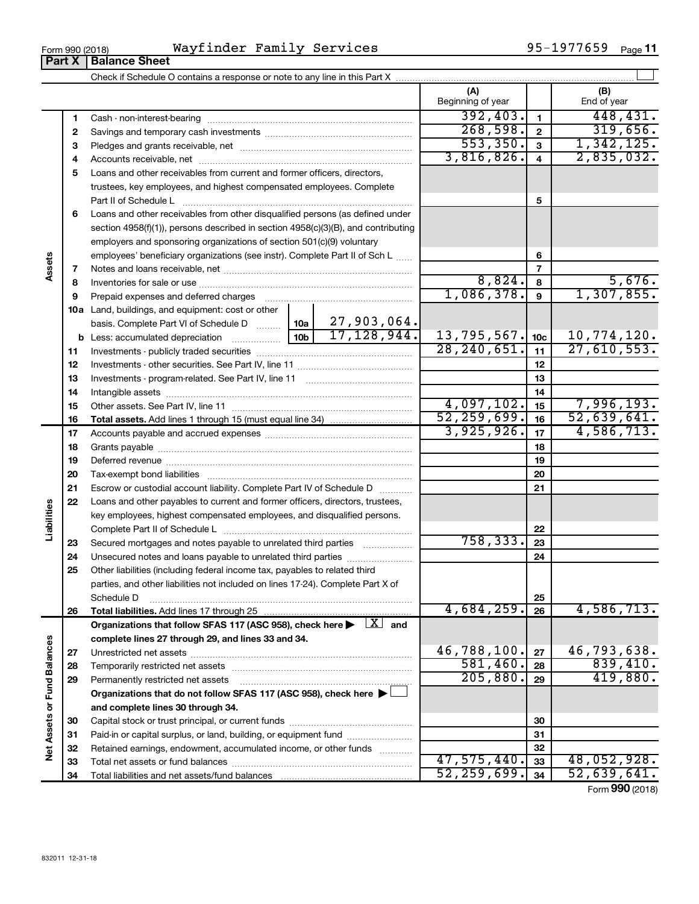Form 990 (2018) Wayfinder Family Services 95-1977659 Page 11

## Part X | Balance Sheet

Check if Schedule O contains a response or note to any line in this Part X ☐

| | | | (A) Beginning of year | | (B) End of year |
|---|---|---|---|---|---|
| Assets | 1 | Cash - non-interest-bearing | 392,403. | 1 | 448,431. |
| | 2 | Savings and temporary cash investments | 268,598. | 2 | 319,656. |
| | 3 | Pledges and grants receivable, net | 553,350. | 3 | 1,342,125. |
| | 4 | Accounts receivable, net | 3,816,826. | 4 | 2,835,032. |
| | 5 | Loans and other receivables from current and former officers, directors, trustees, key employees, and highest compensated employees. Complete Part II of Schedule L | | 5 | |
| | 6 | Loans and other receivables from other disqualified persons (as defined under section 4958(f)(1)), persons described in section 4958(c)(3)(B), and contributing employers and sponsoring organizations of section 501(c)(9) voluntary employees' beneficiary organizations (see instr). Complete Part II of Sch L | | 6 | |
| | 7 | Notes and loans receivable, net | | 7 | |
| | 8 | Inventories for sale or use | 8,824. | 8 | 5,676. |
| | 9 | Prepaid expenses and deferred charges | 1,086,378. | 9 | 1,307,855. |
| | 10a | Land, buildings, and equipment: cost or other basis. Complete Part VI of Schedule D — 10a: 27,903,064. | | | |
| | b | Less: accumulated depreciation — 10b: 17,128,944. | 13,795,567. | 10c | 10,774,120. |
| | 11 | Investments - publicly traded securities | 28,240,651. | 11 | 27,610,553. |
| | 12 | Investments - other securities. See Part IV, line 11 | | 12 | |
| | 13 | Investments - program-related. See Part IV, line 11 | | 13 | |
| | 14 | Intangible assets | | 14 | |
| | 15 | Other assets. See Part IV, line 11 | 4,097,102. | 15 | 7,996,193. |
| | 16 | **Total assets.** Add lines 1 through 15 (must equal line 34) | 52,259,699. | 16 | 52,639,641. |
| Liabilities | 17 | Accounts payable and accrued expenses | 3,925,926. | 17 | 4,586,713. |
| | 18 | Grants payable | | 18 | |
| | 19 | Deferred revenue | | 19 | |
| | 20 | Tax-exempt bond liabilities | | 20 | |
| | 21 | Escrow or custodial account liability. Complete Part IV of Schedule D | | 21 | |
| | 22 | Loans and other payables to current and former officers, directors, trustees, key employees, highest compensated employees, and disqualified persons. Complete Part II of Schedule L | | 22 | |
| | 23 | Secured mortgages and notes payable to unrelated third parties | 758,333. | 23 | |
| | 24 | Unsecured notes and loans payable to unrelated third parties | | 24 | |
| | 25 | Other liabilities (including federal income tax, payables to related third parties, and other liabilities not included on lines 17-24). Complete Part X of Schedule D | | 25 | |
| | 26 | **Total liabilities.** Add lines 17 through 25 | 4,684,259. | 26 | 4,586,713. |
| Net Assets or Fund Balances | | **Organizations that follow SFAS 117 (ASC 958), check here ▶ [X] and complete lines 27 through 29, and lines 33 and 34.** | | | |
| | 27 | Unrestricted net assets | 46,788,100. | 27 | 46,793,638. |
| | 28 | Temporarily restricted net assets | 581,460. | 28 | 839,410. |
| | 29 | Permanently restricted net assets | 205,880. | 29 | 419,880. |
| | | **Organizations that do not follow SFAS 117 (ASC 958), check here ▶ ☐ and complete lines 30 through 34.** | | | |
| | 30 | Capital stock or trust principal, or current funds | | 30 | |
| | 31 | Paid-in or capital surplus, or land, building, or equipment fund | | 31 | |
| | 32 | Retained earnings, endowment, accumulated income, or other funds | | 32 | |
| | 33 | Total net assets or fund balances | 47,575,440. | 33 | 48,052,928. |
| | 34 | Total liabilities and net assets/fund balances | 52,259,699. | 34 | 52,639,641. |

Form **990** (2018)

832011 12-31-18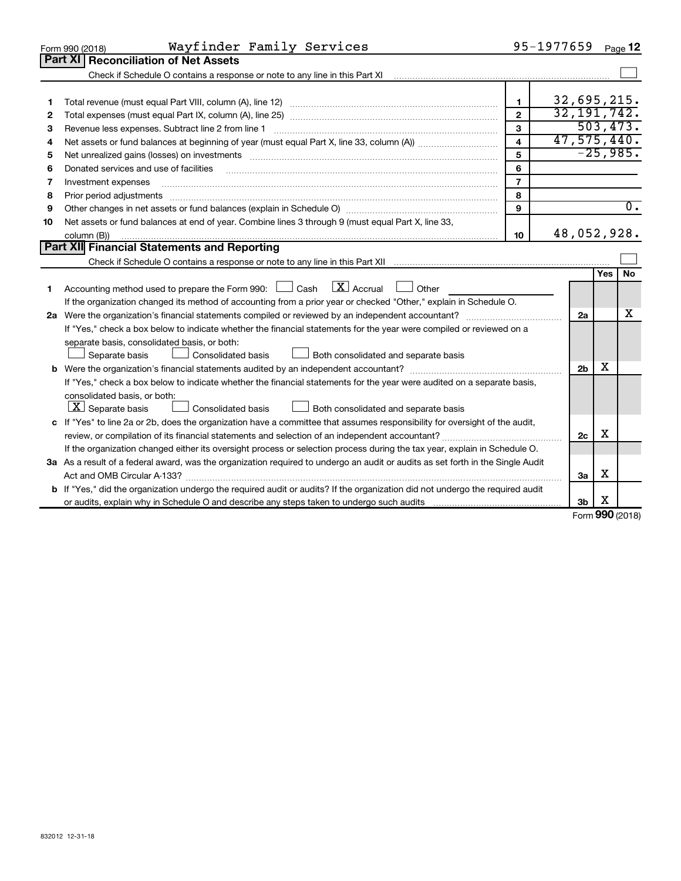Form 990 (2018) Wayfinder Family Services 95-1977659 Page 12

## Part XI Reconciliation of Net Assets

Check if Schedule O contains a response or note to any line in this Part XI ☐

| | | Line | Amount |
|---|---|---|---|
| 1 | Total revenue (must equal Part VIII, column (A), line 12) | 1 | 32,695,215. |
| 2 | Total expenses (must equal Part IX, column (A), line 25) | 2 | 32,191,742. |
| 3 | Revenue less expenses. Subtract line 2 from line 1 | 3 | 503,473. |
| 4 | Net assets or fund balances at beginning of year (must equal Part X, line 33, column (A)) | 4 | 47,575,440. |
| 5 | Net unrealized gains (losses) on investments | 5 | -25,985. |
| 6 | Donated services and use of facilities | 6 | |
| 7 | Investment expenses | 7 | |
| 8 | Prior period adjustments | 8 | |
| 9 | Other changes in net assets or fund balances (explain in Schedule O) | 9 | 0. |
| 10 | Net assets or fund balances at end of year. Combine lines 3 through 9 (must equal Part X, line 33, column (B)) | 10 | 48,052,928. |

## Part XII Financial Statements and Reporting

Check if Schedule O contains a response or note to any line in this Part XII ☐

| | | | Yes | No |
|---|---|---|---|---|
| 1 | Accounting method used to prepare the Form 990: ☐ Cash ☒ Accrual ☐ Other | | | |
| | If the organization changed its method of accounting from a prior year or checked "Other," explain in Schedule O. | | | |
| 2a | Were the organization's financial statements compiled or reviewed by an independent accountant? | 2a | | X |
| | If "Yes," check a box below to indicate whether the financial statements for the year were compiled or reviewed on a separate basis, consolidated basis, or both:<br>☐ Separate basis ☐ Consolidated basis ☐ Both consolidated and separate basis | | | |
| b | Were the organization's financial statements audited by an independent accountant? | 2b | X | |
| | If "Yes," check a box below to indicate whether the financial statements for the year were audited on a separate basis, consolidated basis, or both:<br>☒ Separate basis ☐ Consolidated basis ☐ Both consolidated and separate basis | | | |
| c | If "Yes" to line 2a or 2b, does the organization have a committee that assumes responsibility for oversight of the audit, review, or compilation of its financial statements and selection of an independent accountant? | 2c | X | |
| | If the organization changed either its oversight process or selection process during the tax year, explain in Schedule O. | | | |
| 3a | As a result of a federal award, was the organization required to undergo an audit or audits as set forth in the Single Audit Act and OMB Circular A-133? | 3a | X | |
| b | If "Yes," did the organization undergo the required audit or audits? If the organization did not undergo the required audit or audits, explain why in Schedule O and describe any steps taken to undergo such audits | 3b | X | |

Form 990 (2018)

832012 12-31-18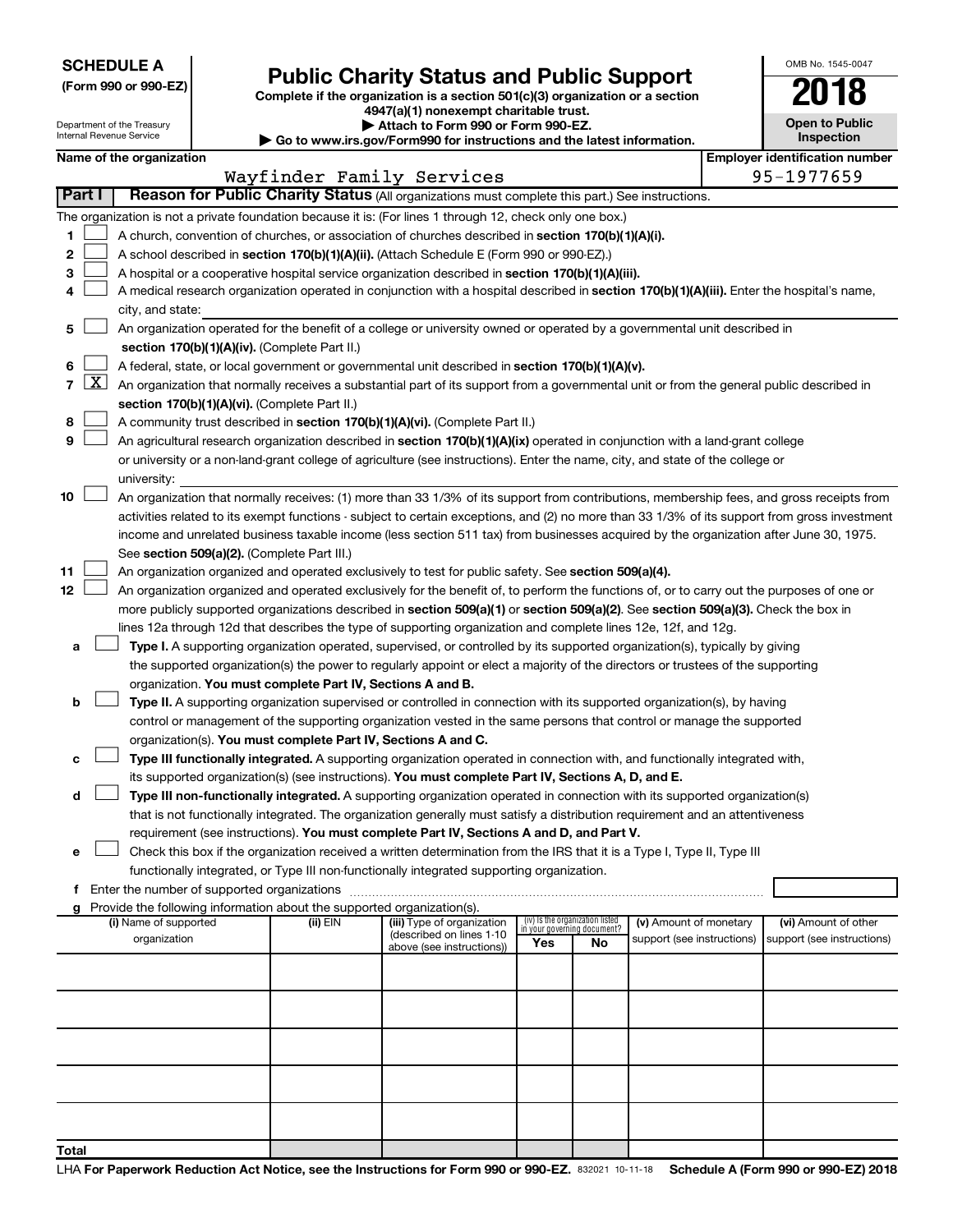**SCHEDULE A**
**(Form 990 or 990-EZ)**

Department of the Treasury
Internal Revenue Service

# Public Charity Status and Public Support

**Complete if the organization is a section 501(c)(3) organization or a section 4947(a)(1) nonexempt charitable trust.**
**▶ Attach to Form 990 or Form 990-EZ.**
**▶ Go to www.irs.gov/Form990 for instructions and the latest information.**

OMB No. 1545-0047
**2018**
**Open to Public Inspection**

**Name of the organization:** Wayfinder Family Services
**Employer identification number:** 95-1977659

## Part I Reason for Public Charity Status (All organizations must complete this part.) See instructions.

The organization is not a private foundation because it is: (For lines 1 through 12, check only one box.)

1 [ ] A church, convention of churches, or association of churches described in **section 170(b)(1)(A)(i).**

2 [ ] A school described in **section 170(b)(1)(A)(ii).** (Attach Schedule E (Form 990 or 990-EZ).)

3 [ ] A hospital or a cooperative hospital service organization described in **section 170(b)(1)(A)(iii).**

4 [ ] A medical research organization operated in conjunction with a hospital described in **section 170(b)(1)(A)(iii).** Enter the hospital's name, city, and state:

5 [ ] An organization operated for the benefit of a college or university owned or operated by a governmental unit described in **section 170(b)(1)(A)(iv).** (Complete Part II.)

6 [ ] A federal, state, or local government or governmental unit described in **section 170(b)(1)(A)(v).**

7 [X] An organization that normally receives a substantial part of its support from a governmental unit or from the general public described in **section 170(b)(1)(A)(vi).** (Complete Part II.)

8 [ ] A community trust described in **section 170(b)(1)(A)(vi).** (Complete Part II.)

9 [ ] An agricultural research organization described in **section 170(b)(1)(A)(ix)** operated in conjunction with a land-grant college or university or a non-land-grant college of agriculture (see instructions). Enter the name, city, and state of the college or university:

10 [ ] An organization that normally receives: (1) more than 33 1/3% of its support from contributions, membership fees, and gross receipts from activities related to its exempt functions - subject to certain exceptions, and (2) no more than 33 1/3% of its support from gross investment income and unrelated business taxable income (less section 511 tax) from businesses acquired by the organization after June 30, 1975. See **section 509(a)(2).** (Complete Part III.)

11 [ ] An organization organized and operated exclusively to test for public safety. See **section 509(a)(4).**

12 [ ] An organization organized and operated exclusively for the benefit of, to perform the functions of, or to carry out the purposes of one or more publicly supported organizations described in **section 509(a)(1)** or **section 509(a)(2).** See **section 509(a)(3).** Check the box in lines 12a through 12d that describes the type of supporting organization and complete lines 12e, 12f, and 12g.

a [ ] **Type I.** A supporting organization operated, supervised, or controlled by its supported organization(s), typically by giving the supported organization(s) the power to regularly appoint or elect a majority of the directors or trustees of the supporting organization. **You must complete Part IV, Sections A and B.**

b [ ] **Type II.** A supporting organization supervised or controlled in connection with its supported organization(s), by having control or management of the supporting organization vested in the same persons that control or manage the supported organization(s). **You must complete Part IV, Sections A and C.**

c [ ] **Type III functionally integrated.** A supporting organization operated in connection with, and functionally integrated with, its supported organization(s) (see instructions). **You must complete Part IV, Sections A, D, and E.**

d [ ] **Type III non-functionally integrated.** A supporting organization operated in connection with its supported organization(s) that is not functionally integrated. The organization generally must satisfy a distribution requirement and an attentiveness requirement (see instructions). **You must complete Part IV, Sections A and D, and Part V.**

e [ ] Check this box if the organization received a written determination from the IRS that it is a Type I, Type II, Type III functionally integrated, or Type III non-functionally integrated supporting organization.

f Enter the number of supported organizations

g Provide the following information about the supported organization(s).

| (i) Name of supported organization | (ii) EIN | (iii) Type of organization (described on lines 1-10 above (see instructions)) | (iv) Is the organization listed in your governing document? Yes | No | (v) Amount of monetary support (see instructions) | (vi) Amount of other support (see instructions) |
|---|---|---|---|---|---|---|
| | | | | | | |
| | | | | | | |
| | | | | | | |
| | | | | | | |
| | | | | | | |
| **Total** | | | | | | |

LHA **For Paperwork Reduction Act Notice, see the Instructions for Form 990 or 990-EZ.** 832021 10-11-18 **Schedule A (Form 990 or 990-EZ) 2018**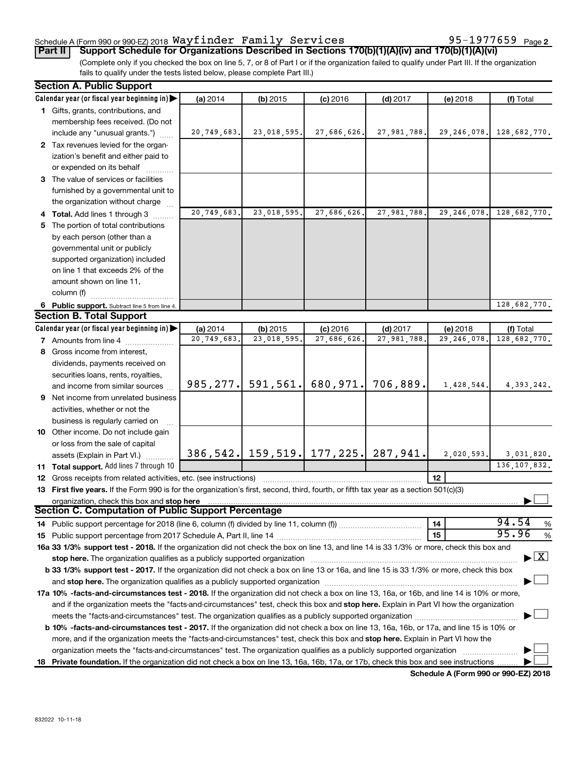Schedule A (Form 990 or 990-EZ) 2018 Wayfinder Family Services 95-1977659 Page 2

## Part II Support Schedule for Organizations Described in Sections 170(b)(1)(A)(iv) and 170(b)(1)(A)(vi)

(Complete only if you checked the box on line 5, 7, or 8 of Part I or if the organization failed to qualify under Part III. If the organization fails to qualify under the tests listed below, please complete Part III.)

### Section A. Public Support

| Calendar year (or fiscal year beginning in) | (a) 2014 | (b) 2015 | (c) 2016 | (d) 2017 | (e) 2018 | (f) Total |
|---|---|---|---|---|---|---|
| **1** Gifts, grants, contributions, and membership fees received. (Do not include any "unusual grants.") | 20,749,683. | 23,018,595. | 27,686,626. | 27,981,788. | 29,246,078. | 128,682,770. |
| **2** Tax revenues levied for the organization's benefit and either paid to or expended on its behalf | | | | | | |
| **3** The value of services or facilities furnished by a governmental unit to the organization without charge | | | | | | |
| **4 Total.** Add lines 1 through 3 | 20,749,683. | 23,018,595. | 27,686,626. | 27,981,788. | 29,246,078. | 128,682,770. |
| **5** The portion of total contributions by each person (other than a governmental unit or publicly supported organization) included on line 1 that exceeds 2% of the amount shown on line 11, column (f) | | | | | | |
| **6 Public support.** Subtract line 5 from line 4. | | | | | | 128,682,770. |

### Section B. Total Support

| Calendar year (or fiscal year beginning in) | (a) 2014 | (b) 2015 | (c) 2016 | (d) 2017 | (e) 2018 | (f) Total |
|---|---|---|---|---|---|---|
| **7** Amounts from line 4 | 20,749,683. | 23,018,595. | 27,686,626. | 27,981,788. | 29,246,078. | 128,682,770. |
| **8** Gross income from interest, dividends, payments received on securities loans, rents, royalties, and income from similar sources | 985,277. | 591,561. | 680,971. | 706,889. | 1,428,544. | 4,393,242. |
| **9** Net income from unrelated business activities, whether or not the business is regularly carried on | | | | | | |
| **10** Other income. Do not include gain or loss from the sale of capital assets (Explain in Part VI.) | 386,542. | 159,519. | 177,225. | 287,941. | 2,020,593. | 3,031,820. |
| **11 Total support.** Add lines 7 through 10 | | | | | | 136,107,832. |
| **12** Gross receipts from related activities, etc. (see instructions) | | | | | 12 | |

**13 First five years.** If the Form 990 is for the organization's first, second, third, fourth, or fifth tax year as a section 501(c)(3) organization, check this box and **stop here** ☐

### Section C. Computation of Public Support Percentage

| | | |
|---|---|---|
| **14** Public support percentage for 2018 (line 6, column (f) divided by line 11, column (f)) | 14 | 94.54 % |
| **15** Public support percentage from 2017 Schedule A, Part II, line 14 | 15 | 95.96 % |

**16a 33 1/3% support test - 2018.** If the organization did not check the box on line 13, and line 14 is 33 1/3% or more, check this box and **stop here.** The organization qualifies as a publicly supported organization ☒

**b 33 1/3% support test - 2017.** If the organization did not check a box on line 13 or 16a, and line 15 is 33 1/3% or more, check this box and **stop here.** The organization qualifies as a publicly supported organization ☐

**17a 10% -facts-and-circumstances test - 2018.** If the organization did not check a box on line 13, 16a, or 16b, and line 14 is 10% or more, and if the organization meets the "facts-and-circumstances" test, check this box and **stop here.** Explain in Part VI how the organization meets the "facts-and-circumstances" test. The organization qualifies as a publicly supported organization ☐

**b 10% -facts-and-circumstances test - 2017.** If the organization did not check a box on line 13, 16a, 16b, or 17a, and line 15 is 10% or more, and if the organization meets the "facts-and-circumstances" test, check this box and **stop here.** Explain in Part VI how the organization meets the "facts-and-circumstances" test. The organization qualifies as a publicly supported organization ☐

**18 Private foundation.** If the organization did not check a box on line 13, 16a, 16b, 17a, or 17b, check this box and see instructions ☐

**Schedule A (Form 990 or 990-EZ) 2018**

832022 10-11-18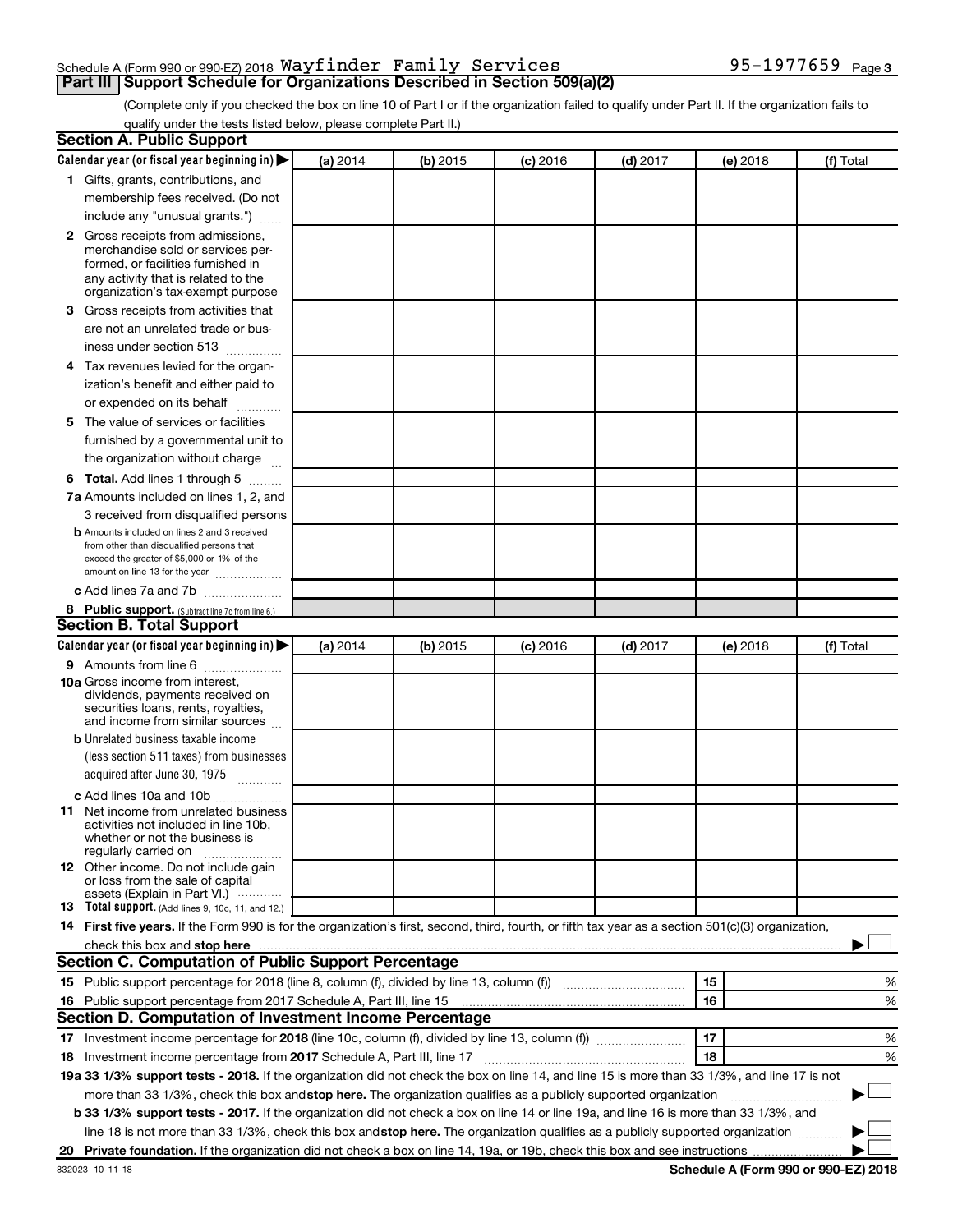Schedule A (Form 990 or 990-EZ) 2018 Wayfinder Family Services 95-1977659 Page 3

## Part III Support Schedule for Organizations Described in Section 509(a)(2)

(Complete only if you checked the box on line 10 of Part I or if the organization failed to qualify under Part II. If the organization fails to qualify under the tests listed below, please complete Part II.)

### Section A. Public Support

| Calendar year (or fiscal year beginning in) ▶ | (a) 2014 | (b) 2015 | (c) 2016 | (d) 2017 | (e) 2018 | (f) Total |
|---|---|---|---|---|---|---|
| **1** Gifts, grants, contributions, and membership fees received. (Do not include any "unusual grants.") | | | | | | |
| **2** Gross receipts from admissions, merchandise sold or services performed, or facilities furnished in any activity that is related to the organization's tax-exempt purpose | | | | | | |
| **3** Gross receipts from activities that are not an unrelated trade or business under section 513 | | | | | | |
| **4** Tax revenues levied for the organization's benefit and either paid to or expended on its behalf | | | | | | |
| **5** The value of services or facilities furnished by a governmental unit to the organization without charge | | | | | | |
| **6 Total.** Add lines 1 through 5 | | | | | | |
| **7a** Amounts included on lines 1, 2, and 3 received from disqualified persons | | | | | | |
| **b** Amounts included on lines 2 and 3 received from other than disqualified persons that exceed the greater of $5,000 or 1% of the amount on line 13 for the year | | | | | | |
| **c** Add lines 7a and 7b | | | | | | |
| **8 Public support.** (Subtract line 7c from line 6.) | | | | | | |

### Section B. Total Support

| Calendar year (or fiscal year beginning in) ▶ | (a) 2014 | (b) 2015 | (c) 2016 | (d) 2017 | (e) 2018 | (f) Total |
|---|---|---|---|---|---|---|
| **9** Amounts from line 6 | | | | | | |
| **10a** Gross income from interest, dividends, payments received on securities loans, rents, royalties, and income from similar sources | | | | | | |
| **b** Unrelated business taxable income (less section 511 taxes) from businesses acquired after June 30, 1975 | | | | | | |
| **c** Add lines 10a and 10b | | | | | | |
| **11** Net income from unrelated business activities not included in line 10b, whether or not the business is regularly carried on | | | | | | |
| **12** Other income. Do not include gain or loss from the sale of capital assets (Explain in Part VI.) | | | | | | |
| **13 Total support.** (Add lines 9, 10c, 11, and 12.) | | | | | | |

**14 First five years.** If the Form 990 is for the organization's first, second, third, fourth, or fifth tax year as a section 501(c)(3) organization, check this box and **stop here** ▶ ☐

### Section C. Computation of Public Support Percentage

| | | | |
|---|---|---|---|
| **15** Public support percentage for 2018 (line 8, column (f), divided by line 13, column (f)) | 15 | | % |
| **16** Public support percentage from 2017 Schedule A, Part III, line 15 | 16 | | % |

### Section D. Computation of Investment Income Percentage

| | | | |
|---|---|---|---|
| **17** Investment income percentage for **2018** (line 10c, column (f), divided by line 13, column (f)) | 17 | | % |
| **18** Investment income percentage from **2017** Schedule A, Part III, line 17 | 18 | | % |

**19a 33 1/3% support tests - 2018.** If the organization did not check the box on line 14, and line 15 is more than 33 1/3%, and line 17 is not more than 33 1/3%, check this box and **stop here.** The organization qualifies as a publicly supported organization ▶ ☐

**b 33 1/3% support tests - 2017.** If the organization did not check a box on line 14 or line 19a, and line 16 is more than 33 1/3%, and line 18 is not more than 33 1/3%, check this box and **stop here.** The organization qualifies as a publicly supported organization ▶ ☐

**20 Private foundation.** If the organization did not check a box on line 14, 19a, or 19b, check this box and see instructions ▶ ☐

832023 10-11-18 **Schedule A (Form 990 or 990-EZ) 2018**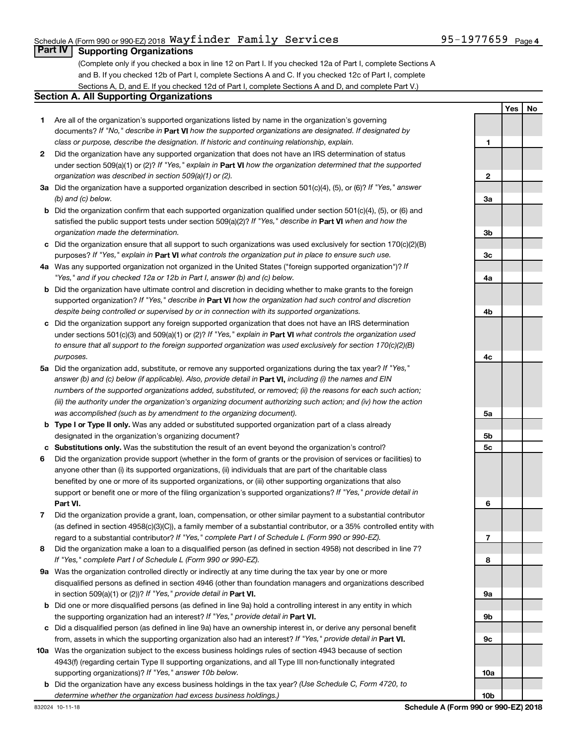Schedule A (Form 990 or 990-EZ) 2018 Wayfinder Family Services 95-1977659 Page 4

## Part IV Supporting Organizations

(Complete only if you checked a box in line 12 on Part I. If you checked 12a of Part I, complete Sections A and B. If you checked 12b of Part I, complete Sections A and C. If you checked 12c of Part I, complete Sections A, D, and E. If you checked 12d of Part I, complete Sections A and D, and complete Part V.)

### Section A. All Supporting Organizations

| | | | Yes | No |
|---|---|---|---|---|
| **1** | Are all of the organization's supported organizations listed by name in the organization's governing documents? *If "No," describe in* **Part VI** *how the supported organizations are designated. If designated by class or purpose, describe the designation. If historic and continuing relationship, explain.* | 1 | | |
| **2** | Did the organization have any supported organization that does not have an IRS determination of status under section 509(a)(1) or (2)? *If "Yes," explain in* **Part VI** *how the organization determined that the supported organization was described in section 509(a)(1) or (2).* | 2 | | |
| **3a** | Did the organization have a supported organization described in section 501(c)(4), (5), or (6)? *If "Yes," answer (b) and (c) below.* | 3a | | |
| **b** | Did the organization confirm that each supported organization qualified under section 501(c)(4), (5), or (6) and satisfied the public support tests under section 509(a)(2)? *If "Yes," describe in* **Part VI** *when and how the organization made the determination.* | 3b | | |
| **c** | Did the organization ensure that all support to such organizations was used exclusively for section 170(c)(2)(B) purposes? *If "Yes," explain in* **Part VI** *what controls the organization put in place to ensure such use.* | 3c | | |
| **4a** | Was any supported organization not organized in the United States ("foreign supported organization")? *If "Yes," and if you checked 12a or 12b in Part I, answer (b) and (c) below.* | 4a | | |
| **b** | Did the organization have ultimate control and discretion in deciding whether to make grants to the foreign supported organization? *If "Yes," describe in* **Part VI** *how the organization had such control and discretion despite being controlled or supervised by or in connection with its supported organizations.* | 4b | | |
| **c** | Did the organization support any foreign supported organization that does not have an IRS determination under sections 501(c)(3) and 509(a)(1) or (2)? *If "Yes," explain in* **Part VI** *what controls the organization used to ensure that all support to the foreign supported organization was used exclusively for section 170(c)(2)(B) purposes.* | 4c | | |
| **5a** | Did the organization add, substitute, or remove any supported organizations during the tax year? *If "Yes," answer (b) and (c) below (if applicable). Also, provide detail in* **Part VI,** *including (i) the names and EIN numbers of the supported organizations added, substituted, or removed; (ii) the reasons for each such action; (iii) the authority under the organization's organizing document authorizing such action; and (iv) how the action was accomplished (such as by amendment to the organizing document).* | 5a | | |
| **b** | **Type I or Type II only.** Was any added or substituted supported organization part of a class already designated in the organization's organizing document? | 5b | | |
| **c** | **Substitutions only.** Was the substitution the result of an event beyond the organization's control? | 5c | | |
| **6** | Did the organization provide support (whether in the form of grants or the provision of services or facilities) to anyone other than (i) its supported organizations, (ii) individuals that are part of the charitable class benefited by one or more of its supported organizations, or (iii) other supporting organizations that also support or benefit one or more of the filing organization's supported organizations? *If "Yes," provide detail in* **Part VI.** | 6 | | |
| **7** | Did the organization provide a grant, loan, compensation, or other similar payment to a substantial contributor (as defined in section 4958(c)(3)(C)), a family member of a substantial contributor, or a 35% controlled entity with regard to a substantial contributor? *If "Yes," complete Part I of Schedule L (Form 990 or 990-EZ).* | 7 | | |
| **8** | Did the organization make a loan to a disqualified person (as defined in section 4958) not described in line 7? *If "Yes," complete Part I of Schedule L (Form 990 or 990-EZ).* | 8 | | |
| **9a** | Was the organization controlled directly or indirectly at any time during the tax year by one or more disqualified persons as defined in section 4946 (other than foundation managers and organizations described in section 509(a)(1) or (2))? *If "Yes," provide detail in* **Part VI.** | 9a | | |
| **b** | Did one or more disqualified persons (as defined in line 9a) hold a controlling interest in any entity in which the supporting organization had an interest? *If "Yes," provide detail in* **Part VI.** | 9b | | |
| **c** | Did a disqualified person (as defined in line 9a) have an ownership interest in, or derive any personal benefit from, assets in which the supporting organization also had an interest? *If "Yes," provide detail in* **Part VI.** | 9c | | |
| **10a** | Was the organization subject to the excess business holdings rules of section 4943 because of section 4943(f) (regarding certain Type II supporting organizations, and all Type III non-functionally integrated supporting organizations)? *If "Yes," answer 10b below.* | 10a | | |
| **b** | Did the organization have any excess business holdings in the tax year? *(Use Schedule C, Form 4720, to determine whether the organization had excess business holdings.)* | 10b | | |

832024 10-11-18 **Schedule A (Form 990 or 990-EZ) 2018**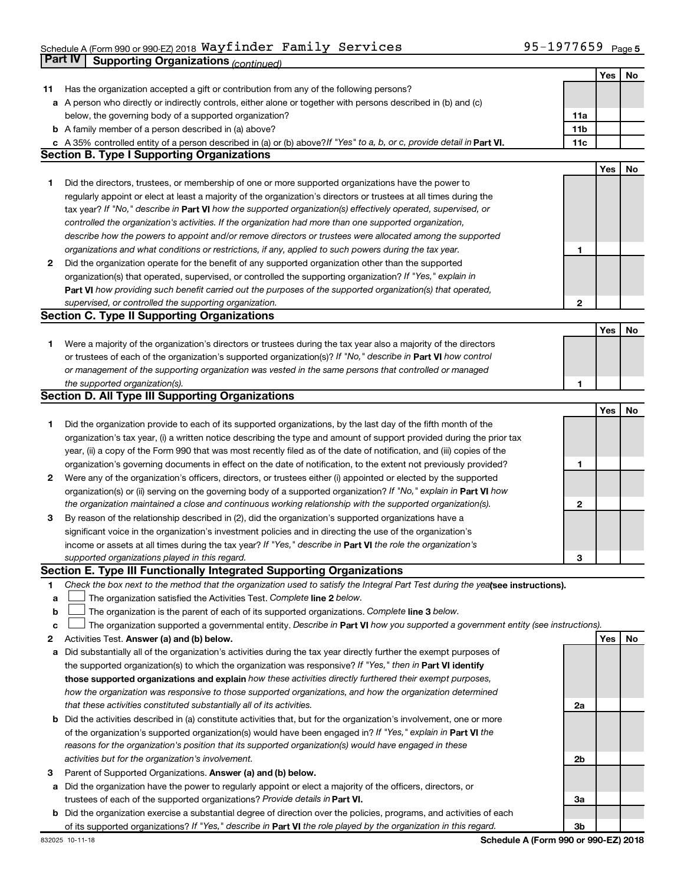Schedule A (Form 990 or 990-EZ) 2018 Wayfinder Family Services 95-1977659 Page 5

## Part IV Supporting Organizations *(continued)*

| | | | Yes | No |
|---|---|---|---|---|
| **11** | Has the organization accepted a gift or contribution from any of the following persons? | | | |
| **a** | A person who directly or indirectly controls, either alone or together with persons described in (b) and (c) below, the governing body of a supported organization? | **11a** | | |
| **b** | A family member of a person described in (a) above? | **11b** | | |
| **c** | A 35% controlled entity of a person described in (a) or (b) above? *If "Yes" to a, b, or c, provide detail in* **Part VI.** | **11c** | | |

### Section B. Type I Supporting Organizations

| | | | Yes | No |
|---|---|---|---|---|
| **1** | Did the directors, trustees, or membership of one or more supported organizations have the power to regularly appoint or elect at least a majority of the organization's directors or trustees at all times during the tax year? *If "No," describe in* **Part VI** *how the supported organization(s) effectively operated, supervised, or controlled the organization's activities. If the organization had more than one supported organization, describe how the powers to appoint and/or remove directors or trustees were allocated among the supported organizations and what conditions or restrictions, if any, applied to such powers during the tax year.* | **1** | | |
| **2** | Did the organization operate for the benefit of any supported organization other than the supported organization(s) that operated, supervised, or controlled the supporting organization? *If "Yes," explain in* **Part VI** *how providing such benefit carried out the purposes of the supported organization(s) that operated, supervised, or controlled the supporting organization.* | **2** | | |

### Section C. Type II Supporting Organizations

| | | | Yes | No |
|---|---|---|---|---|
| **1** | Were a majority of the organization's directors or trustees during the tax year also a majority of the directors or trustees of each of the organization's supported organization(s)? *If "No," describe in* **Part VI** *how control or management of the supporting organization was vested in the same persons that controlled or managed the supported organization(s).* | **1** | | |

### Section D. All Type III Supporting Organizations

| | | | Yes | No |
|---|---|---|---|---|
| **1** | Did the organization provide to each of its supported organizations, by the last day of the fifth month of the organization's tax year, (i) a written notice describing the type and amount of support provided during the prior tax year, (ii) a copy of the Form 990 that was most recently filed as of the date of notification, and (iii) copies of the organization's governing documents in effect on the date of notification, to the extent not previously provided? | **1** | | |
| **2** | Were any of the organization's officers, directors, or trustees either (i) appointed or elected by the supported organization(s) or (ii) serving on the governing body of a supported organization? *If "No," explain in* **Part VI** *how the organization maintained a close and continuous working relationship with the supported organization(s).* | **2** | | |
| **3** | By reason of the relationship described in (2), did the organization's supported organizations have a significant voice in the organization's investment policies and in directing the use of the organization's income or assets at all times during the tax year? *If "Yes," describe in* **Part VI** *the role the organization's supported organizations played in this regard.* | **3** | | |

### Section E. Type III Functionally Integrated Supporting Organizations

**1** *Check the box next to the method that the organization used to satisfy the Integral Part Test during the year* **(see instructions).**

**a** ☐ The organization satisfied the Activities Test. *Complete* **line 2** *below.*

**b** ☐ The organization is the parent of each of its supported organizations. *Complete* **line 3** *below.*

**c** ☐ The organization supported a governmental entity. *Describe in* **Part VI** *how you supported a government entity (see instructions).*

| | | | Yes | No |
|---|---|---|---|---|
| **2** | Activities Test. **Answer (a) and (b) below.** | | | |
| **a** | Did substantially all of the organization's activities during the tax year directly further the exempt purposes of the supported organization(s) to which the organization was responsive? *If "Yes," then in* **Part VI identify those supported organizations and explain** *how these activities directly furthered their exempt purposes, how the organization was responsive to those supported organizations, and how the organization determined that these activities constituted substantially all of its activities.* | **2a** | | |
| **b** | Did the activities described in (a) constitute activities that, but for the organization's involvement, one or more of the organization's supported organization(s) would have been engaged in? *If "Yes," explain in* **Part VI** *the reasons for the organization's position that its supported organization(s) would have engaged in these activities but for the organization's involvement.* | **2b** | | |
| **3** | Parent of Supported Organizations. **Answer (a) and (b) below.** | | | |
| **a** | Did the organization have the power to regularly appoint or elect a majority of the officers, directors, or trustees of each of the supported organizations? *Provide details in* **Part VI.** | **3a** | | |
| **b** | Did the organization exercise a substantial degree of direction over the policies, programs, and activities of each of its supported organizations? *If "Yes," describe in* **Part VI** *the role played by the organization in this regard.* | **3b** | | |

832025 10-11-18 **Schedule A (Form 990 or 990-EZ) 2018**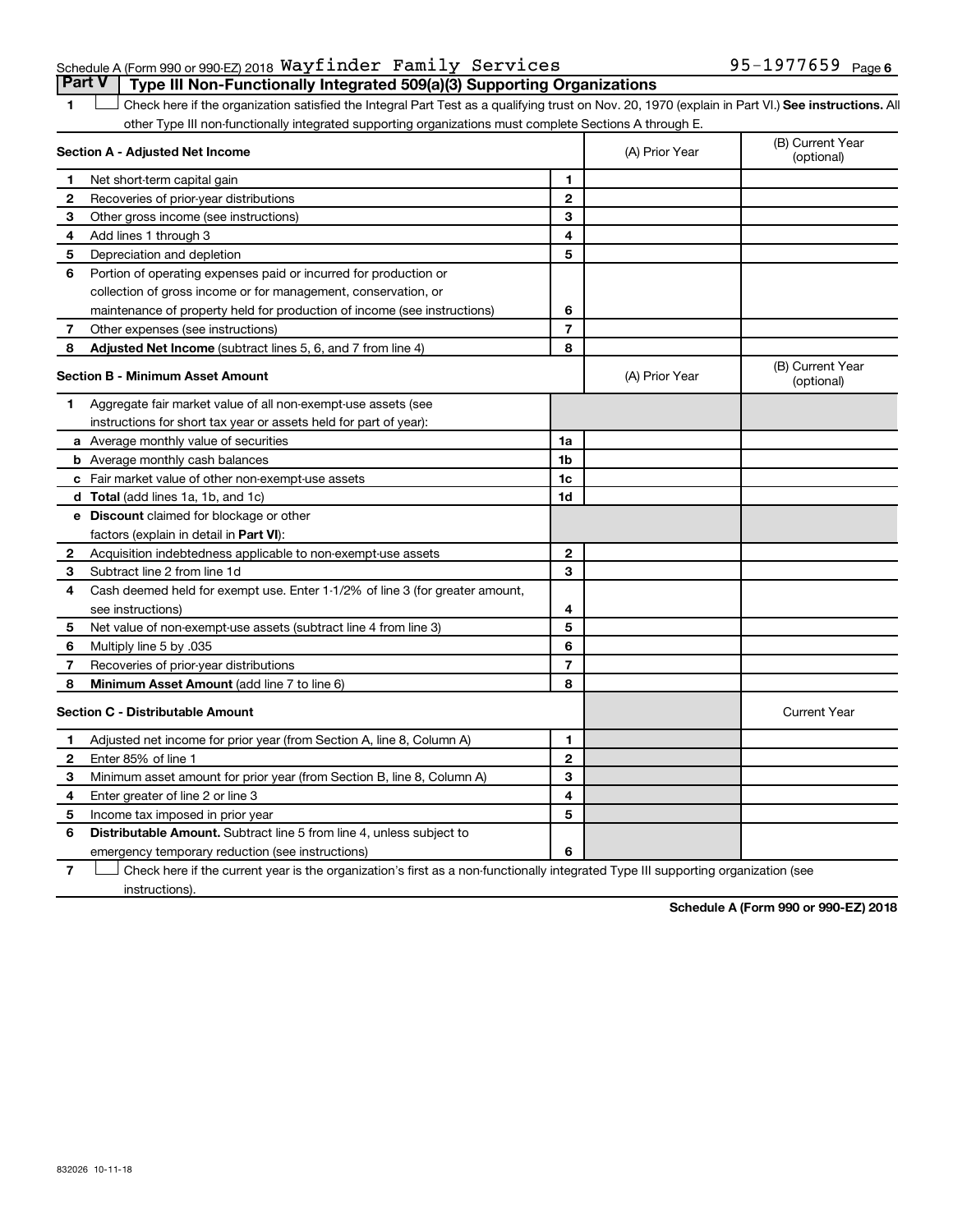Schedule A (Form 990 or 990-EZ) 2018 Wayfinder Family Services 95-1977659 Page 6

## Part V Type III Non-Functionally Integrated 509(a)(3) Supporting Organizations

1 ☐ Check here if the organization satisfied the Integral Part Test as a qualifying trust on Nov. 20, 1970 (explain in Part VI.) **See instructions.** All other Type III non-functionally integrated supporting organizations must complete Sections A through E.

| **Section A - Adjusted Net Income** | | | (A) Prior Year | (B) Current Year (optional) |
|---|---|---|---|---|
| 1 | Net short-term capital gain | 1 | | |
| 2 | Recoveries of prior-year distributions | 2 | | |
| 3 | Other gross income (see instructions) | 3 | | |
| 4 | Add lines 1 through 3 | 4 | | |
| 5 | Depreciation and depletion | 5 | | |
| 6 | Portion of operating expenses paid or incurred for production or collection of gross income or for management, conservation, or maintenance of property held for production of income (see instructions) | 6 | | |
| 7 | Other expenses (see instructions) | 7 | | |
| 8 | **Adjusted Net Income** (subtract lines 5, 6, and 7 from line 4) | 8 | | |

| **Section B - Minimum Asset Amount** | | | (A) Prior Year | (B) Current Year (optional) |
|---|---|---|---|---|
| 1 | Aggregate fair market value of all non-exempt-use assets (see instructions for short tax year or assets held for part of year): | | | |
| a | Average monthly value of securities | 1a | | |
| b | Average monthly cash balances | 1b | | |
| c | Fair market value of other non-exempt-use assets | 1c | | |
| d | **Total** (add lines 1a, 1b, and 1c) | 1d | | |
| e | **Discount** claimed for blockage or other factors (explain in detail in **Part VI**): | | | |
| 2 | Acquisition indebtedness applicable to non-exempt-use assets | 2 | | |
| 3 | Subtract line 2 from line 1d | 3 | | |
| 4 | Cash deemed held for exempt use. Enter 1-1/2% of line 3 (for greater amount, see instructions) | 4 | | |
| 5 | Net value of non-exempt-use assets (subtract line 4 from line 3) | 5 | | |
| 6 | Multiply line 5 by .035 | 6 | | |
| 7 | Recoveries of prior-year distributions | 7 | | |
| 8 | **Minimum Asset Amount** (add line 7 to line 6) | 8 | | |

| **Section C - Distributable Amount** | | | | Current Year |
|---|---|---|---|---|
| 1 | Adjusted net income for prior year (from Section A, line 8, Column A) | 1 | | |
| 2 | Enter 85% of line 1 | 2 | | |
| 3 | Minimum asset amount for prior year (from Section B, line 8, Column A) | 3 | | |
| 4 | Enter greater of line 2 or line 3 | 4 | | |
| 5 | Income tax imposed in prior year | 5 | | |
| 6 | **Distributable Amount.** Subtract line 5 from line 4, unless subject to emergency temporary reduction (see instructions) | 6 | | |

7 ☐ Check here if the current year is the organization's first as a non-functionally integrated Type III supporting organization (see instructions).

**Schedule A (Form 990 or 990-EZ) 2018**

832026 10-11-18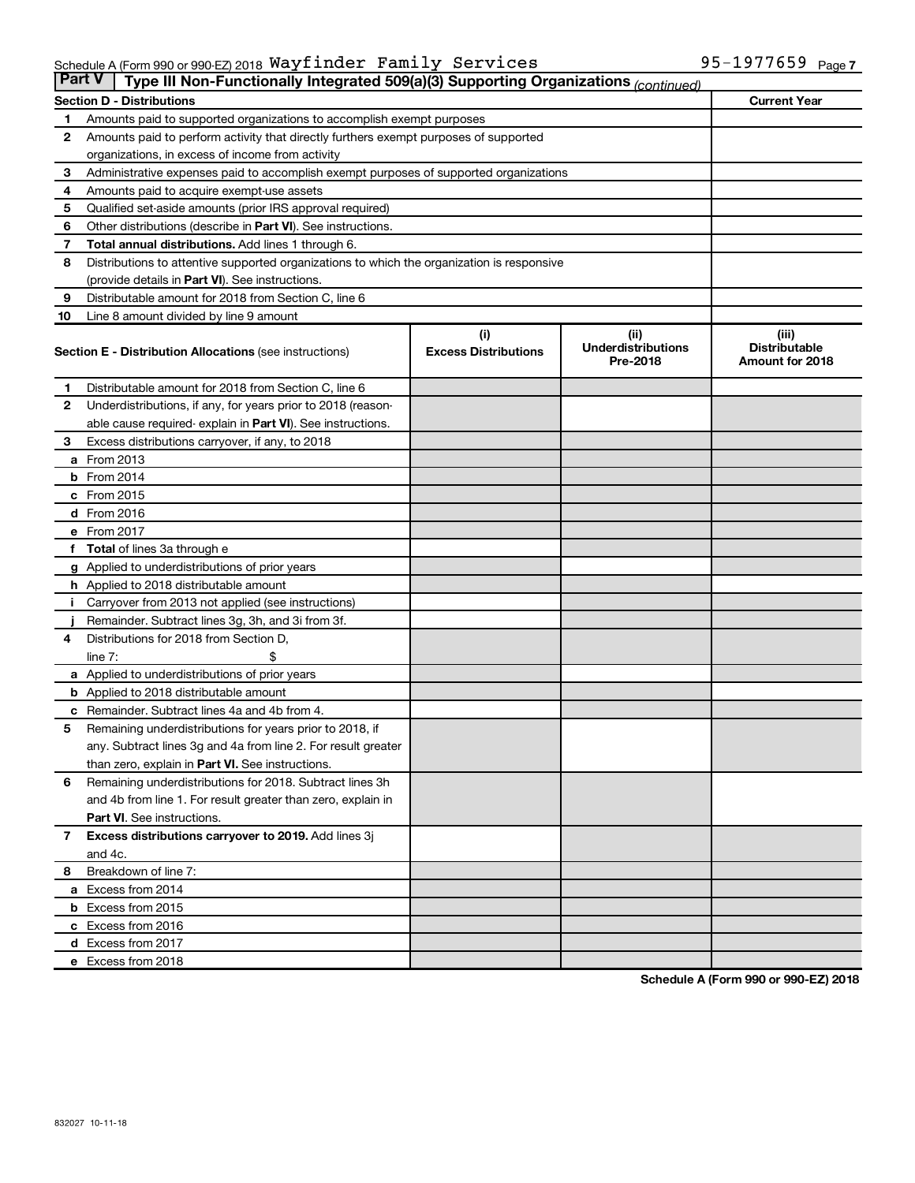Schedule A (Form 990 or 990-EZ) 2018 Wayfinder Family Services 95-1977659 Page 7

## Part V Type III Non-Functionally Integrated 509(a)(3) Supporting Organizations *(continued)*

| Section D - Distributions | | Current Year |
|---|---|---|
| 1 | Amounts paid to supported organizations to accomplish exempt purposes | |
| 2 | Amounts paid to perform activity that directly furthers exempt purposes of supported organizations, in excess of income from activity | |
| 3 | Administrative expenses paid to accomplish exempt purposes of supported organizations | |
| 4 | Amounts paid to acquire exempt-use assets | |
| 5 | Qualified set-aside amounts (prior IRS approval required) | |
| 6 | Other distributions (describe in **Part VI**). See instructions. | |
| 7 | **Total annual distributions.** Add lines 1 through 6. | |
| 8 | Distributions to attentive supported organizations to which the organization is responsive (provide details in **Part VI**). See instructions. | |
| 9 | Distributable amount for 2018 from Section C, line 6 | |
| 10 | Line 8 amount divided by line 9 amount | |

| Section E - Distribution Allocations (see instructions) | (i) Excess Distributions | (ii) Underdistributions Pre-2018 | (iii) Distributable Amount for 2018 |
|---|---|---|---|
| 1 Distributable amount for 2018 from Section C, line 6 | | | |
| 2 Underdistributions, if any, for years prior to 2018 (reasonable cause required- explain in **Part VI**). See instructions. | | | |
| 3 Excess distributions carryover, if any, to 2018 | | | |
| a From 2013 | | | |
| b From 2014 | | | |
| c From 2015 | | | |
| d From 2016 | | | |
| e From 2017 | | | |
| f **Total** of lines 3a through e | | | |
| g Applied to underdistributions of prior years | | | |
| h Applied to 2018 distributable amount | | | |
| i Carryover from 2013 not applied (see instructions) | | | |
| j Remainder. Subtract lines 3g, 3h, and 3i from 3f. | | | |
| 4 Distributions for 2018 from Section D, line 7: $ | | | |
| a Applied to underdistributions of prior years | | | |
| b Applied to 2018 distributable amount | | | |
| c Remainder. Subtract lines 4a and 4b from 4. | | | |
| 5 Remaining underdistributions for years prior to 2018, if any. Subtract lines 3g and 4a from line 2. For result greater than zero, explain in **Part VI.** See instructions. | | | |
| 6 Remaining underdistributions for 2018. Subtract lines 3h and 4b from line 1. For result greater than zero, explain in **Part VI**. See instructions. | | | |
| 7 **Excess distributions carryover to 2019.** Add lines 3j and 4c. | | | |
| 8 Breakdown of line 7: | | | |
| a Excess from 2014 | | | |
| b Excess from 2015 | | | |
| c Excess from 2016 | | | |
| d Excess from 2017 | | | |
| e Excess from 2018 | | | |

**Schedule A (Form 990 or 990-EZ) 2018**

832027 10-11-18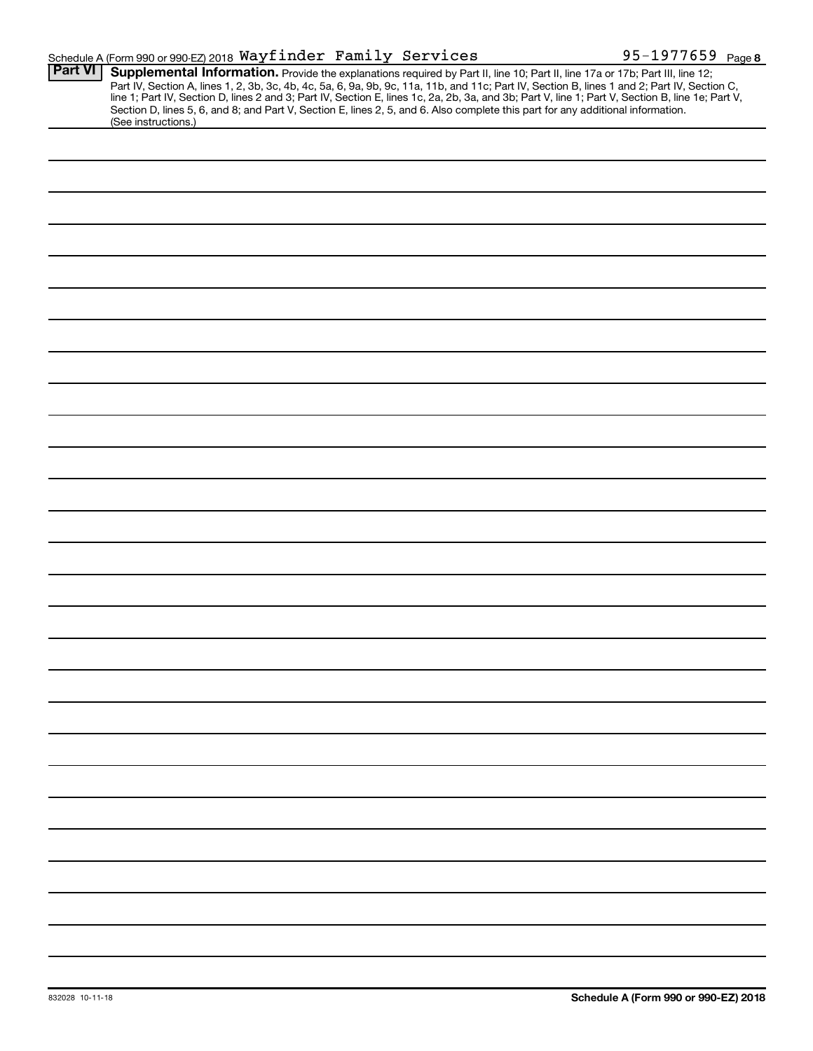Schedule A (Form 990 or 990-EZ) 2018 Wayfinder Family Services 95-1977659 Page 8

**Part VI** **Supplemental Information.** Provide the explanations required by Part II, line 10; Part II, line 17a or 17b; Part III, line 12; Part IV, Section A, lines 1, 2, 3b, 3c, 4b, 4c, 5a, 6, 9a, 9b, 9c, 11a, 11b, and 11c; Part IV, Section B, lines 1 and 2; Part IV, Section C, line 1; Part IV, Section D, lines 2 and 3; Part IV, Section E, lines 1c, 2a, 2b, 3a, and 3b; Part V, line 1; Part V, Section B, line 1e; Part V, Section D, lines 5, 6, and 8; and Part V, Section E, lines 2, 5, and 6. Also complete this part for any additional information. (See instructions.)

832028 10-11-18 **Schedule A (Form 990 or 990-EZ) 2018**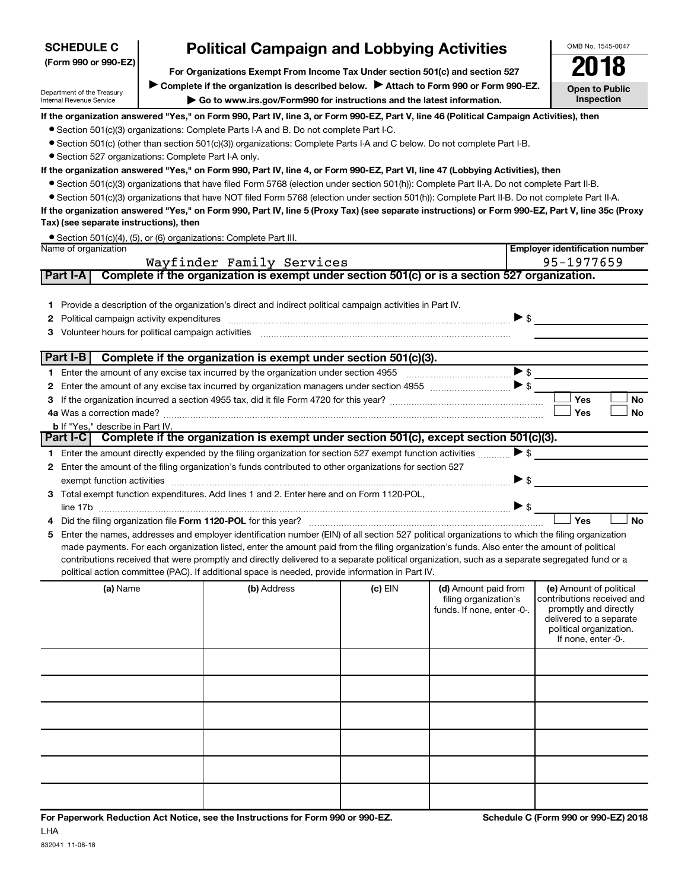**SCHEDULE C**
**(Form 990 or 990-EZ)**

Department of the Treasury
Internal Revenue Service

# Political Campaign and Lobbying Activities

**For Organizations Exempt From Income Tax Under section 501(c) and section 527**

▶ **Complete if the organization is described below.** ▶ **Attach to Form 990 or Form 990-EZ.**

▶ **Go to www.irs.gov/Form990 for instructions and the latest information.**

OMB No. 1545-0047

**2018**

**Open to Public Inspection**

**If the organization answered "Yes," on Form 990, Part IV, line 3, or Form 990-EZ, Part V, line 46 (Political Campaign Activities), then**

- Section 501(c)(3) organizations: Complete Parts I-A and B. Do not complete Part I-C.
- Section 501(c) (other than section 501(c)(3)) organizations: Complete Parts I-A and C below. Do not complete Part I-B.
- Section 527 organizations: Complete Part I-A only.

**If the organization answered "Yes," on Form 990, Part IV, line 4, or Form 990-EZ, Part VI, line 47 (Lobbying Activities), then**

- Section 501(c)(3) organizations that have filed Form 5768 (election under section 501(h)): Complete Part II-A. Do not complete Part II-B.
- Section 501(c)(3) organizations that have NOT filed Form 5768 (election under section 501(h)): Complete Part II-B. Do not complete Part II-A.

**If the organization answered "Yes," on Form 990, Part IV, line 5 (Proxy Tax) (see separate instructions) or Form 990-EZ, Part V, line 35c (Proxy Tax) (see separate instructions), then**

- Section 501(c)(4), (5), or (6) organizations: Complete Part III.

| Name of organization | Employer identification number |
|---|---|
| Wayfinder Family Services | 95-1977659 |

## Part I-A Complete if the organization is exempt under section 501(c) or is a section 527 organization.

1. Provide a description of the organization's direct and indirect political campaign activities in Part IV.
2. Political campaign activity expenditures ▶ $
3. Volunteer hours for political campaign activities

## Part I-B Complete if the organization is exempt under section 501(c)(3).

1. Enter the amount of any excise tax incurred by the organization under section 4955 ▶ $
2. Enter the amount of any excise tax incurred by organization managers under section 4955 ▶ $
3. If the organization incurred a section 4955 tax, did it file Form 4720 for this year? ☐ Yes ☐ No

4a. Was a correction made? ☐ Yes ☐ No

b. If "Yes," describe in Part IV.

## Part I-C Complete if the organization is exempt under section 501(c), except section 501(c)(3).

1. Enter the amount directly expended by the filing organization for section 527 exempt function activities ▶ $
2. Enter the amount of the filing organization's funds contributed to other organizations for section 527 exempt function activities ▶ $
3. Total exempt function expenditures. Add lines 1 and 2. Enter here and on Form 1120-POL, line 17b ▶ $
4. Did the filing organization file **Form 1120-POL** for this year? ☐ Yes ☐ No
5. Enter the names, addresses and employer identification number (EIN) of all section 527 political organizations to which the filing organization made payments. For each organization listed, enter the amount paid from the filing organization's funds. Also enter the amount of political contributions received that were promptly and directly delivered to a separate political organization, such as a separate segregated fund or a political action committee (PAC). If additional space is needed, provide information in Part IV.

| (a) Name | (b) Address | (c) EIN | (d) Amount paid from filing organization's funds. If none, enter -0-. | (e) Amount of political contributions received and promptly and directly delivered to a separate political organization. If none, enter -0-. |
|---|---|---|---|---|
| | | | | |
| | | | | |
| | | | | |
| | | | | |
| | | | | |
| | | | | |

**For Paperwork Reduction Act Notice, see the Instructions for Form 990 or 990-EZ.**
LHA

**Schedule C (Form 990 or 990-EZ) 2018**

832041 11-08-18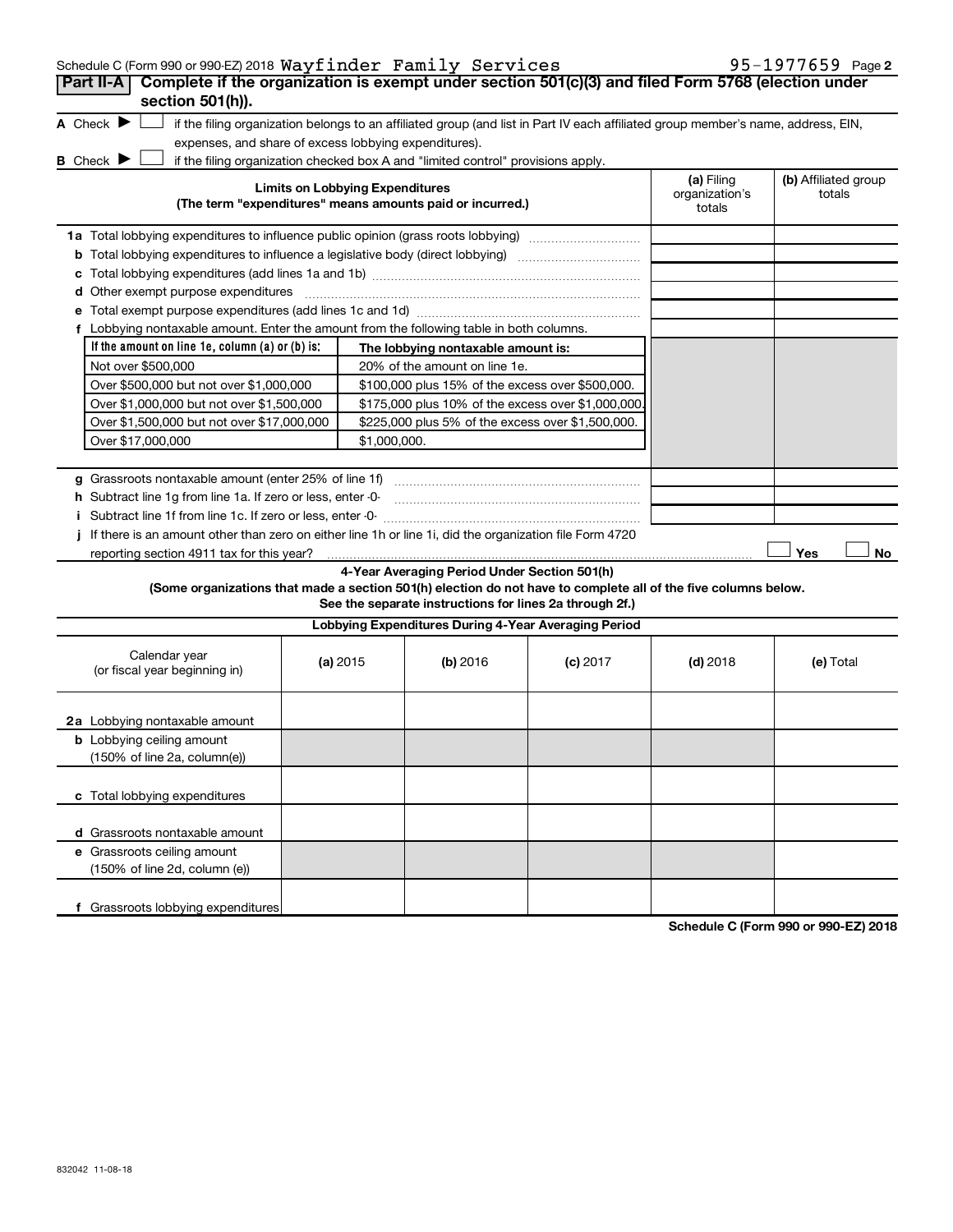Schedule C (Form 990 or 990-EZ) 2018 Wayfinder Family Services 95-1977659 Page 2

## Part II-A Complete if the organization is exempt under section 501(c)(3) and filed Form 5768 (election under section 501(h)).

A Check ▶ ☐ if the filing organization belongs to an affiliated group (and list in Part IV each affiliated group member's name, address, EIN, expenses, and share of excess lobbying expenditures).

B Check ▶ ☐ if the filing organization checked box A and "limited control" provisions apply.

| Limits on Lobbying Expenditures (The term "expenditures" means amounts paid or incurred.) | (a) Filing organization's totals | (b) Affiliated group totals |
|---|---|---|
| 1a Total lobbying expenditures to influence public opinion (grass roots lobbying) | | |
| b Total lobbying expenditures to influence a legislative body (direct lobbying) | | |
| c Total lobbying expenditures (add lines 1a and 1b) | | |
| d Other exempt purpose expenditures | | |
| e Total exempt purpose expenditures (add lines 1c and 1d) | | |
| f Lobbying nontaxable amount. Enter the amount from the following table in both columns. | | |

| If the amount on line 1e, column (a) or (b) is: | The lobbying nontaxable amount is: |
|---|---|
| Not over $500,000 | 20% of the amount on line 1e. |
| Over $500,000 but not over $1,000,000 | $100,000 plus 15% of the excess over $500,000. |
| Over $1,000,000 but not over $1,500,000 | $175,000 plus 10% of the excess over $1,000,000. |
| Over $1,500,000 but not over $17,000,000 | $225,000 plus 5% of the excess over $1,500,000. |
| Over $17,000,000 | $1,000,000. |

| | (a) Filing organization's totals | (b) Affiliated group totals |
|---|---|---|
| g Grassroots nontaxable amount (enter 25% of line 1f) | | |
| h Subtract line 1g from line 1a. If zero or less, enter -0- | | |
| i Subtract line 1f from line 1c. If zero or less, enter -0- | | |

j If there is an amount other than zero on either line 1h or line 1i, did the organization file Form 4720 reporting section 4911 tax for this year? ☐ Yes ☐ No

### 4-Year Averaging Period Under Section 501(h)

**(Some organizations that made a section 501(h) election do not have to complete all of the five columns below. See the separate instructions for lines 2a through 2f.)**

| Lobbying Expenditures During 4-Year Averaging Period | | | | | |
|---|---|---|---|---|---|
| Calendar year (or fiscal year beginning in) | (a) 2015 | (b) 2016 | (c) 2017 | (d) 2018 | (e) Total |
| 2a Lobbying nontaxable amount | | | | | |
| b Lobbying ceiling amount (150% of line 2a, column(e)) | | | | | |
| c Total lobbying expenditures | | | | | |
| d Grassroots nontaxable amount | | | | | |
| e Grassroots ceiling amount (150% of line 2d, column (e)) | | | | | |
| f Grassroots lobbying expenditures | | | | | |

Schedule C (Form 990 or 990-EZ) 2018

832042 11-08-18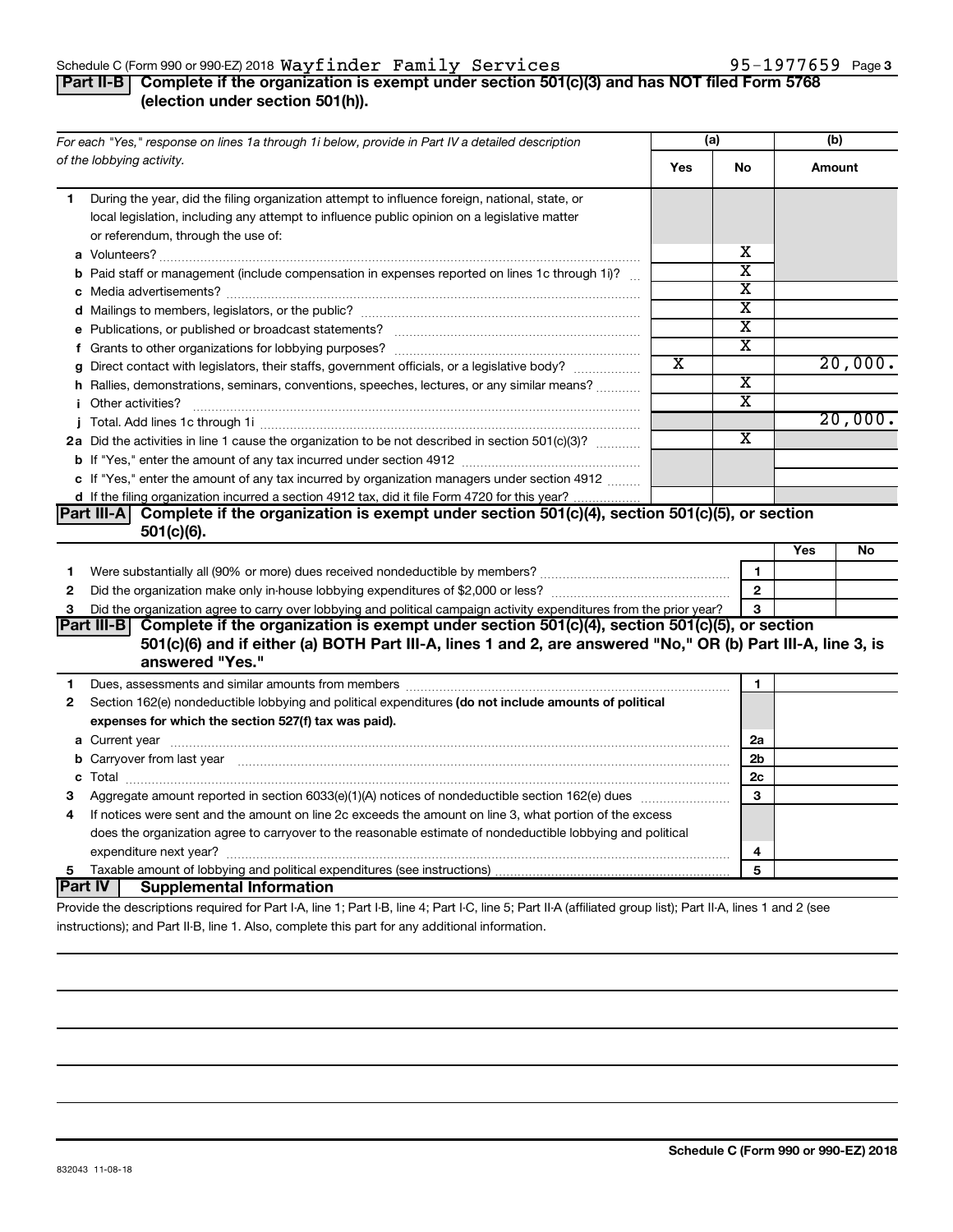Schedule C (Form 990 or 990-EZ) 2018 Wayfinder Family Services 95-1977659 Page 3

## Part II-B Complete if the organization is exempt under section 501(c)(3) and has NOT filed Form 5768 (election under section 501(h)).

| For each "Yes," response on lines 1a through 1i below, provide in Part IV a detailed description of the lobbying activity. | (a) Yes | (a) No | (b) Amount |
|---|---|---|---|
| **1** During the year, did the filing organization attempt to influence foreign, national, state, or local legislation, including any attempt to influence public opinion on a legislative matter or referendum, through the use of: | | | |
| **a** Volunteers? | | X | |
| **b** Paid staff or management (include compensation in expenses reported on lines 1c through 1i)? | | X | |
| **c** Media advertisements? | | X | |
| **d** Mailings to members, legislators, or the public? | | X | |
| **e** Publications, or published or broadcast statements? | | X | |
| **f** Grants to other organizations for lobbying purposes? | | X | |
| **g** Direct contact with legislators, their staffs, government officials, or a legislative body? | X | | 20,000. |
| **h** Rallies, demonstrations, seminars, conventions, speeches, lectures, or any similar means? | | X | |
| **i** Other activities? | | X | |
| **j** Total. Add lines 1c through 1i | | | 20,000. |
| **2a** Did the activities in line 1 cause the organization to be not described in section 501(c)(3)? | | X | |
| **b** If "Yes," enter the amount of any tax incurred under section 4912 | | | |
| **c** If "Yes," enter the amount of any tax incurred by organization managers under section 4912 | | | |
| **d** If the filing organization incurred a section 4912 tax, did it file Form 4720 for this year? | | | |

## Part III-A Complete if the organization is exempt under section 501(c)(4), section 501(c)(5), or section 501(c)(6).

| | | | Yes | No |
|---|---|---|---|---|
| **1** | Were substantially all (90% or more) dues received nondeductible by members? | 1 | | |
| **2** | Did the organization make only in-house lobbying expenditures of $2,000 or less? | 2 | | |
| **3** | Did the organization agree to carry over lobbying and political campaign activity expenditures from the prior year? | 3 | | |

## Part III-B Complete if the organization is exempt under section 501(c)(4), section 501(c)(5), or section 501(c)(6) and if either (a) BOTH Part III-A, lines 1 and 2, are answered "No," OR (b) Part III-A, line 3, is answered "Yes."

| | | | |
|---|---|---|---|
| **1** | Dues, assessments and similar amounts from members | 1 | |
| **2** | Section 162(e) nondeductible lobbying and political expenditures **(do not include amounts of political expenses for which the section 527(f) tax was paid).** | | |
| **a** | Current year | 2a | |
| **b** | Carryover from last year | 2b | |
| **c** | Total | 2c | |
| **3** | Aggregate amount reported in section 6033(e)(1)(A) notices of nondeductible section 162(e) dues | 3 | |
| **4** | If notices were sent and the amount on line 2c exceeds the amount on line 3, what portion of the excess does the organization agree to carryover to the reasonable estimate of nondeductible lobbying and political expenditure next year? | 4 | |
| **5** | Taxable amount of lobbying and political expenditures (see instructions) | 5 | |

## Part IV Supplemental Information

Provide the descriptions required for Part I-A, line 1; Part I-B, line 4; Part I-C, line 5; Part II-A (affiliated group list); Part II-A, lines 1 and 2 (see instructions); and Part II-B, line 1. Also, complete this part for any additional information.

832043 11-08-18

**Schedule C (Form 990 or 990-EZ) 2018**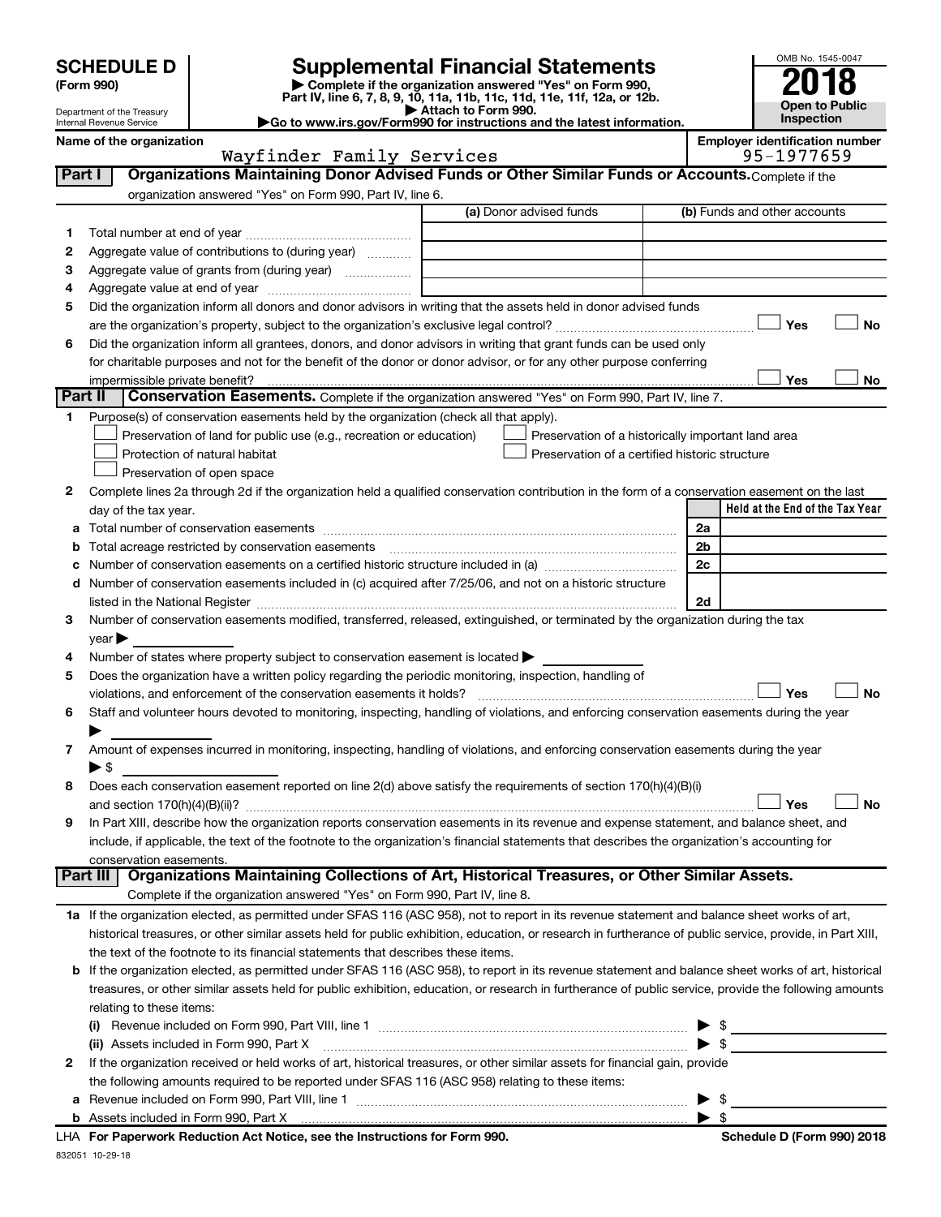# SCHEDULE D (Form 990)

Department of the Treasury
Internal Revenue Service

## Supplemental Financial Statements

▶ Complete if the organization answered "Yes" on Form 990, Part IV, line 6, 7, 8, 9, 10, 11a, 11b, 11c, 11d, 11e, 11f, 12a, or 12b.
▶ Attach to Form 990.
▶Go to www.irs.gov/Form990 for instructions and the latest information.

OMB No. 1545-0047

**2018**

**Open to Public Inspection**

**Name of the organization**
Wayfinder Family Services

**Employer identification number**
95-1977659

### Part I — Organizations Maintaining Donor Advised Funds or Other Similar Funds or Accounts. Complete if the organization answered "Yes" on Form 990, Part IV, line 6.

| | | (a) Donor advised funds | (b) Funds and other accounts |
|---|---|---|---|
| 1 | Total number at end of year | | |
| 2 | Aggregate value of contributions to (during year) | | |
| 3 | Aggregate value of grants from (during year) | | |
| 4 | Aggregate value at end of year | | |

5 Did the organization inform all donors and donor advisors in writing that the assets held in donor advised funds are the organization's property, subject to the organization's exclusive legal control? ☐ Yes ☐ No

6 Did the organization inform all grantees, donors, and donor advisors in writing that grant funds can be used only for charitable purposes and not for the benefit of the donor or donor advisor, or for any other purpose conferring impermissible private benefit? ☐ Yes ☐ No

### Part II — Conservation Easements. Complete if the organization answered "Yes" on Form 990, Part IV, line 7.

1 Purpose(s) of conservation easements held by the organization (check all that apply).
- ☐ Preservation of land for public use (e.g., recreation or education)
- ☐ Preservation of a historically important land area
- ☐ Protection of natural habitat
- ☐ Preservation of a certified historic structure
- ☐ Preservation of open space

2 Complete lines 2a through 2d if the organization held a qualified conservation contribution in the form of a conservation easement on the last day of the tax year.

| | | | Held at the End of the Tax Year |
|---|---|---|---|
| a | Total number of conservation easements | 2a | |
| b | Total acreage restricted by conservation easements | 2b | |
| c | Number of conservation easements on a certified historic structure included in (a) | 2c | |
| d | Number of conservation easements included in (c) acquired after 7/25/06, and not on a historic structure listed in the National Register | 2d | |

3 Number of conservation easements modified, transferred, released, extinguished, or terminated by the organization during the tax year ▶

4 Number of states where property subject to conservation easement is located ▶

5 Does the organization have a written policy regarding the periodic monitoring, inspection, handling of violations, and enforcement of the conservation easements it holds? ☐ Yes ☐ No

6 Staff and volunteer hours devoted to monitoring, inspecting, handling of violations, and enforcing conservation easements during the year ▶

7 Amount of expenses incurred in monitoring, inspecting, handling of violations, and enforcing conservation easements during the year ▶ $

8 Does each conservation easement reported on line 2(d) above satisfy the requirements of section 170(h)(4)(B)(i) and section 170(h)(4)(B)(ii)? ☐ Yes ☐ No

9 In Part XIII, describe how the organization reports conservation easements in its revenue and expense statement, and balance sheet, and include, if applicable, the text of the footnote to the organization's financial statements that describes the organization's accounting for conservation easements.

### Part III — Organizations Maintaining Collections of Art, Historical Treasures, or Other Similar Assets. Complete if the organization answered "Yes" on Form 990, Part IV, line 8.

1a If the organization elected, as permitted under SFAS 116 (ASC 958), not to report in its revenue statement and balance sheet works of art, historical treasures, or other similar assets held for public exhibition, education, or research in furtherance of public service, provide, in Part XIII, the text of the footnote to its financial statements that describes these items.

b If the organization elected, as permitted under SFAS 116 (ASC 958), to report in its revenue statement and balance sheet works of art, historical treasures, or other similar assets held for public exhibition, education, or research in furtherance of public service, provide the following amounts relating to these items:

(i) Revenue included on Form 990, Part VIII, line 1 ▶ $

(ii) Assets included in Form 990, Part X ▶ $

2 If the organization received or held works of art, historical treasures, or other similar assets for financial gain, provide the following amounts required to be reported under SFAS 116 (ASC 958) relating to these items:

a Revenue included on Form 990, Part VIII, line 1 ▶ $

b Assets included in Form 990, Part X ▶ $

LHA For Paperwork Reduction Act Notice, see the Instructions for Form 990. Schedule D (Form 990) 2018

832051 10-29-18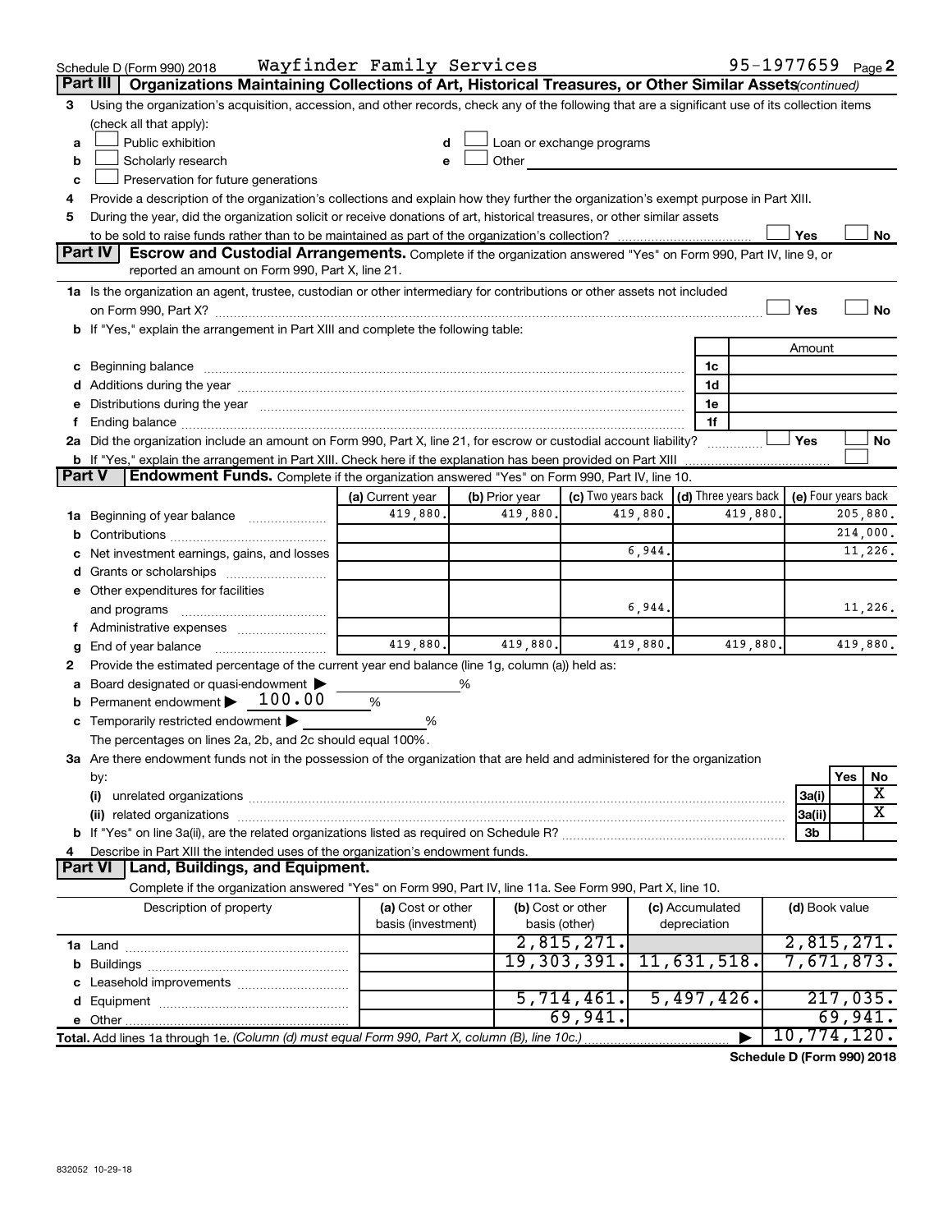Schedule D (Form 990) 2018 Wayfinder Family Services 95-1977659 Page 2

## Part III Organizations Maintaining Collections of Art, Historical Treasures, or Other Similar Assets *(continued)*

3 Using the organization's acquisition, accession, and other records, check any of the following that are a significant use of its collection items (check all that apply):

- a ☐ Public exhibition
- b ☐ Scholarly research
- c ☐ Preservation for future generations
- d ☐ Loan or exchange programs
- e ☐ Other

4 Provide a description of the organization's collections and explain how they further the organization's exempt purpose in Part XIII.

5 During the year, did the organization solicit or receive donations of art, historical treasures, or other similar assets to be sold to raise funds rather than to be maintained as part of the organization's collection? ☐ Yes ☐ No

## Part IV Escrow and Custodial Arrangements.

Complete if the organization answered "Yes" on Form 990, Part IV, line 9, or reported an amount on Form 990, Part X, line 21.

1a Is the organization an agent, trustee, custodian or other intermediary for contributions or other assets not included on Form 990, Part X? ☐ Yes ☐ No

b If "Yes," explain the arrangement in Part XIII and complete the following table:

| | | Amount |
|---|---|---|
| c Beginning balance | 1c | |
| d Additions during the year | 1d | |
| e Distributions during the year | 1e | |
| f Ending balance | 1f | |

2a Did the organization include an amount on Form 990, Part X, line 21, for escrow or custodial account liability? ☐ Yes ☐ No

b If "Yes," explain the arrangement in Part XIII. Check here if the explanation has been provided on Part XIII ☐

## Part V Endowment Funds.

Complete if the organization answered "Yes" on Form 990, Part IV, line 10.

| | (a) Current year | (b) Prior year | (c) Two years back | (d) Three years back | (e) Four years back |
|---|---|---|---|---|---|
| 1a Beginning of year balance | 419,880. | 419,880. | 419,880. | 419,880. | 205,880. |
| b Contributions | | | | | 214,000. |
| c Net investment earnings, gains, and losses | | | 6,944. | | 11,226. |
| d Grants or scholarships | | | | | |
| e Other expenditures for facilities and programs | | | 6,944. | | 11,226. |
| f Administrative expenses | | | | | |
| g End of year balance | 419,880. | 419,880. | 419,880. | 419,880. | 419,880. |

2 Provide the estimated percentage of the current year end balance (line 1g, column (a)) held as:

- a Board designated or quasi-endowment ▶ ______ %
- b Permanent endowment ▶ 100.00 %
- c Temporarily restricted endowment ▶ ______ %

The percentages on lines 2a, 2b, and 2c should equal 100%.

3a Are there endowment funds not in the possession of the organization that are held and administered for the organization by:

| | | Yes | No |
|---|---|---|---|
| (i) unrelated organizations | 3a(i) | | X |
| (ii) related organizations | 3a(ii) | | X |
| b If "Yes" on line 3a(ii), are the related organizations listed as required on Schedule R? | 3b | | |

4 Describe in Part XIII the intended uses of the organization's endowment funds.

## Part VI Land, Buildings, and Equipment.

Complete if the organization answered "Yes" on Form 990, Part IV, line 11a. See Form 990, Part X, line 10.

| Description of property | (a) Cost or other basis (investment) | (b) Cost or other basis (other) | (c) Accumulated depreciation | (d) Book value |
|---|---|---|---|---|
| 1a Land | | 2,815,271. | | 2,815,271. |
| b Buildings | | 19,303,391. | 11,631,518. | 7,671,873. |
| c Leasehold improvements | | | | |
| d Equipment | | 5,714,461. | 5,497,426. | 217,035. |
| e Other | | 69,941. | | 69,941. |
| Total. Add lines 1a through 1e. *(Column (d) must equal Form 990, Part X, column (B), line 10c.)* | | | ▶ | 10,774,120. |

Schedule D (Form 990) 2018

832052 10-29-18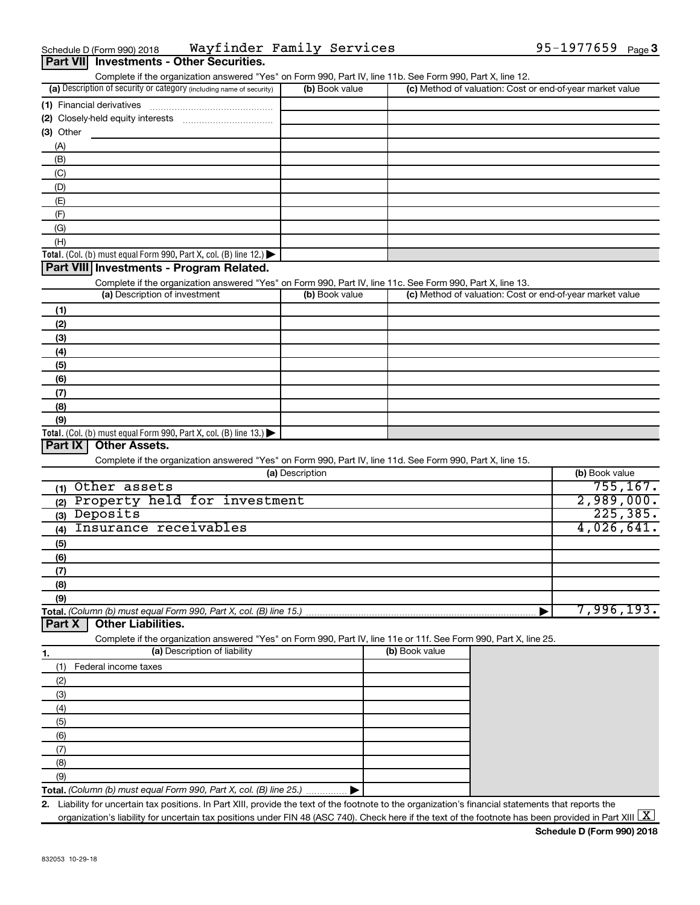Schedule D (Form 990) 2018 Wayfinder Family Services 95-1977659

## Part VII Investments - Other Securities.

Complete if the organization answered "Yes" on Form 990, Part IV, line 11b. See Form 990, Part X, line 12.

| (a) Description of security or category (including name of security) | (b) Book value | (c) Method of valuation: Cost or end-of-year market value |
|---|---|---|
| (1) Financial derivatives | | |
| (2) Closely-held equity interests | | |
| (3) Other | | |
| (A) | | |
| (B) | | |
| (C) | | |
| (D) | | |
| (E) | | |
| (F) | | |
| (G) | | |
| (H) | | |
| **Total.** (Col. (b) must equal Form 990, Part X, col. (B) line 12.) ▶ | | |

## Part VIII Investments - Program Related.

Complete if the organization answered "Yes" on Form 990, Part IV, line 11c. See Form 990, Part X, line 13.

| (a) Description of investment | (b) Book value | (c) Method of valuation: Cost or end-of-year market value |
|---|---|---|
| (1) | | |
| (2) | | |
| (3) | | |
| (4) | | |
| (5) | | |
| (6) | | |
| (7) | | |
| (8) | | |
| (9) | | |
| **Total.** (Col. (b) must equal Form 990, Part X, col. (B) line 13.) ▶ | | |

## Part IX Other Assets.

Complete if the organization answered "Yes" on Form 990, Part IV, line 11d. See Form 990, Part X, line 15.

| (a) Description | (b) Book value |
|---|---|
| (1) Other assets | 755,167. |
| (2) Property held for investment | 2,989,000. |
| (3) Deposits | 225,385. |
| (4) Insurance receivables | 4,026,641. |
| (5) | |
| (6) | |
| (7) | |
| (8) | |
| (9) | |
| **Total.** *(Column (b) must equal Form 990, Part X, col. (B) line 15.)* ▶ | 7,996,193. |

## Part X Other Liabilities.

Complete if the organization answered "Yes" on Form 990, Part IV, line 11e or 11f. See Form 990, Part X, line 25.

| 1. (a) Description of liability | (b) Book value |
|---|---|
| (1) Federal income taxes | |
| (2) | |
| (3) | |
| (4) | |
| (5) | |
| (6) | |
| (7) | |
| (8) | |
| (9) | |
| **Total.** *(Column (b) must equal Form 990, Part X, col. (B) line 25.)* ▶ | |

2. Liability for uncertain tax positions. In Part XIII, provide the text of the footnote to the organization's financial statements that reports the organization's liability for uncertain tax positions under FIN 48 (ASC 740). Check here if the text of the footnote has been provided in Part XIII [X]

**Schedule D (Form 990) 2018**

832053 10-29-18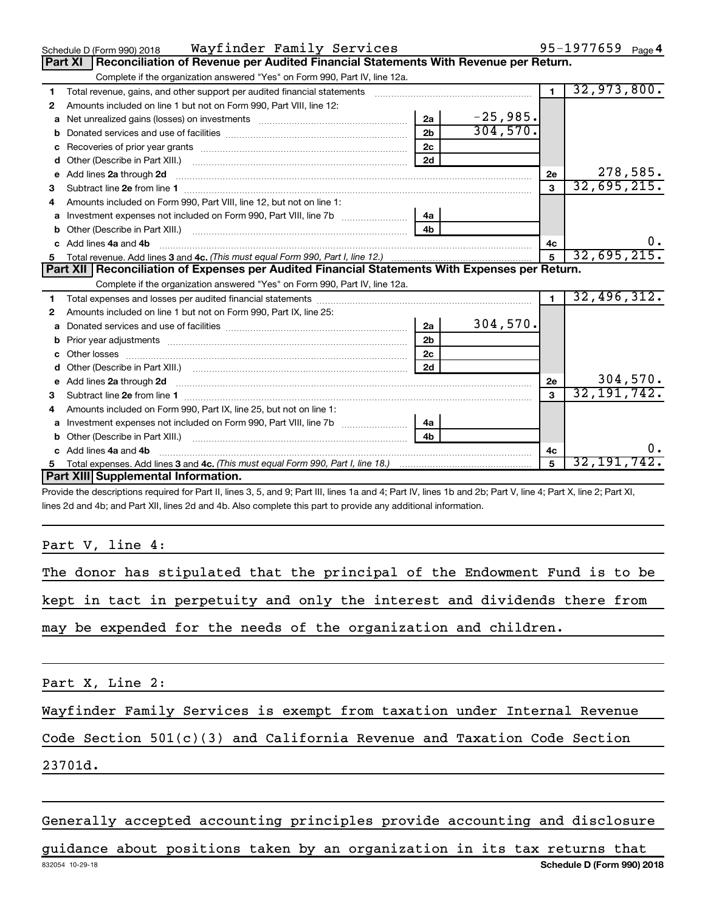Schedule D (Form 990) 2018 Wayfinder Family Services 95-1977659 Page 4

## Part XI Reconciliation of Revenue per Audited Financial Statements With Revenue per Return.

Complete if the organization answered "Yes" on Form 990, Part IV, line 12a.

| | | | | | |
|---|---|---|---|---|---|
| 1 | Total revenue, gains, and other support per audited financial statements | | | 1 | 32,973,800. |
| 2 | Amounts included on line 1 but not on Form 990, Part VIII, line 12: | | | | |
| a | Net unrealized gains (losses) on investments | 2a | -25,985. | | |
| b | Donated services and use of facilities | 2b | 304,570. | | |
| c | Recoveries of prior year grants | 2c | | | |
| d | Other (Describe in Part XIII.) | 2d | | | |
| e | Add lines 2a through 2d | | | 2e | 278,585. |
| 3 | Subtract line 2e from line 1 | | | 3 | 32,695,215. |
| 4 | Amounts included on Form 990, Part VIII, line 12, but not on line 1: | | | | |
| a | Investment expenses not included on Form 990, Part VIII, line 7b | 4a | | | |
| b | Other (Describe in Part XIII.) | 4b | | | |
| c | Add lines 4a and 4b | | | 4c | 0. |
| 5 | Total revenue. Add lines 3 and 4c. *(This must equal Form 990, Part I, line 12.)* | | | 5 | 32,695,215. |

## Part XII Reconciliation of Expenses per Audited Financial Statements With Expenses per Return.

Complete if the organization answered "Yes" on Form 990, Part IV, line 12a.

| | | | | | |
|---|---|---|---|---|---|
| 1 | Total expenses and losses per audited financial statements | | | 1 | 32,496,312. |
| 2 | Amounts included on line 1 but not on Form 990, Part IX, line 25: | | | | |
| a | Donated services and use of facilities | 2a | 304,570. | | |
| b | Prior year adjustments | 2b | | | |
| c | Other losses | 2c | | | |
| d | Other (Describe in Part XIII.) | 2d | | | |
| e | Add lines 2a through 2d | | | 2e | 304,570. |
| 3 | Subtract line 2e from line 1 | | | 3 | 32,191,742. |
| 4 | Amounts included on Form 990, Part IX, line 25, but not on line 1: | | | | |
| a | Investment expenses not included on Form 990, Part VIII, line 7b | 4a | | | |
| b | Other (Describe in Part XIII.) | 4b | | | |
| c | Add lines 4a and 4b | | | 4c | 0. |
| 5 | Total expenses. Add lines 3 and 4c. *(This must equal Form 990, Part I, line 18.)* | | | 5 | 32,191,742. |

## Part XIII Supplemental Information.

Provide the descriptions required for Part II, lines 3, 5, and 9; Part III, lines 1a and 4; Part IV, lines 1b and 2b; Part V, line 4; Part X, line 2; Part XI, lines 2d and 4b; and Part XII, lines 2d and 4b. Also complete this part to provide any additional information.

Part V, line 4:

The donor has stipulated that the principal of the Endowment Fund is to be kept in tact in perpetuity and only the interest and dividends there from may be expended for the needs of the organization and children.

Part X, Line 2:

Wayfinder Family Services is exempt from taxation under Internal Revenue Code Section 501(c)(3) and California Revenue and Taxation Code Section 23701d.

Generally accepted accounting principles provide accounting and disclosure guidance about positions taken by an organization in its tax returns that

832054 10-29-18 Schedule D (Form 990) 2018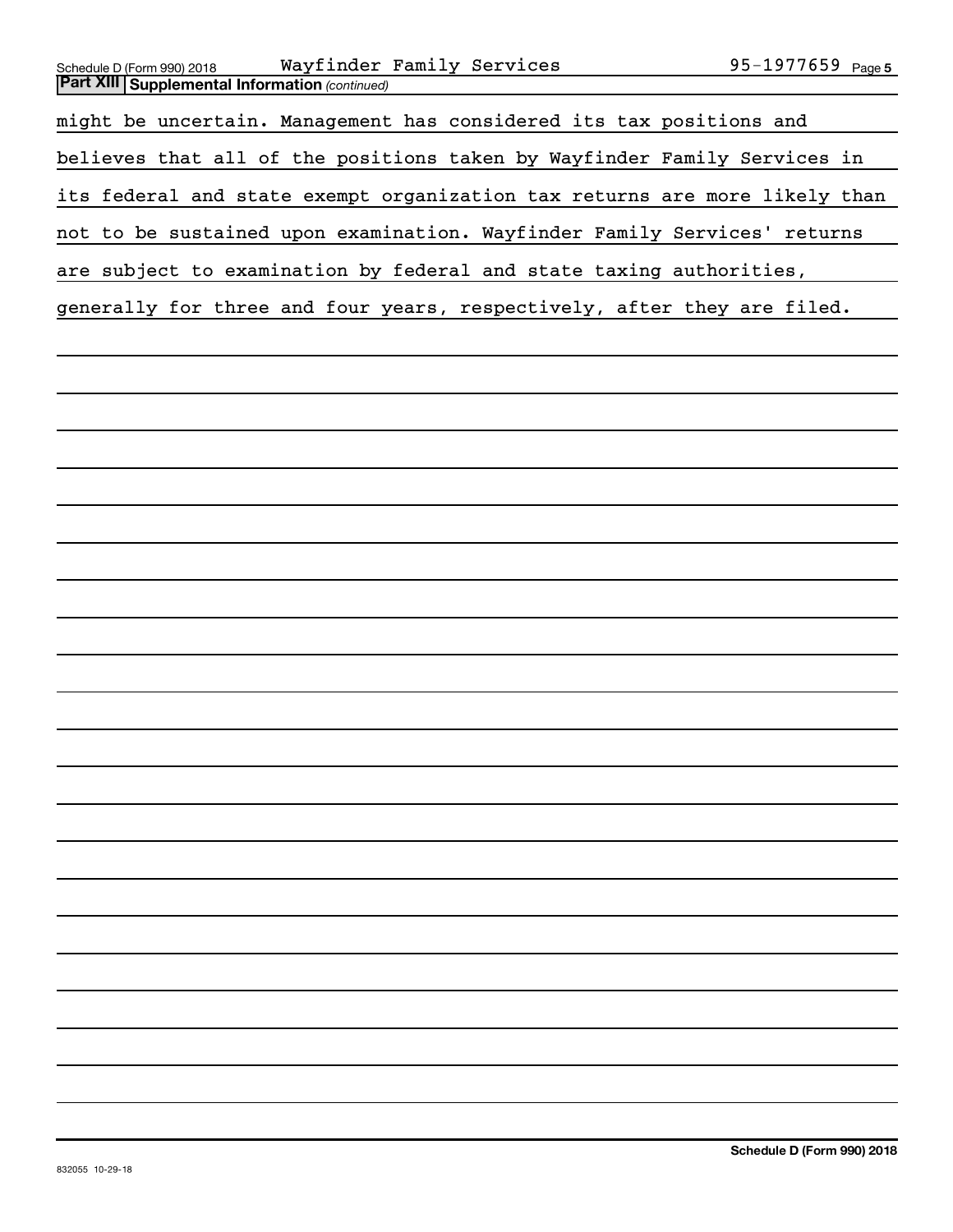**Part XIII Supplemental Information** *(continued)*

might be uncertain. Management has considered its tax positions and believes that all of the positions taken by Wayfinder Family Services in its federal and state exempt organization tax returns are more likely than not to be sustained upon examination. Wayfinder Family Services' returns are subject to examination by federal and state taxing authorities, generally for three and four years, respectively, after they are filed.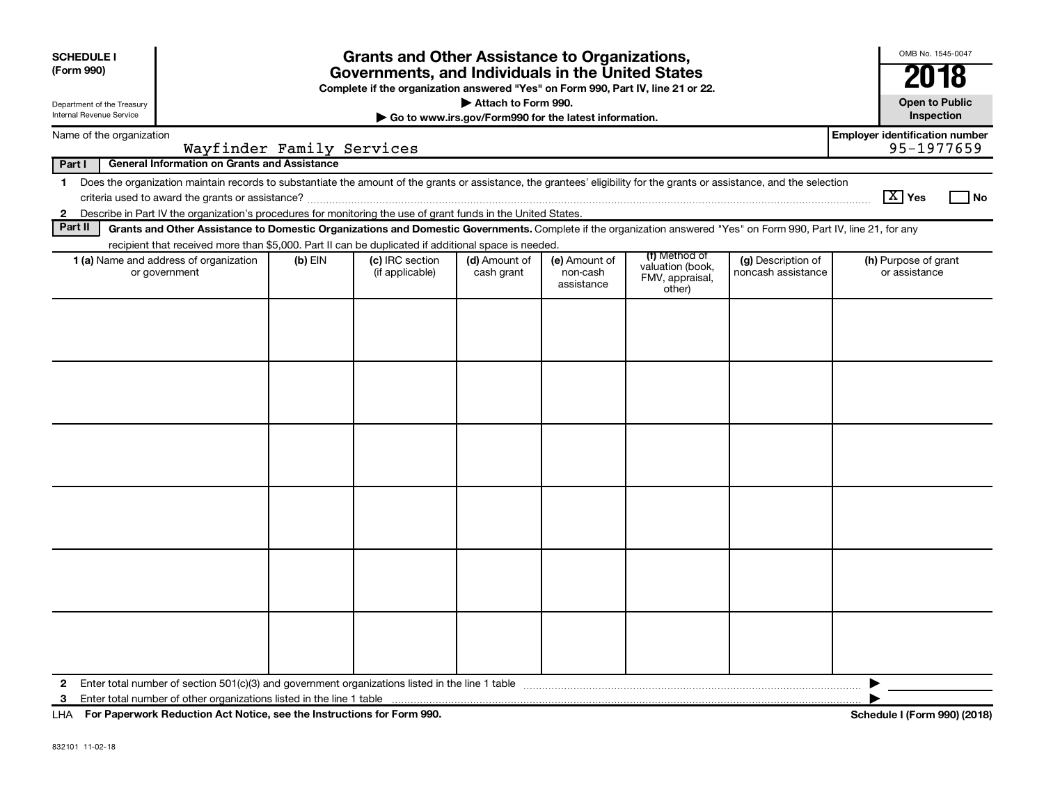**SCHEDULE I (Form 990)**

Department of the Treasury
Internal Revenue Service

# Grants and Other Assistance to Organizations, Governments, and Individuals in the United States

**Complete if the organization answered "Yes" on Form 990, Part IV, line 21 or 22.**

**▶ Attach to Form 990.**

**▶ Go to www.irs.gov/Form990 for the latest information.**

OMB No. 1545-0047

**2018**

**Open to Public Inspection**

Name of the organization: Wayfinder Family Services

**Employer identification number** 95-1977659

**Part I — General Information on Grants and Assistance**

1 Does the organization maintain records to substantiate the amount of the grants or assistance, the grantees' eligibility for the grants or assistance, and the selection criteria used to award the grants or assistance? [X] Yes [ ] No

2 Describe in Part IV the organization's procedures for monitoring the use of grant funds in the United States.

**Part II — Grants and Other Assistance to Domestic Organizations and Domestic Governments.** Complete if the organization answered "Yes" on Form 990, Part IV, line 21, for any recipient that received more than $5,000. Part II can be duplicated if additional space is needed.

| 1 (a) Name and address of organization or government | (b) EIN | (c) IRC section (if applicable) | (d) Amount of cash grant | (e) Amount of non-cash assistance | (f) Method of valuation (book, FMV, appraisal, other) | (g) Description of noncash assistance | (h) Purpose of grant or assistance |
|---|---|---|---|---|---|---|---|
| | | | | | | | |
| | | | | | | | |
| | | | | | | | |
| | | | | | | | |
| | | | | | | | |
| | | | | | | | |

2 Enter total number of section 501(c)(3) and government organizations listed in the line 1 table ▶

3 Enter total number of other organizations listed in the line 1 table ▶

LHA **For Paperwork Reduction Act Notice, see the Instructions for Form 990.** **Schedule I (Form 990) (2018)**

832101 11-02-18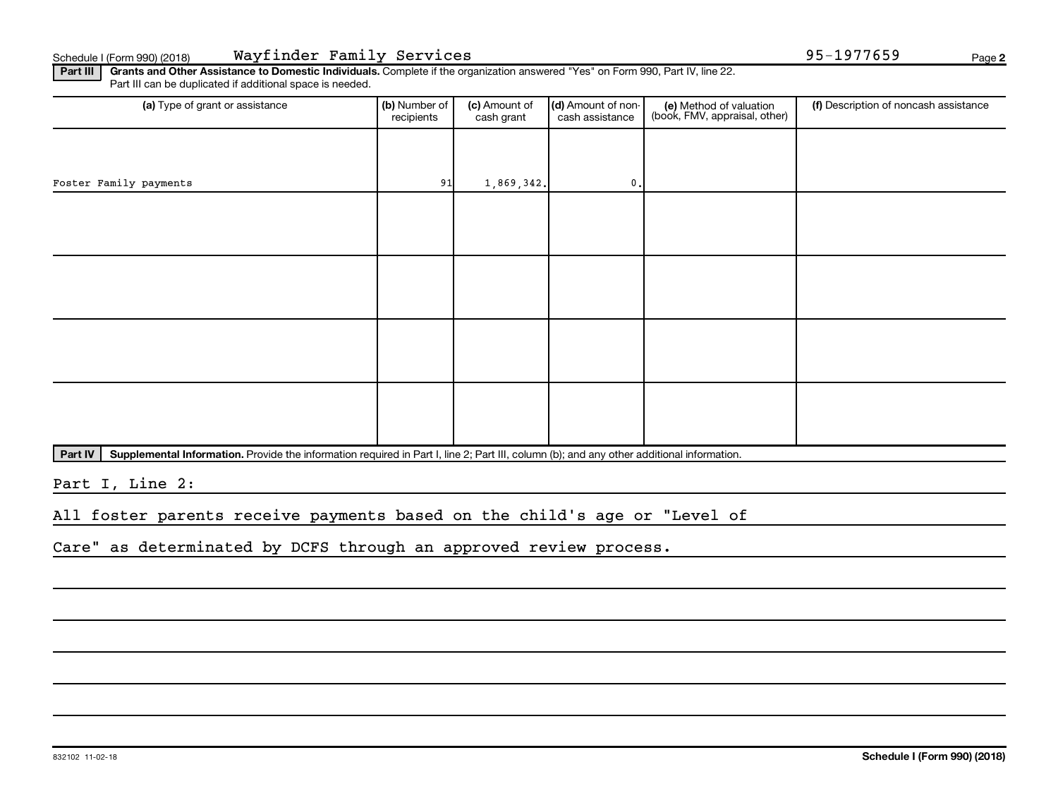Schedule I (Form 990) (2018) Wayfinder Family Services 95-1977659

**Part III** **Grants and Other Assistance to Domestic Individuals.** Complete if the organization answered "Yes" on Form 990, Part IV, line 22. Part III can be duplicated if additional space is needed.

| (a) Type of grant or assistance | (b) Number of recipients | (c) Amount of cash grant | (d) Amount of non-cash assistance | (e) Method of valuation (book, FMV, appraisal, other) | (f) Description of noncash assistance |
|---|---|---|---|---|---|
| Foster Family payments | 91 | 1,869,342. | 0. | | |
| | | | | | |
| | | | | | |
| | | | | | |
| | | | | | |

**Part IV** **Supplemental Information.** Provide the information required in Part I, line 2; Part III, column (b); and any other additional information.

Part I, Line 2:

All foster parents receive payments based on the child's age or "Level of Care" as determined by DCFS through an approved review process.

832102 11-02-18 **Schedule I (Form 990) (2018)**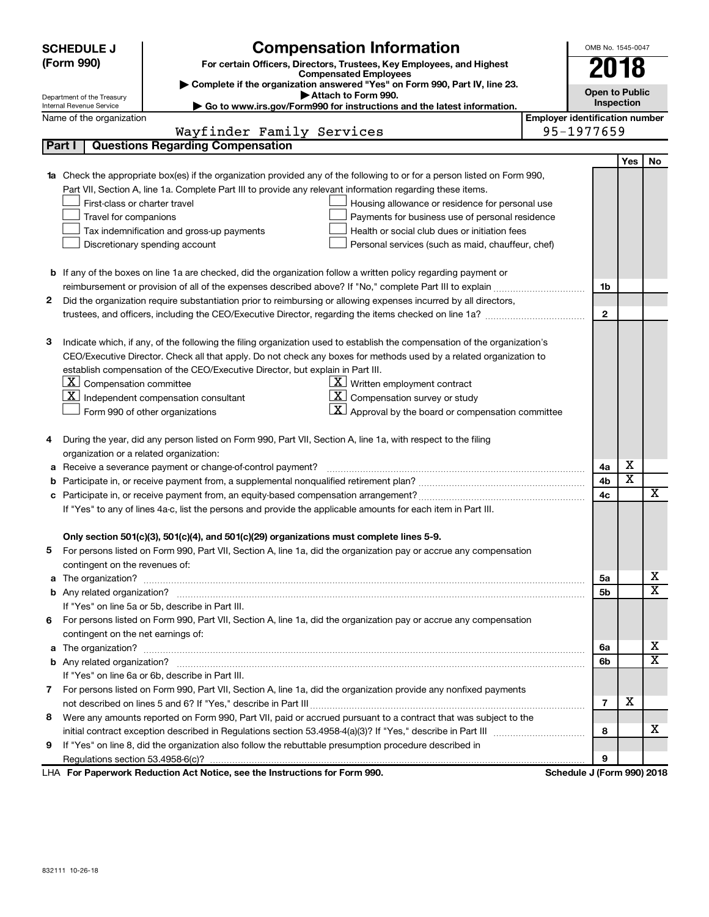**SCHEDULE J (Form 990)**

Department of the Treasury
Internal Revenue Service

# Compensation Information

**For certain Officers, Directors, Trustees, Key Employees, and Highest Compensated Employees**

▶ Complete if the organization answered "Yes" on Form 990, Part IV, line 23.
▶ Attach to Form 990.
▶ Go to www.irs.gov/Form990 for instructions and the latest information.

OMB No. 1545-0047

**2018**

**Open to Public Inspection**

Name of the organization: Wayfinder Family Services

Employer identification number: 95-1977659

## Part I | Questions Regarding Compensation

| | | | Yes | No |
|---|---|---|---|---|
| **1a** | Check the appropriate box(es) if the organization provided any of the following to or for a person listed on Form 990, Part VII, Section A, line 1a. Complete Part III to provide any relevant information regarding these items.<br>☐ First-class or charter travel<br>☐ Travel for companions<br>☐ Tax indemnification and gross-up payments<br>☐ Discretionary spending account<br>☐ Housing allowance or residence for personal use<br>☐ Payments for business use of personal residence<br>☐ Health or social club dues or initiation fees<br>☐ Personal services (such as maid, chauffeur, chef) | | | |
| **b** | If any of the boxes on line 1a are checked, did the organization follow a written policy regarding payment or reimbursement or provision of all of the expenses described above? If "No," complete Part III to explain | 1b | | |
| **2** | Did the organization require substantiation prior to reimbursing or allowing expenses incurred by all directors, trustees, and officers, including the CEO/Executive Director, regarding the items checked on line 1a? | 2 | | |
| **3** | Indicate which, if any, of the following the filing organization used to establish the compensation of the organization's CEO/Executive Director. Check all that apply. Do not check any boxes for methods used by a related organization to establish compensation of the CEO/Executive Director, but explain in Part III.<br>☒ Compensation committee<br>☒ Independent compensation consultant<br>☐ Form 990 of other organizations<br>☒ Written employment contract<br>☒ Compensation survey or study<br>☒ Approval by the board or compensation committee | | | |
| **4** | During the year, did any person listed on Form 990, Part VII, Section A, line 1a, with respect to the filing organization or a related organization: | | | |
| **a** | Receive a severance payment or change-of-control payment? | 4a | X | |
| **b** | Participate in, or receive payment from, a supplemental nonqualified retirement plan? | 4b | X | |
| **c** | Participate in, or receive payment from, an equity-based compensation arrangement? | 4c | | X |
| | If "Yes" to any of lines 4a-c, list the persons and provide the applicable amounts for each item in Part III. | | | |
| | **Only section 501(c)(3), 501(c)(4), and 501(c)(29) organizations must complete lines 5-9.** | | | |
| **5** | For persons listed on Form 990, Part VII, Section A, line 1a, did the organization pay or accrue any compensation contingent on the revenues of: | | | |
| **a** | The organization? | 5a | | X |
| **b** | Any related organization? | 5b | | X |
| | If "Yes" on line 5a or 5b, describe in Part III. | | | |
| **6** | For persons listed on Form 990, Part VII, Section A, line 1a, did the organization pay or accrue any compensation contingent on the net earnings of: | | | |
| **a** | The organization? | 6a | | X |
| **b** | Any related organization? | 6b | | X |
| | If "Yes" on line 6a or 6b, describe in Part III. | | | |
| **7** | For persons listed on Form 990, Part VII, Section A, line 1a, did the organization provide any nonfixed payments not described on lines 5 and 6? If "Yes," describe in Part III | 7 | X | |
| **8** | Were any amounts reported on Form 990, Part VII, paid or accrued pursuant to a contract that was subject to the initial contract exception described in Regulations section 53.4958-4(a)(3)? If "Yes," describe in Part III | 8 | | X |
| **9** | If "Yes" on line 8, did the organization also follow the rebuttable presumption procedure described in Regulations section 53.4958-6(c)? | 9 | | |

LHA **For Paperwork Reduction Act Notice, see the Instructions for Form 990.** **Schedule J (Form 990) 2018**

832111 10-26-18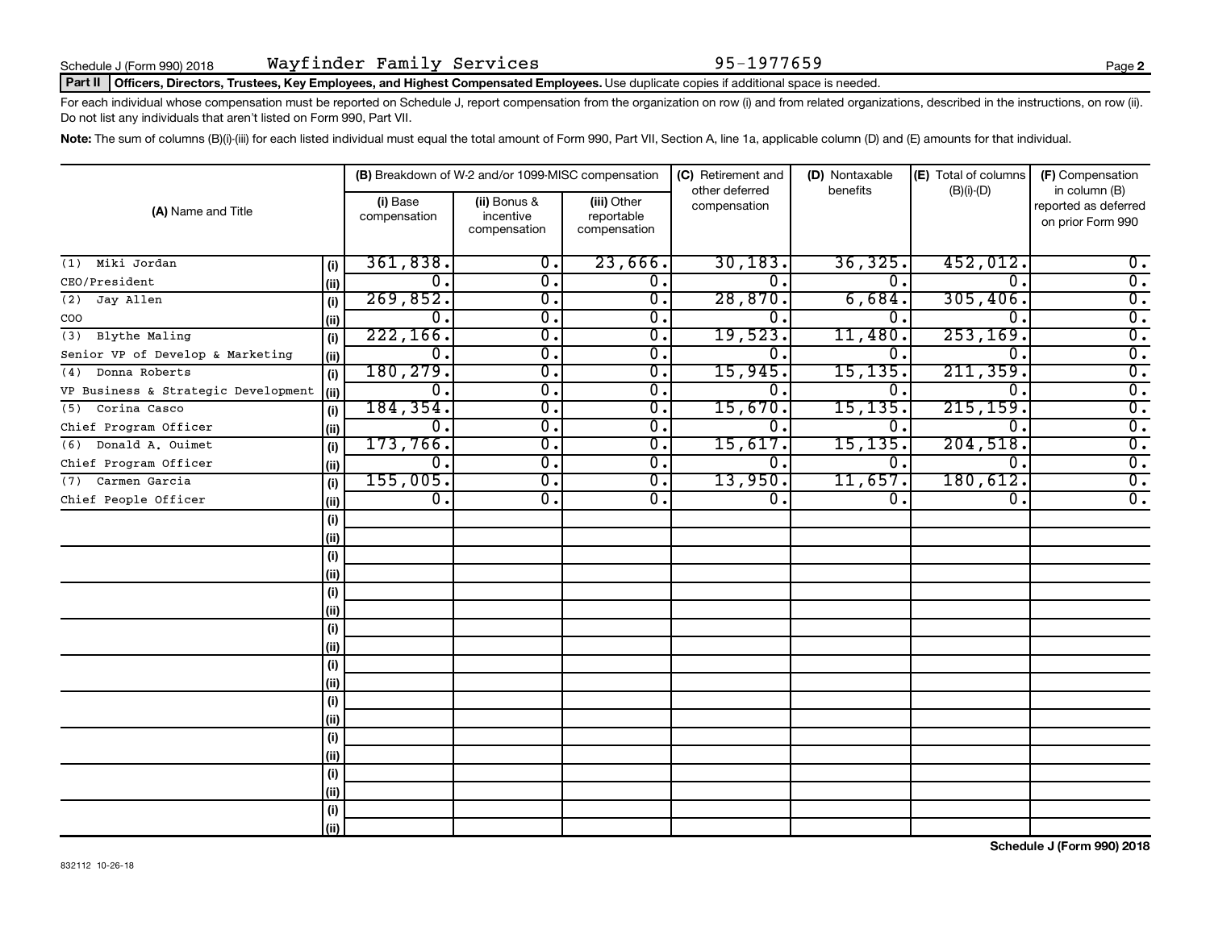Schedule J (Form 990) 2018 Wayfinder Family Services 95-1977659

**Part II Officers, Directors, Trustees, Key Employees, and Highest Compensated Employees.** Use duplicate copies if additional space is needed.

For each individual whose compensation must be reported on Schedule J, report compensation from the organization on row (i) and from related organizations, described in the instructions, on row (ii). Do not list any individuals that aren't listed on Form 990, Part VII.

**Note:** The sum of columns (B)(i)-(iii) for each listed individual must equal the total amount of Form 990, Part VII, Section A, line 1a, applicable column (D) and (E) amounts for that individual.

| (A) Name and Title | | (B) Breakdown of W-2 and/or 1099-MISC compensation | | | (C) Retirement and other deferred compensation | (D) Nontaxable benefits | (E) Total of columns (B)(i)-(D) | (F) Compensation in column (B) reported as deferred on prior Form 990 |
|---|---|---|---|---|---|---|---|---|
| | | (i) Base compensation | (ii) Bonus & incentive compensation | (iii) Other reportable compensation | | | | |
| (1) Miki Jordan | (i) | 361,838. | 0. | 23,666. | 30,183. | 36,325. | 452,012. | 0. |
| CEO/President | (ii) | 0. | 0. | 0. | 0. | 0. | 0. | 0. |
| (2) Jay Allen | (i) | 269,852. | 0. | 0. | 28,870. | 6,684. | 305,406. | 0. |
| COO | (ii) | 0. | 0. | 0. | 0. | 0. | 0. | 0. |
| (3) Blythe Maling | (i) | 222,166. | 0. | 0. | 19,523. | 11,480. | 253,169. | 0. |
| Senior VP of Develop & Marketing | (ii) | 0. | 0. | 0. | 0. | 0. | 0. | 0. |
| (4) Donna Roberts | (i) | 180,279. | 0. | 0. | 15,945. | 15,135. | 211,359. | 0. |
| VP Business & Strategic Development | (ii) | 0. | 0. | 0. | 0. | 0. | 0. | 0. |
| (5) Corina Casco | (i) | 184,354. | 0. | 0. | 15,670. | 15,135. | 215,159. | 0. |
| Chief Program Officer | (ii) | 0. | 0. | 0. | 0. | 0. | 0. | 0. |
| (6) Donald A. Ouimet | (i) | 173,766. | 0. | 0. | 15,617. | 15,135. | 204,518. | 0. |
| Chief Program Officer | (ii) | 0. | 0. | 0. | 0. | 0. | 0. | 0. |
| (7) Carmen Garcia | (i) | 155,005. | 0. | 0. | 13,950. | 11,657. | 180,612. | 0. |
| Chief People Officer | (ii) | 0. | 0. | 0. | 0. | 0. | 0. | 0. |

Schedule J (Form 990) 2018

832112 10-26-18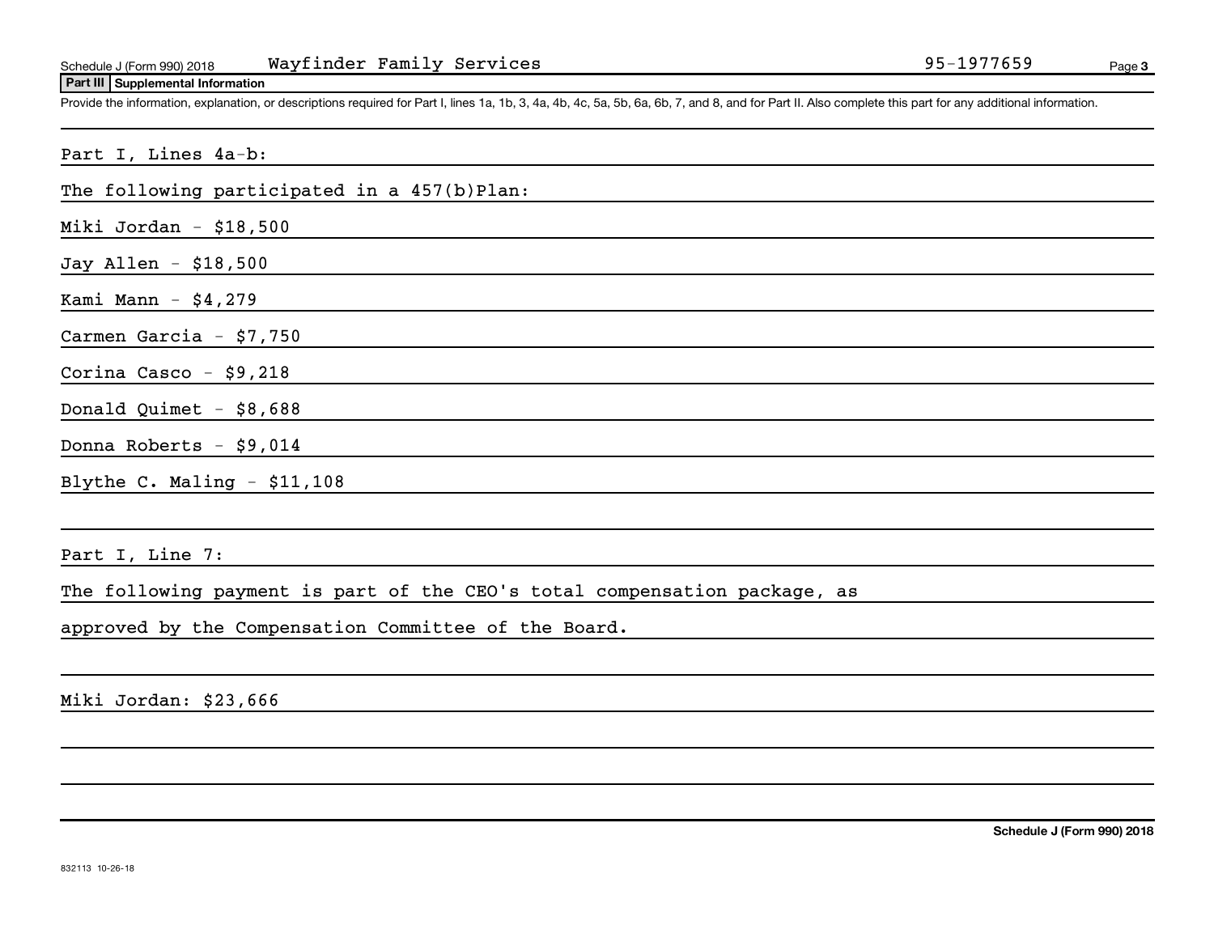Schedule J (Form 990) 2018 Wayfinder Family Services 95-1977659

**Part III Supplemental Information**

Provide the information, explanation, or descriptions required for Part I, lines 1a, 1b, 3, 4a, 4b, 4c, 5a, 5b, 6a, 6b, 7, and 8, and for Part II. Also complete this part for any additional information.

Part I, Lines 4a-b:

The following participated in a 457(b)Plan:

Miki Jordan - $18,500

Jay Allen - $18,500

Kami Mann - $4,279

Carmen Garcia - $7,750

Corina Casco - $9,218

Donald Quimet - $8,688

Donna Roberts - $9,014

Blythe C. Maling - $11,108

Part I, Line 7:

The following payment is part of the CEO's total compensation package, as approved by the Compensation Committee of the Board.

Miki Jordan: $23,666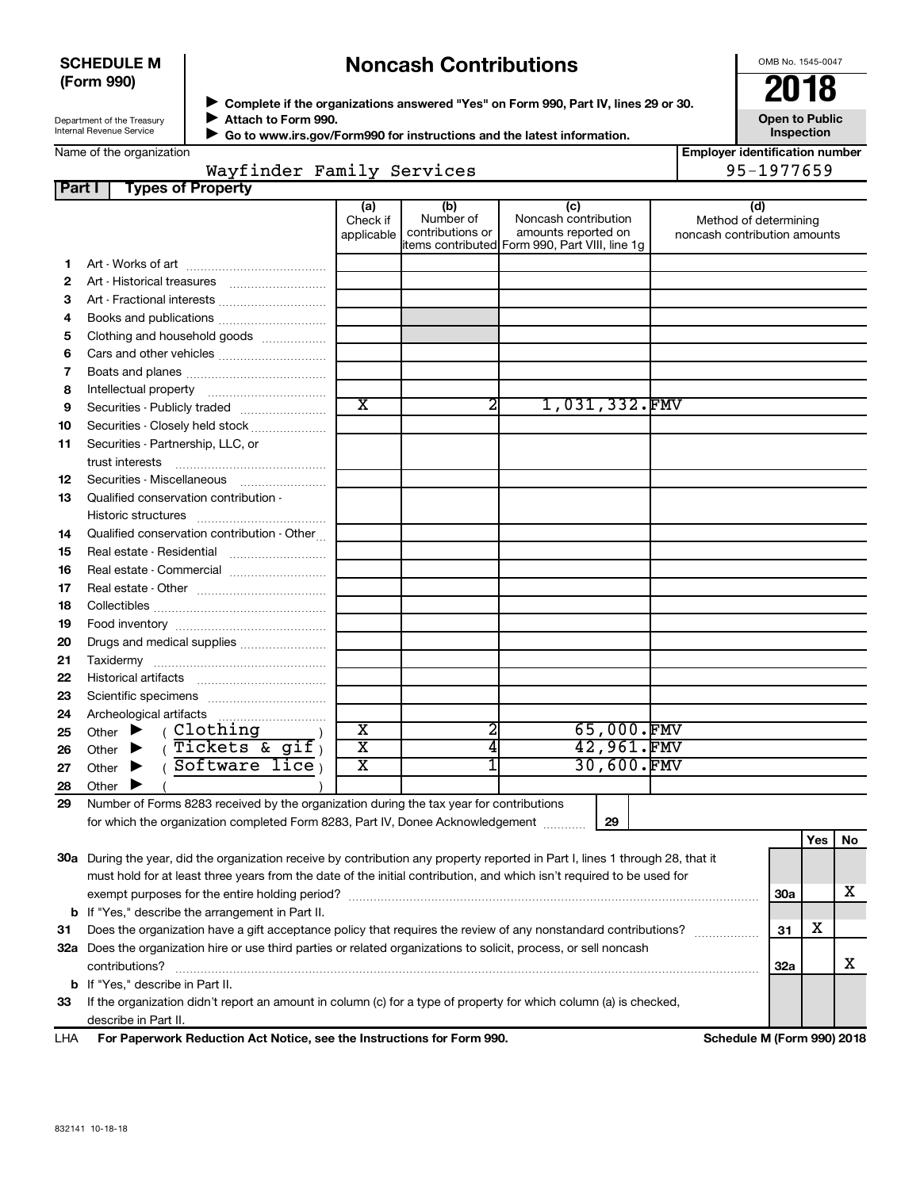**SCHEDULE M (Form 990)**

Department of the Treasury
Internal Revenue Service

# Noncash Contributions

▶ Complete if the organizations answered "Yes" on Form 990, Part IV, lines 29 or 30.
▶ Attach to Form 990.
▶ Go to www.irs.gov/Form990 for instructions and the latest information.

OMB No. 1545-0047

**2018**

**Open to Public Inspection**

Name of the organization: Wayfinder Family Services

Employer identification number: 95-1977659

**Part I Types of Property**

| | | (a) Check if applicable | (b) Number of contributions or items contributed | (c) Noncash contribution amounts reported on Form 990, Part VIII, line 1g | (d) Method of determining noncash contribution amounts |
|---|---|---|---|---|---|
| 1 | Art - Works of art | | | | |
| 2 | Art - Historical treasures | | | | |
| 3 | Art - Fractional interests | | | | |
| 4 | Books and publications | | | | |
| 5 | Clothing and household goods | | | | |
| 6 | Cars and other vehicles | | | | |
| 7 | Boats and planes | | | | |
| 8 | Intellectual property | | | | |
| 9 | Securities - Publicly traded | X | 2 | 1,031,332. | FMV |
| 10 | Securities - Closely held stock | | | | |
| 11 | Securities - Partnership, LLC, or trust interests | | | | |
| 12 | Securities - Miscellaneous | | | | |
| 13 | Qualified conservation contribution - Historic structures | | | | |
| 14 | Qualified conservation contribution - Other | | | | |
| 15 | Real estate - Residential | | | | |
| 16 | Real estate - Commercial | | | | |
| 17 | Real estate - Other | | | | |
| 18 | Collectibles | | | | |
| 19 | Food inventory | | | | |
| 20 | Drugs and medical supplies | | | | |
| 21 | Taxidermy | | | | |
| 22 | Historical artifacts | | | | |
| 23 | Scientific specimens | | | | |
| 24 | Archeological artifacts | | | | |
| 25 | Other ▶ ( Clothing ) | X | 2 | 65,000. | FMV |
| 26 | Other ▶ ( Tickets & gif ) | X | 4 | 42,961. | FMV |
| 27 | Other ▶ ( Software lice ) | X | 1 | 30,600. | FMV |
| 28 | Other ▶ ( ) | | | | |

29 Number of Forms 8283 received by the organization during the tax year for contributions for which the organization completed Form 8283, Part IV, Donee Acknowledgement ..... 29

| | | | Yes | No |
|---|---|---|---|---|
| 30a | During the year, did the organization receive by contribution any property reported in Part I, lines 1 through 28, that it must hold for at least three years from the date of the initial contribution, and which isn't required to be used for exempt purposes for the entire holding period? | 30a | | X |
| b | If "Yes," describe the arrangement in Part II. | | | |
| 31 | Does the organization have a gift acceptance policy that requires the review of any nonstandard contributions? | 31 | X | |
| 32a | Does the organization hire or use third parties or related organizations to solicit, process, or sell noncash contributions? | 32a | | X |
| b | If "Yes," describe in Part II. | | | |
| 33 | If the organization didn't report an amount in column (c) for a type of property for which column (a) is checked, describe in Part II. | | | |

LHA For Paperwork Reduction Act Notice, see the Instructions for Form 990. Schedule M (Form 990) 2018

832141 10-18-18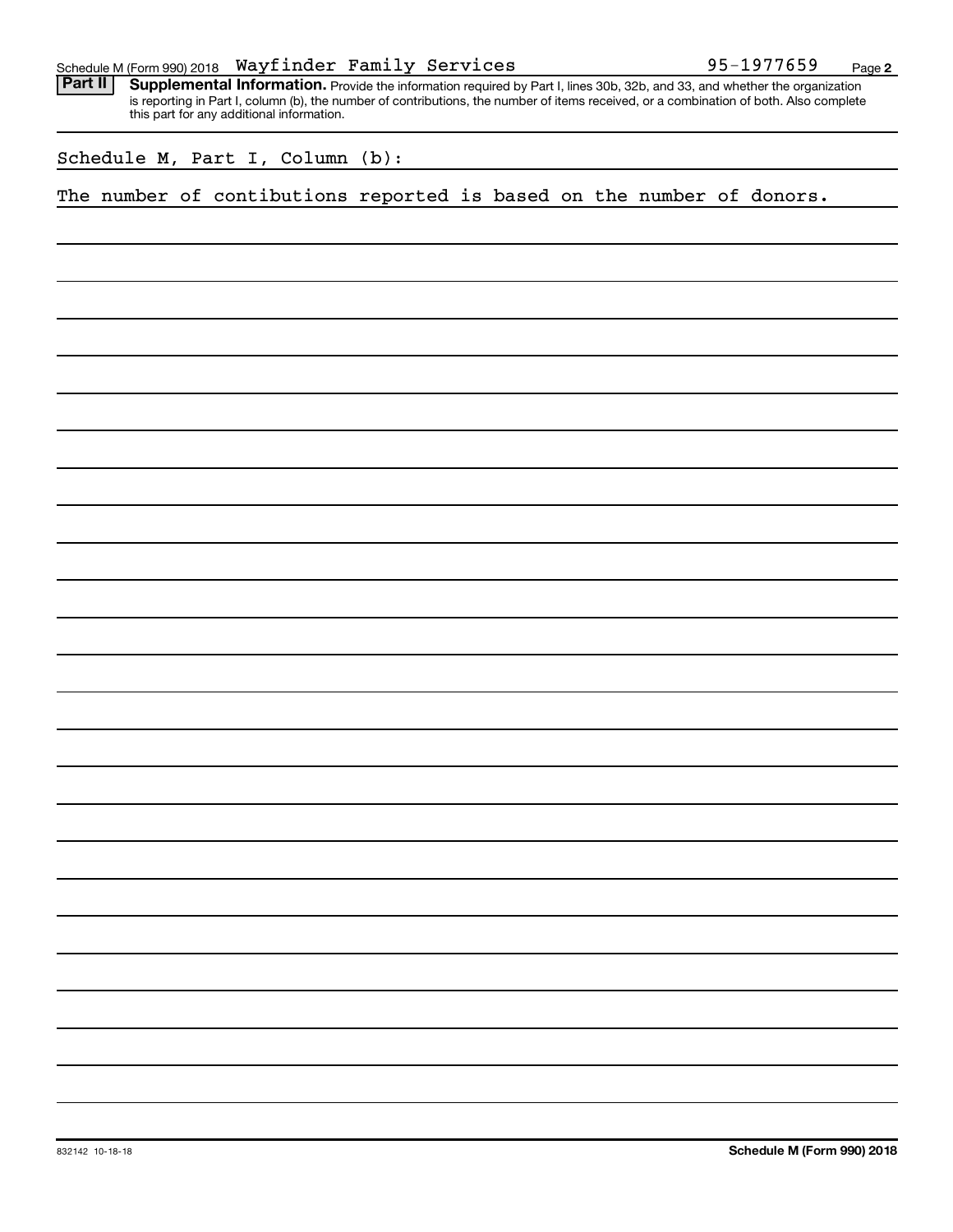Schedule M (Form 990) 2018 Wayfinder Family Services 95-1977659

**Part II** **Supplemental Information.** Provide the information required by Part I, lines 30b, 32b, and 33, and whether the organization is reporting in Part I, column (b), the number of contributions, the number of items received, or a combination of both. Also complete this part for any additional information.

Schedule M, Part I, Column (b):

The number of contibutions reported is based on the number of donors.

832142 10-18-18

**Schedule M (Form 990) 2018**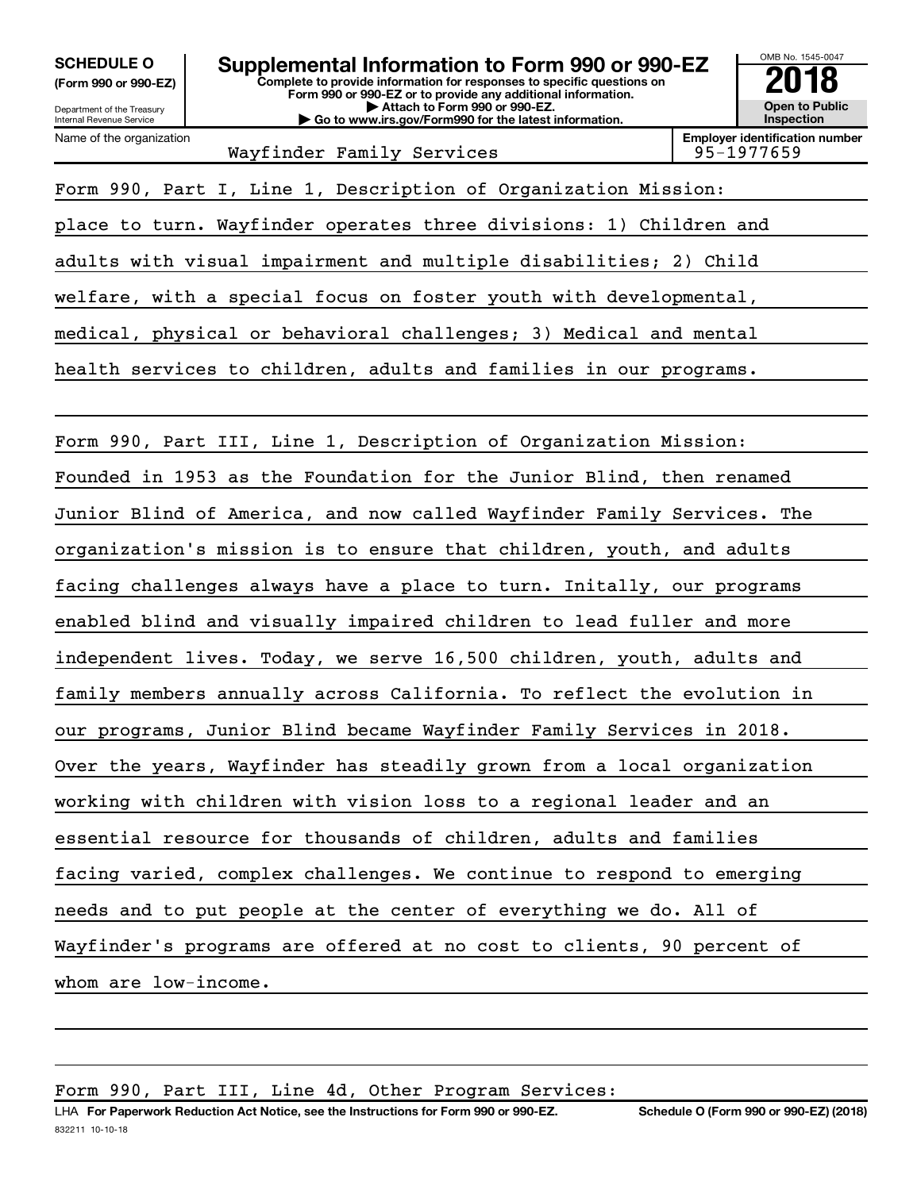**SCHEDULE O**
**(Form 990 or 990-EZ)**

Department of the Treasury
Internal Revenue Service

# Supplemental Information to Form 990 or 990-EZ

**Complete to provide information for responses to specific questions on Form 990 or 990-EZ or to provide any additional information.**
**▶ Attach to Form 990 or 990-EZ.**
**▶ Go to www.irs.gov/Form990 for the latest information.**

OMB No. 1545-0047
**2018**
**Open to Public Inspection**

| Name of the organization | Employer identification number |
|---|---|
| Wayfinder Family Services | 95-1977659 |

Form 990, Part I, Line 1, Description of Organization Mission:

place to turn. Wayfinder operates three divisions: 1) Children and adults with visual impairment and multiple disabilities; 2) Child welfare, with a special focus on foster youth with developmental, medical, physical or behavioral challenges; 3) Medical and mental health services to children, adults and families in our programs.

Form 990, Part III, Line 1, Description of Organization Mission:

Founded in 1953 as the Foundation for the Junior Blind, then renamed Junior Blind of America, and now called Wayfinder Family Services. The organization's mission is to ensure that children, youth, and adults facing challenges always have a place to turn. Initally, our programs enabled blind and visually impaired children to lead fuller and more independent lives. Today, we serve 16,500 children, youth, adults and family members annually across California. To reflect the evolution in our programs, Junior Blind became Wayfinder Family Services in 2018. Over the years, Wayfinder has steadily grown from a local organization working with children with vision loss to a regional leader and an essential resource for thousands of children, adults and families facing varied, complex challenges. We continue to respond to emerging needs and to put people at the center of everything we do. All of Wayfinder's programs are offered at no cost to clients, 90 percent of whom are low-income.

Form 990, Part III, Line 4d, Other Program Services:

LHA **For Paperwork Reduction Act Notice, see the Instructions for Form 990 or 990-EZ.** **Schedule O (Form 990 or 990-EZ) (2018)**

832211 10-10-18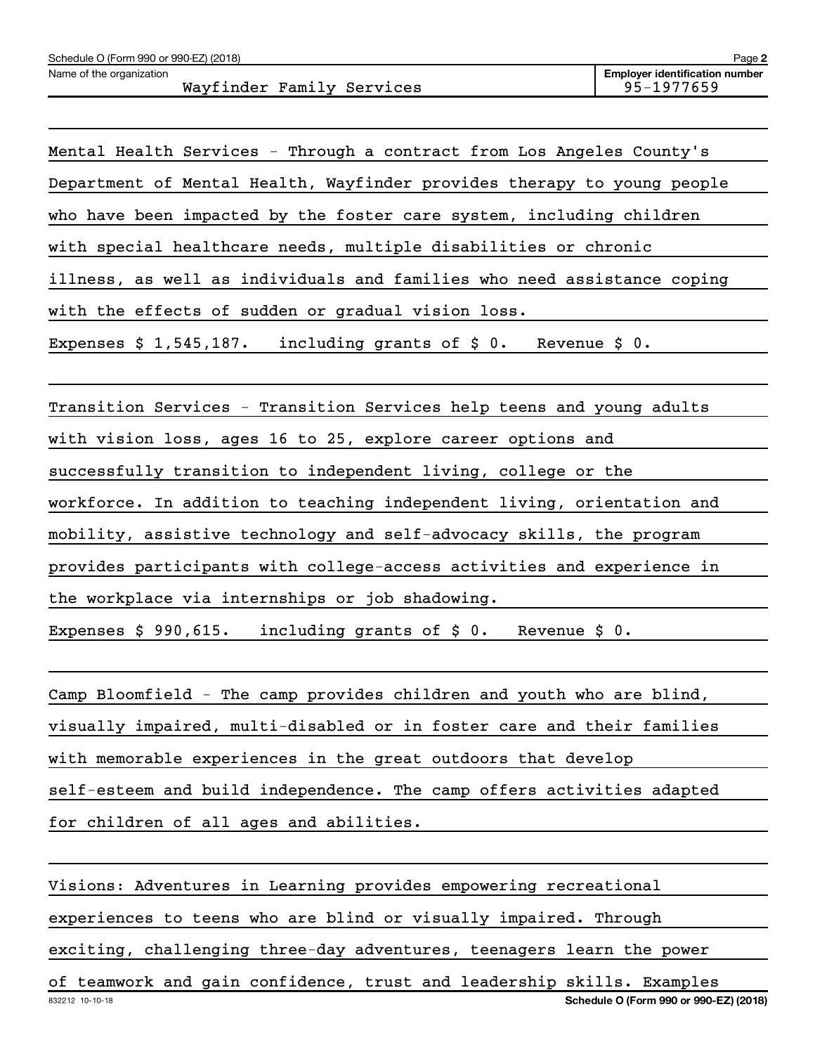Schedule O (Form 990 or 990-EZ) (2018)

Name of the organization: Wayfinder Family Services

Employer identification number: 95-1977659

Mental Health Services - Through a contract from Los Angeles County's Department of Mental Health, Wayfinder provides therapy to young people who have been impacted by the foster care system, including children with special healthcare needs, multiple disabilities or chronic illness, as well as individuals and families who need assistance coping with the effects of sudden or gradual vision loss.

Expenses $ 1,545,187. including grants of $ 0. Revenue $ 0.

Transition Services - Transition Services help teens and young adults with vision loss, ages 16 to 25, explore career options and successfully transition to independent living, college or the workforce. In addition to teaching independent living, orientation and mobility, assistive technology and self-advocacy skills, the program provides participants with college-access activities and experience in the workplace via internships or job shadowing.

Expenses $ 990,615. including grants of $ 0. Revenue $ 0.

Camp Bloomfield - The camp provides children and youth who are blind, visually impaired, multi-disabled or in foster care and their families with memorable experiences in the great outdoors that develop self-esteem and build independence. The camp offers activities adapted for children of all ages and abilities.

Visions: Adventures in Learning provides empowering recreational experiences to teens who are blind or visually impaired. Through exciting, challenging three-day adventures, teenagers learn the power of teamwork and gain confidence, trust and leadership skills. Examples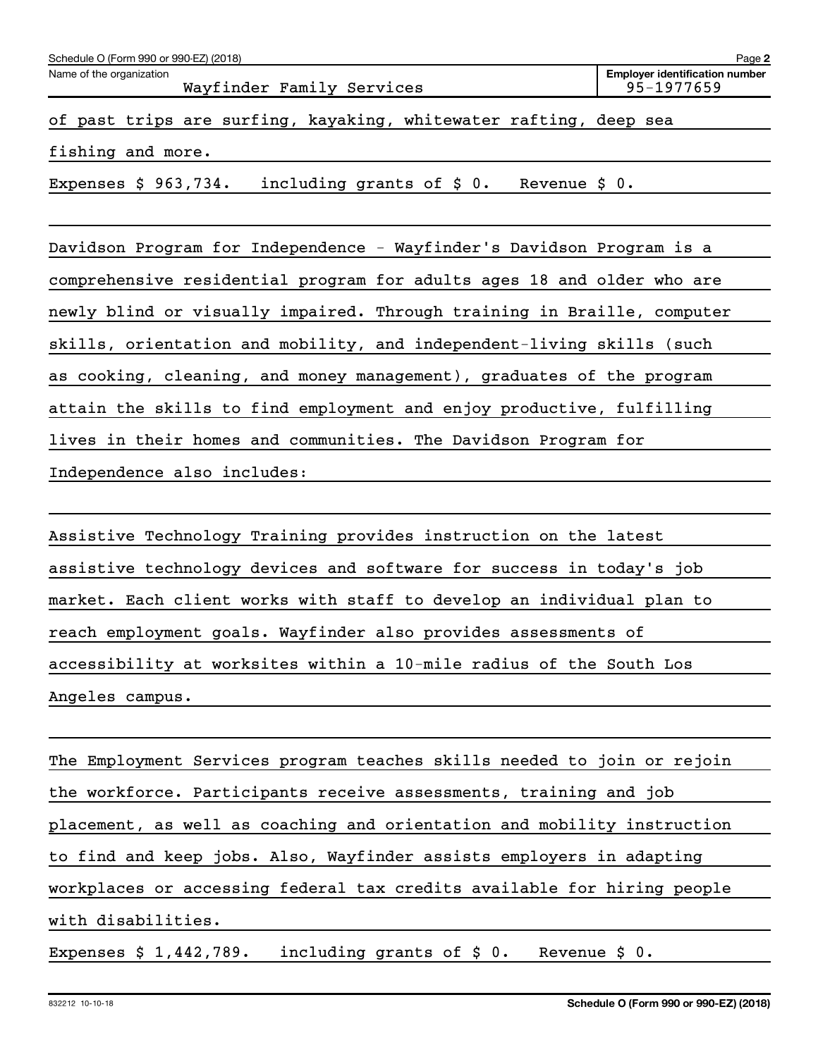of past trips are surfing, kayaking, whitewater rafting, deep sea fishing and more.

Expenses $ 963,734.   including grants of $ 0.   Revenue $ 0.

Davidson Program for Independence - Wayfinder's Davidson Program is a comprehensive residential program for adults ages 18 and older who are newly blind or visually impaired. Through training in Braille, computer skills, orientation and mobility, and independent-living skills (such as cooking, cleaning, and money management), graduates of the program attain the skills to find employment and enjoy productive, fulfilling lives in their homes and communities. The Davidson Program for Independence also includes:

Assistive Technology Training provides instruction on the latest assistive technology devices and software for success in today's job market. Each client works with staff to develop an individual plan to reach employment goals. Wayfinder also provides assessments of accessibility at worksites within a 10-mile radius of the South Los Angeles campus.

The Employment Services program teaches skills needed to join or rejoin the workforce. Participants receive assessments, training and job placement, as well as coaching and orientation and mobility instruction to find and keep jobs. Also, Wayfinder assists employers in adapting workplaces or accessing federal tax credits available for hiring people with disabilities.

Expenses $ 1,442,789.   including grants of $ 0.   Revenue $ 0.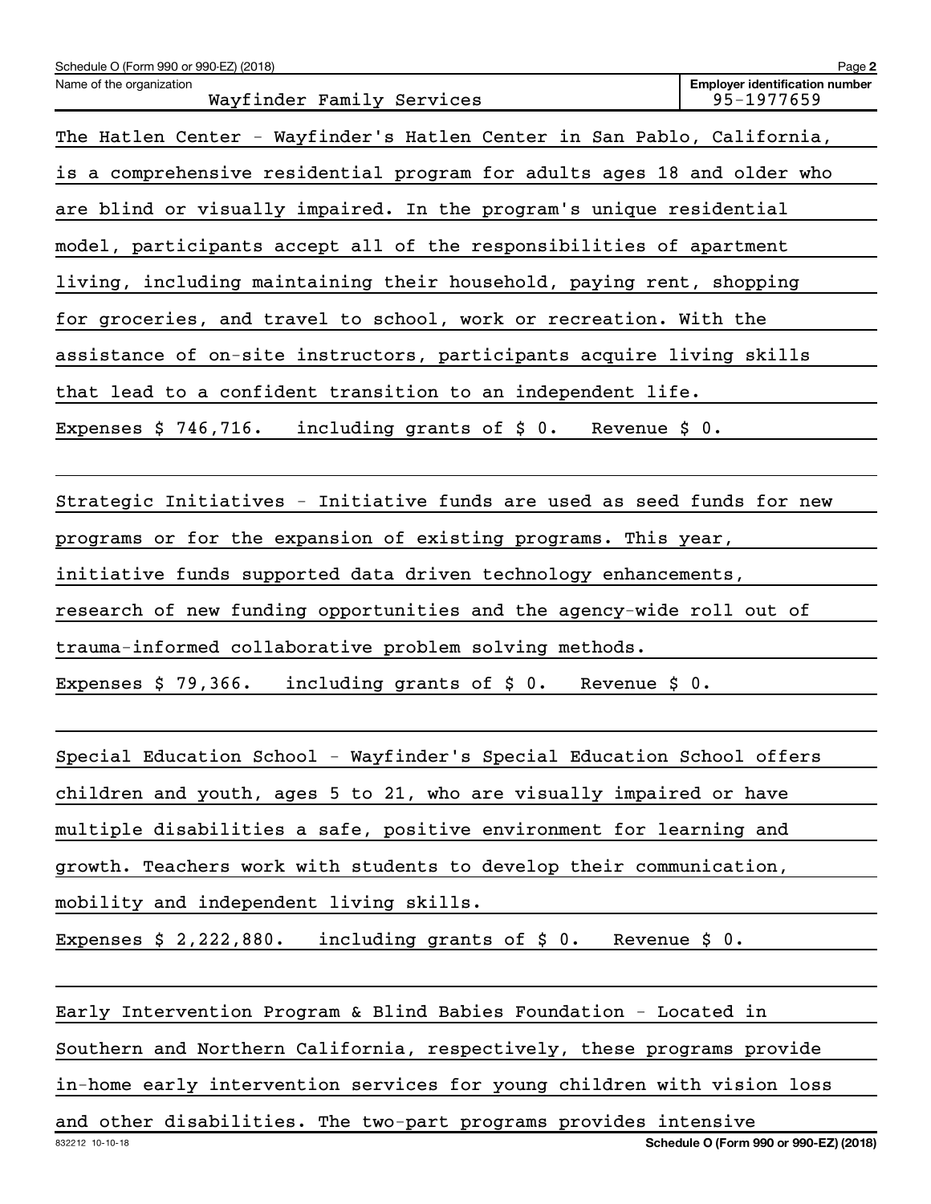Name of the organization: Wayfinder Family Services

Employer identification number: 95-1977659

The Hatlen Center - Wayfinder's Hatlen Center in San Pablo, California, is a comprehensive residential program for adults ages 18 and older who are blind or visually impaired. In the program's unique residential model, participants accept all of the responsibilities of apartment living, including maintaining their household, paying rent, shopping for groceries, and travel to school, work or recreation. With the assistance of on-site instructors, participants acquire living skills that lead to a confident transition to an independent life.

Expenses $ 746,716. including grants of $ 0. Revenue $ 0.

Strategic Initiatives - Initiative funds are used as seed funds for new programs or for the expansion of existing programs. This year, initiative funds supported data driven technology enhancements, research of new funding opportunities and the agency-wide roll out of trauma-informed collaborative problem solving methods.

Expenses $ 79,366. including grants of $ 0. Revenue $ 0.

Special Education School - Wayfinder's Special Education School offers children and youth, ages 5 to 21, who are visually impaired or have multiple disabilities a safe, positive environment for learning and growth. Teachers work with students to develop their communication, mobility and independent living skills.

Expenses $ 2,222,880. including grants of $ 0. Revenue $ 0.

Early Intervention Program & Blind Babies Foundation - Located in Southern and Northern California, respectively, these programs provide in-home early intervention services for young children with vision loss and other disabilities. The two-part programs provides intensive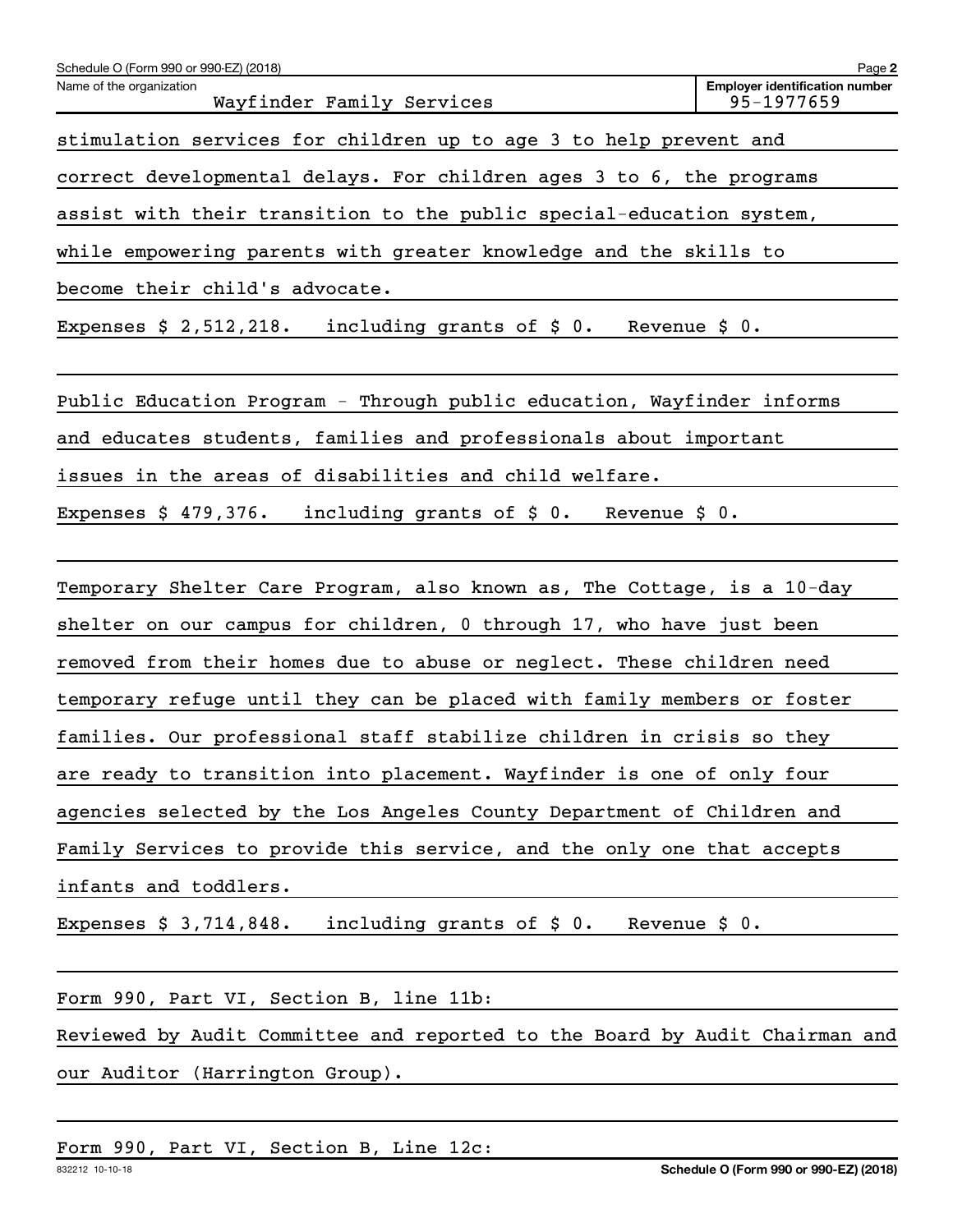Schedule O (Form 990 or 990-EZ) (2018)

Name of the organization: Wayfinder Family Services

Employer identification number: 95-1977659

stimulation services for children up to age 3 to help prevent and correct developmental delays. For children ages 3 to 6, the programs assist with their transition to the public special-education system, while empowering parents with greater knowledge and the skills to become their child's advocate.

Expenses $ 2,512,218. including grants of $ 0. Revenue $ 0.

Public Education Program - Through public education, Wayfinder informs and educates students, families and professionals about important issues in the areas of disabilities and child welfare.

Expenses $ 479,376. including grants of $ 0. Revenue $ 0.

Temporary Shelter Care Program, also known as, The Cottage, is a 10-day shelter on our campus for children, 0 through 17, who have just been removed from their homes due to abuse or neglect. These children need temporary refuge until they can be placed with family members or foster families. Our professional staff stabilize children in crisis so they are ready to transition into placement. Wayfinder is one of only four agencies selected by the Los Angeles County Department of Children and Family Services to provide this service, and the only one that accepts infants and toddlers.

Expenses $ 3,714,848. including grants of $ 0. Revenue $ 0.

Form 990, Part VI, Section B, line 11b:

Reviewed by Audit Committee and reported to the Board by Audit Chairman and our Auditor (Harrington Group).

Form 990, Part VI, Section B, Line 12c: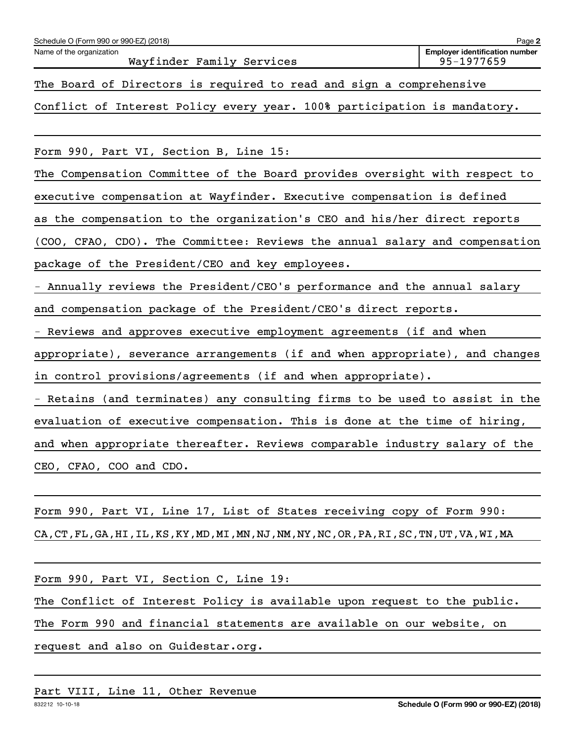Schedule O (Form 990 or 990-EZ) (2018)

Name of the organization: Wayfinder Family Services

Employer identification number: 95-1977659

The Board of Directors is required to read and sign a comprehensive Conflict of Interest Policy every year. 100% participation is mandatory.

Form 990, Part VI, Section B, Line 15:

The Compensation Committee of the Board provides oversight with respect to executive compensation at Wayfinder. Executive compensation is defined as the compensation to the organization's CEO and his/her direct reports (COO, CFAO, CDO). The Committee: Reviews the annual salary and compensation package of the President/CEO and key employees.

- Annually reviews the President/CEO's performance and the annual salary and compensation package of the President/CEO's direct reports.
- Reviews and approves executive employment agreements (if and when appropriate), severance arrangements (if and when appropriate), and changes in control provisions/agreements (if and when appropriate).
- Retains (and terminates) any consulting firms to be used to assist in the evaluation of executive compensation. This is done at the time of hiring, and when appropriate thereafter. Reviews comparable industry salary of the CEO, CFAO, COO and CDO.

Form 990, Part VI, Line 17, List of States receiving copy of Form 990:

CA,CT,FL,GA,HI,IL,KS,KY,MD,MI,MN,NJ,NM,NY,NC,OR,PA,RI,SC,TN,UT,VA,WI,MA

Form 990, Part VI, Section C, Line 19:

The Conflict of Interest Policy is available upon request to the public. The Form 990 and financial statements are available on our website, on request and also on Guidestar.org.

Part VIII, Line 11, Other Revenue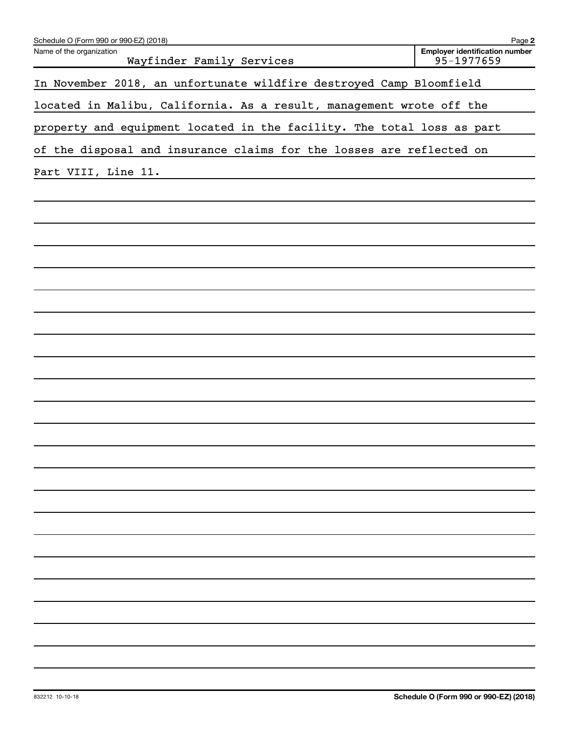Name of the organization: Wayfinder Family Services

Employer identification number: 95-1977659

In November 2018, an unfortunate wildfire destroyed Camp Bloomfield located in Malibu, California. As a result, management wrote off the property and equipment located in the facility. The total loss as part of the disposal and insurance claims for the losses are reflected on Part VIII, Line 11.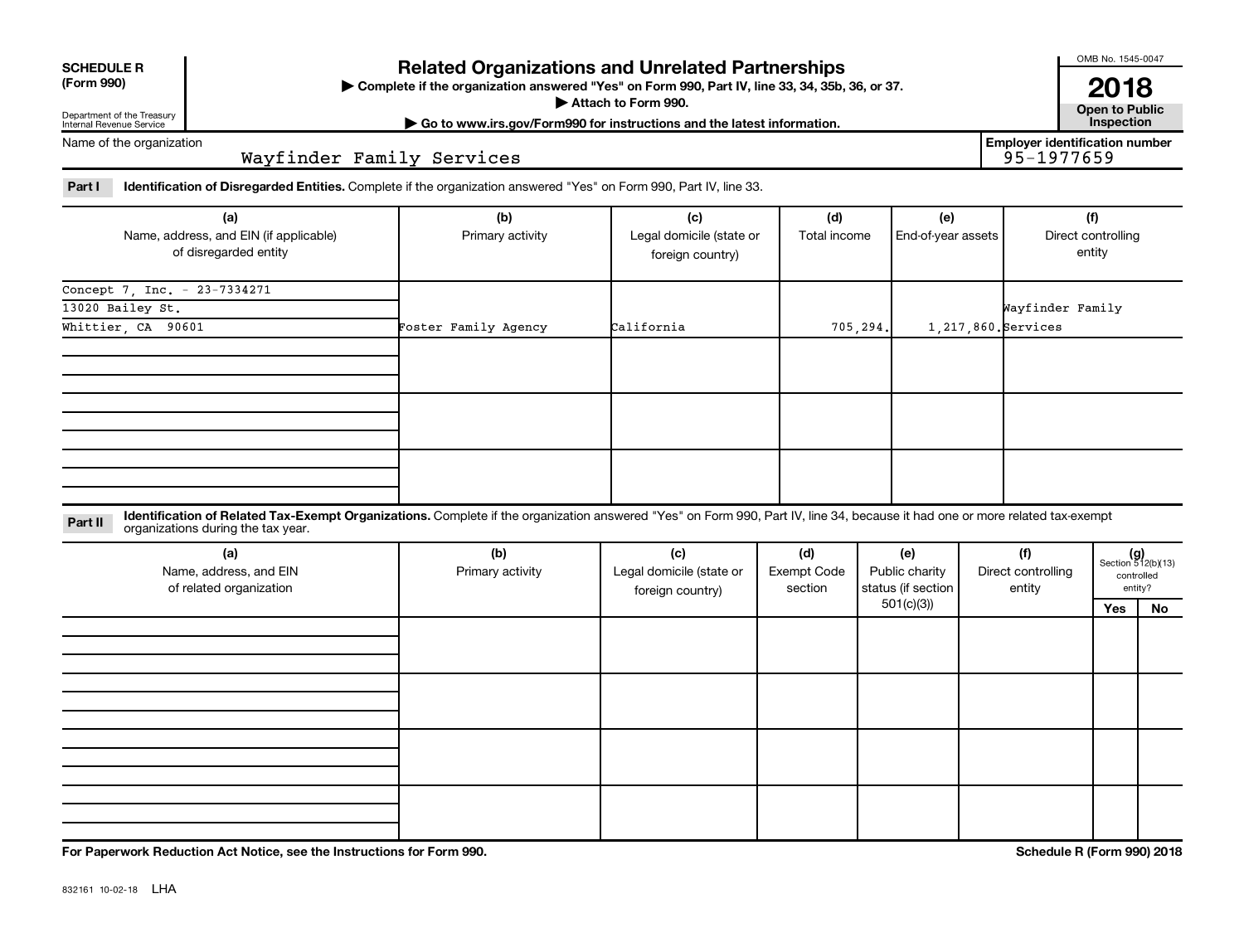**SCHEDULE R (Form 990)**

Department of the Treasury
Internal Revenue Service

# Related Organizations and Unrelated Partnerships

▶ Complete if the organization answered "Yes" on Form 990, Part IV, line 33, 34, 35b, 36, or 37.
▶ Attach to Form 990.
▶ Go to www.irs.gov/Form990 for instructions and the latest information.

OMB No. 1545-0047

**2018**

**Open to Public Inspection**

Name of the organization: Wayfinder Family Services

Employer identification number: 95-1977659

**Part I** **Identification of Disregarded Entities.** Complete if the organization answered "Yes" on Form 990, Part IV, line 33.

| (a) Name, address, and EIN (if applicable) of disregarded entity | (b) Primary activity | (c) Legal domicile (state or foreign country) | (d) Total income | (e) End-of-year assets | (f) Direct controlling entity |
|---|---|---|---|---|---|
| Concept 7, Inc. - 23-7334271<br>13020 Bailey St.<br>Whittier, CA 90601 | Foster Family Agency | California | 705,294. | 1,217,860. | Wayfinder Family Services |
| | | | | | |
| | | | | | |
| | | | | | |

**Part II** **Identification of Related Tax-Exempt Organizations.** Complete if the organization answered "Yes" on Form 990, Part IV, line 34, because it had one or more related tax-exempt organizations during the tax year.

| (a) Name, address, and EIN of related organization | (b) Primary activity | (c) Legal domicile (state or foreign country) | (d) Exempt Code section | (e) Public charity status (if section 501(c)(3)) | (f) Direct controlling entity | (g) Section 512(b)(13) controlled entity? Yes | No |
|---|---|---|---|---|---|---|---|
| | | | | | | | |
| | | | | | | | |
| | | | | | | | |
| | | | | | | | |

**For Paperwork Reduction Act Notice, see the Instructions for Form 990.**

**Schedule R (Form 990) 2018**

832161 10-02-18 LHA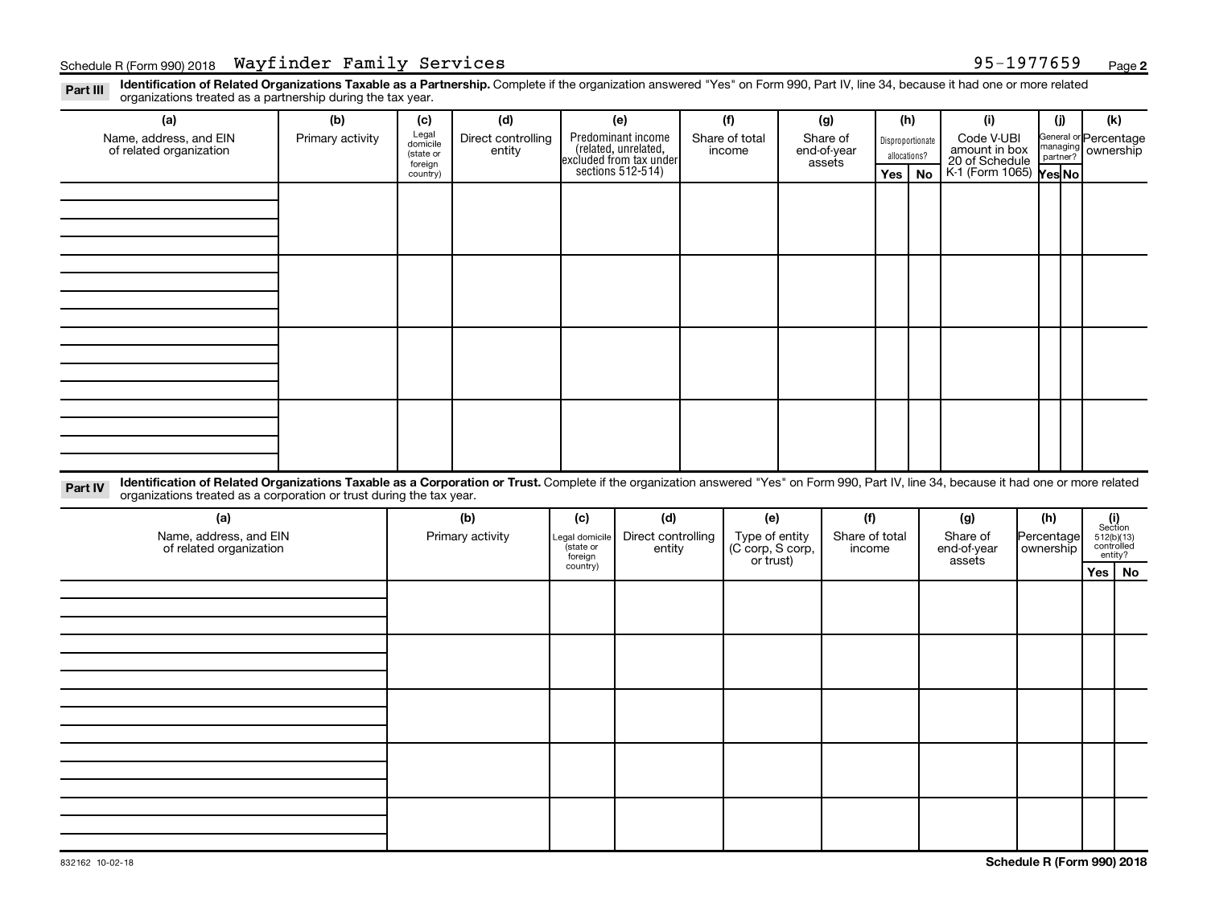Schedule R (Form 990) 2018 Wayfinder Family Services 95-1977659 Page **2**

**Part III** **Identification of Related Organizations Taxable as a Partnership.** Complete if the organization answered "Yes" on Form 990, Part IV, line 34, because it had one or more related organizations treated as a partnership during the tax year.

| (a) Name, address, and EIN of related organization | (b) Primary activity | (c) Legal domicile (state or foreign country) | (d) Direct controlling entity | (e) Predominant income (related, unrelated, excluded from tax under sections 512-514) | (f) Share of total income | (g) Share of end-of-year assets | (h) Disproportionate allocations? | | (i) Code V-UBI amount in box 20 of Schedule K-1 (Form 1065) | (j) General or managing partner? | | (k) Percentage ownership |
|---|---|---|---|---|---|---|---|---|---|---|---|---|
| | | | | | | | Yes | No | | Yes | No | |
| | | | | | | | | | | | | |
| | | | | | | | | | | | | |
| | | | | | | | | | | | | |
| | | | | | | | | | | | | |

**Part IV** **Identification of Related Organizations Taxable as a Corporation or Trust.** Complete if the organization answered "Yes" on Form 990, Part IV, line 34, because it had one or more related organizations treated as a corporation or trust during the tax year.

| (a) Name, address, and EIN of related organization | (b) Primary activity | (c) Legal domicile (state or foreign country) | (d) Direct controlling entity | (e) Type of entity (C corp, S corp, or trust) | (f) Share of total income | (g) Share of end-of-year assets | (h) Percentage ownership | (i) Section 512(b)(13) controlled entity? | |
|---|---|---|---|---|---|---|---|---|---|
| | | | | | | | | Yes | No |
| | | | | | | | | | |
| | | | | | | | | | |
| | | | | | | | | | |
| | | | | | | | | | |
| | | | | | | | | | |

832162 10-02-18 **Schedule R (Form 990) 2018**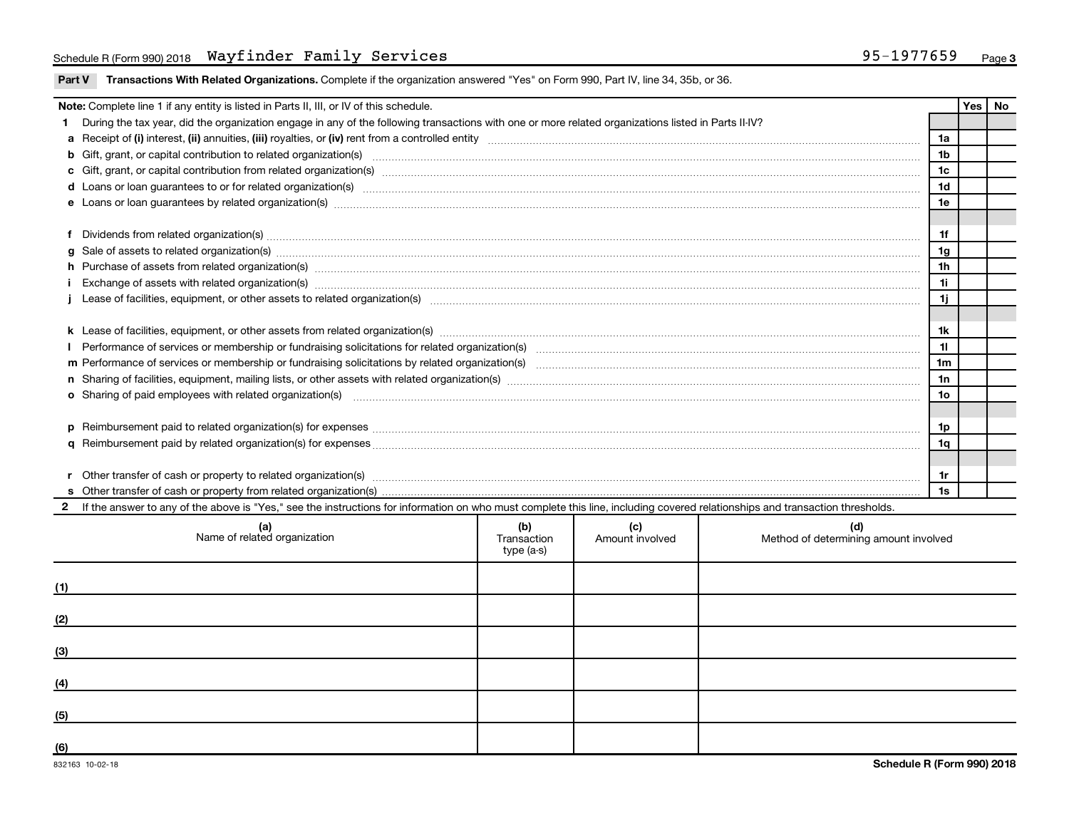Schedule R (Form 990) 2018 Wayfinder Family Services 95-1977659 Page 3

## Part V Transactions With Related Organizations.

Complete if the organization answered "Yes" on Form 990, Part IV, line 34, 35b, or 36.

| Note: Complete line 1 if any entity is listed in Parts II, III, or IV of this schedule. | | Yes | No |
|---|---|---|---|
| **1** During the tax year, did the organization engage in any of the following transactions with one or more related organizations listed in Parts II-IV? | | | |
| **a** Receipt of **(i)** interest, **(ii)** annuities, **(iii)** royalties, or **(iv)** rent from a controlled entity | 1a | | |
| **b** Gift, grant, or capital contribution to related organization(s) | 1b | | |
| **c** Gift, grant, or capital contribution from related organization(s) | 1c | | |
| **d** Loans or loan guarantees to or for related organization(s) | 1d | | |
| **e** Loans or loan guarantees by related organization(s) | 1e | | |
| **f** Dividends from related organization(s) | 1f | | |
| **g** Sale of assets to related organization(s) | 1g | | |
| **h** Purchase of assets from related organization(s) | 1h | | |
| **i** Exchange of assets with related organization(s) | 1i | | |
| **j** Lease of facilities, equipment, or other assets to related organization(s) | 1j | | |
| **k** Lease of facilities, equipment, or other assets from related organization(s) | 1k | | |
| **l** Performance of services or membership or fundraising solicitations for related organization(s) | 1l | | |
| **m** Performance of services or membership or fundraising solicitations by related organization(s) | 1m | | |
| **n** Sharing of facilities, equipment, mailing lists, or other assets with related organization(s) | 1n | | |
| **o** Sharing of paid employees with related organization(s) | 1o | | |
| **p** Reimbursement paid to related organization(s) for expenses | 1p | | |
| **q** Reimbursement paid by related organization(s) for expenses | 1q | | |
| **r** Other transfer of cash or property to related organization(s) | 1r | | |
| **s** Other transfer of cash or property from related organization(s) | 1s | | |

**2** If the answer to any of the above is "Yes," see the instructions for information on who must complete this line, including covered relationships and transaction thresholds.

| | (a) Name of related organization | (b) Transaction type (a-s) | (c) Amount involved | (d) Method of determining amount involved |
|---|---|---|---|---|
| (1) | | | | |
| (2) | | | | |
| (3) | | | | |
| (4) | | | | |
| (5) | | | | |
| (6) | | | | |

832163 10-02-18 **Schedule R (Form 990) 2018**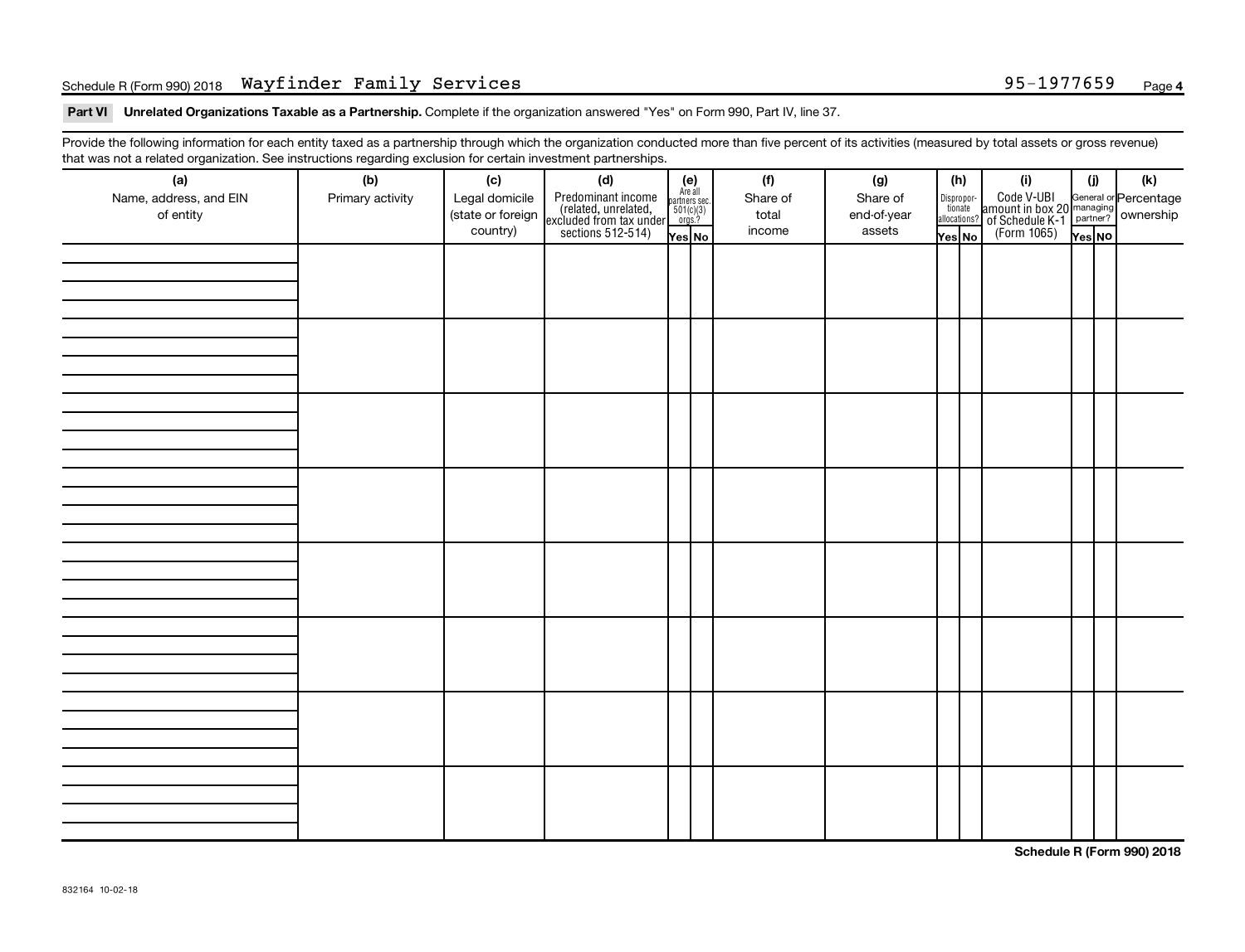Schedule R (Form 990) 2018 Wayfinder Family Services 95-1977659

**Part VI Unrelated Organizations Taxable as a Partnership.** Complete if the organization answered "Yes" on Form 990, Part IV, line 37.

Provide the following information for each entity taxed as a partnership through which the organization conducted more than five percent of its activities (measured by total assets or gross revenue) that was not a related organization. See instructions regarding exclusion for certain investment partnerships.

| (a) Name, address, and EIN of entity | (b) Primary activity | (c) Legal domicile (state or foreign country) | (d) Predominant income (related, unrelated, excluded from tax under sections 512-514) | (e) Are all partners sec. 501(c)(3) orgs? | | (f) Share of total income | (g) Share of end-of-year assets | (h) Disproportionate allocations? | | (i) Code V-UBI amount in box 20 of Schedule K-1 (Form 1065) | (j) General or managing partner? | | (k) Percentage ownership |
|---|---|---|---|---|---|---|---|---|---|---|---|---|---|
| | | | | Yes | No | | | Yes | No | | Yes | No | |
| | | | | | | | | | | | | | |
| | | | | | | | | | | | | | |
| | | | | | | | | | | | | | |
| | | | | | | | | | | | | | |
| | | | | | | | | | | | | | |
| | | | | | | | | | | | | | |
| | | | | | | | | | | | | | |
| | | | | | | | | | | | | | |

**Schedule R (Form 990) 2018**

832164 10-02-18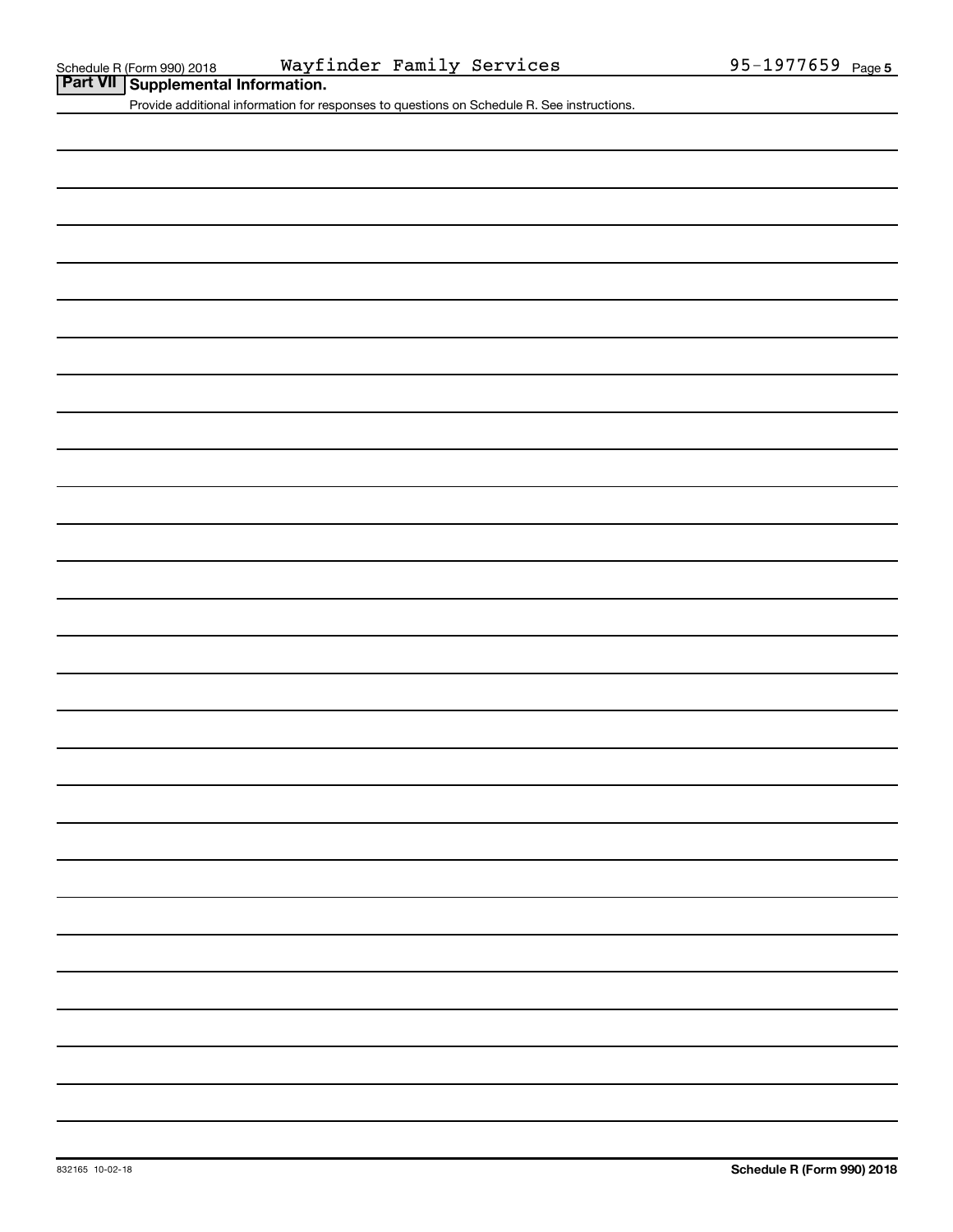Schedule R (Form 990) 2018 Wayfinder Family Services 95-1977659 Page 5

## Part VII Supplemental Information.

Provide additional information for responses to questions on Schedule R. See instructions.

832165 10-02-18 **Schedule R (Form 990) 2018**